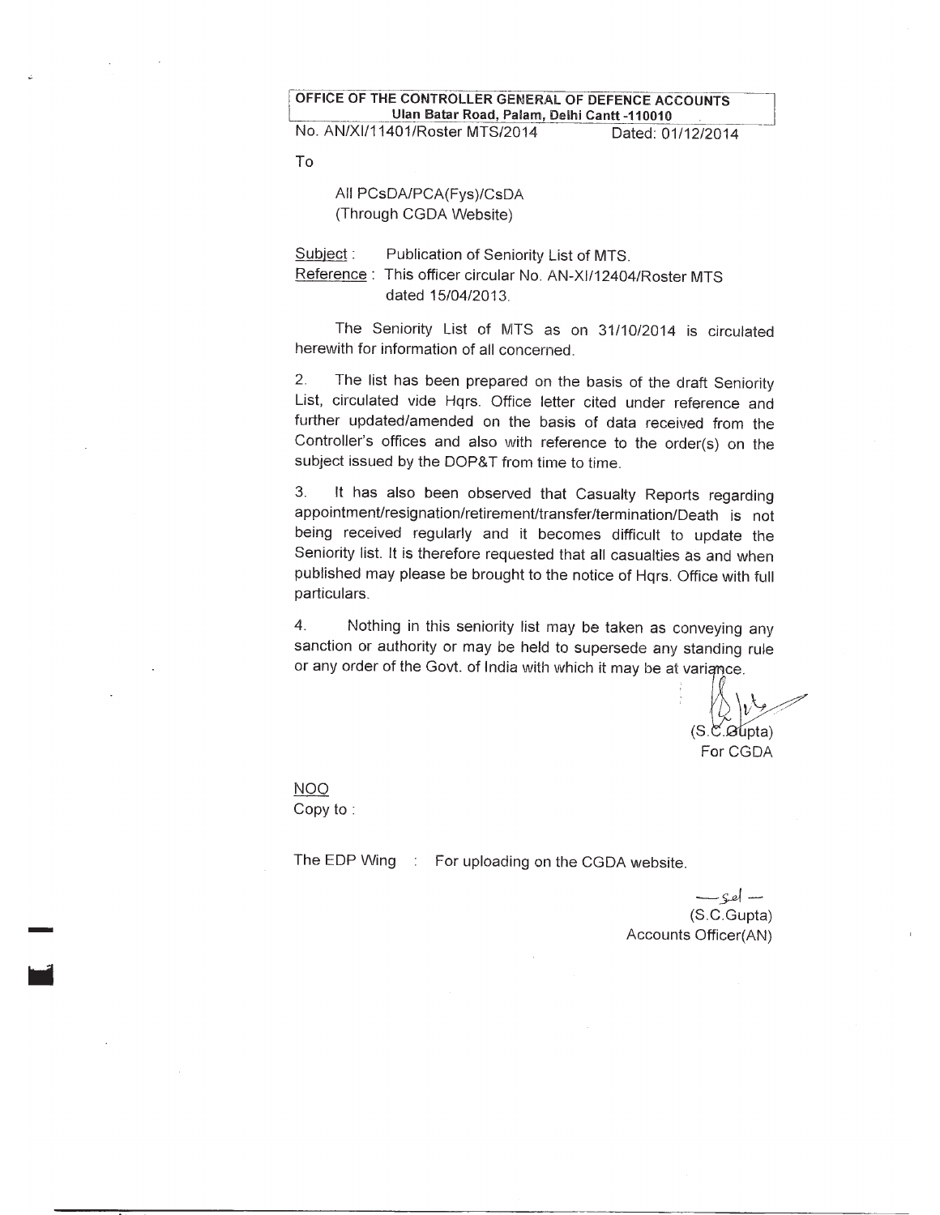**OFFICE OF THE CONTROLLER GENERAL OF DEFENCE ACCOUNTS**
**Ulan Batar Road, Palam, Delhi Cantt -110010**

No. AN/XI/11401/Roster MTS/2014 Dated: 01/12/2014

To

All PCsDA/PCA(Fys)/CsDA
(Through CGDA Website)

Subject : Publication of Seniority List of MTS.
Reference : This officer circular No. AN-XI/12404/Roster MTS dated 15/04/2013.

The Seniority List of MTS as on 31/10/2014 is circulated herewith for information of all concerned.

2. The list has been prepared on the basis of the draft Seniority List, circulated vide Hqrs. Office letter cited under reference and further updated/amended on the basis of data received from the Controller's offices and also with reference to the order(s) on the subject issued by the DOP&T from time to time.

3. It has also been observed that Casualty Reports regarding appointment/resignation/retirement/transfer/termination/Death is not being received regularly and it becomes difficult to update the Seniority list. It is therefore requested that all casualties as and when published may please be brought to the notice of Hqrs. Office with full particulars.

4. Nothing in this seniority list may be taken as conveying any sanction or authority or may be held to supersede any standing rule or any order of the Govt. of India with which it may be at variance.

(S.C.Gupta)
For CGDA

NOO
Copy to :

The EDP Wing : For uploading on the CGDA website.

—Sd—
(S.C.Gupta)
Accounts Officer(AN)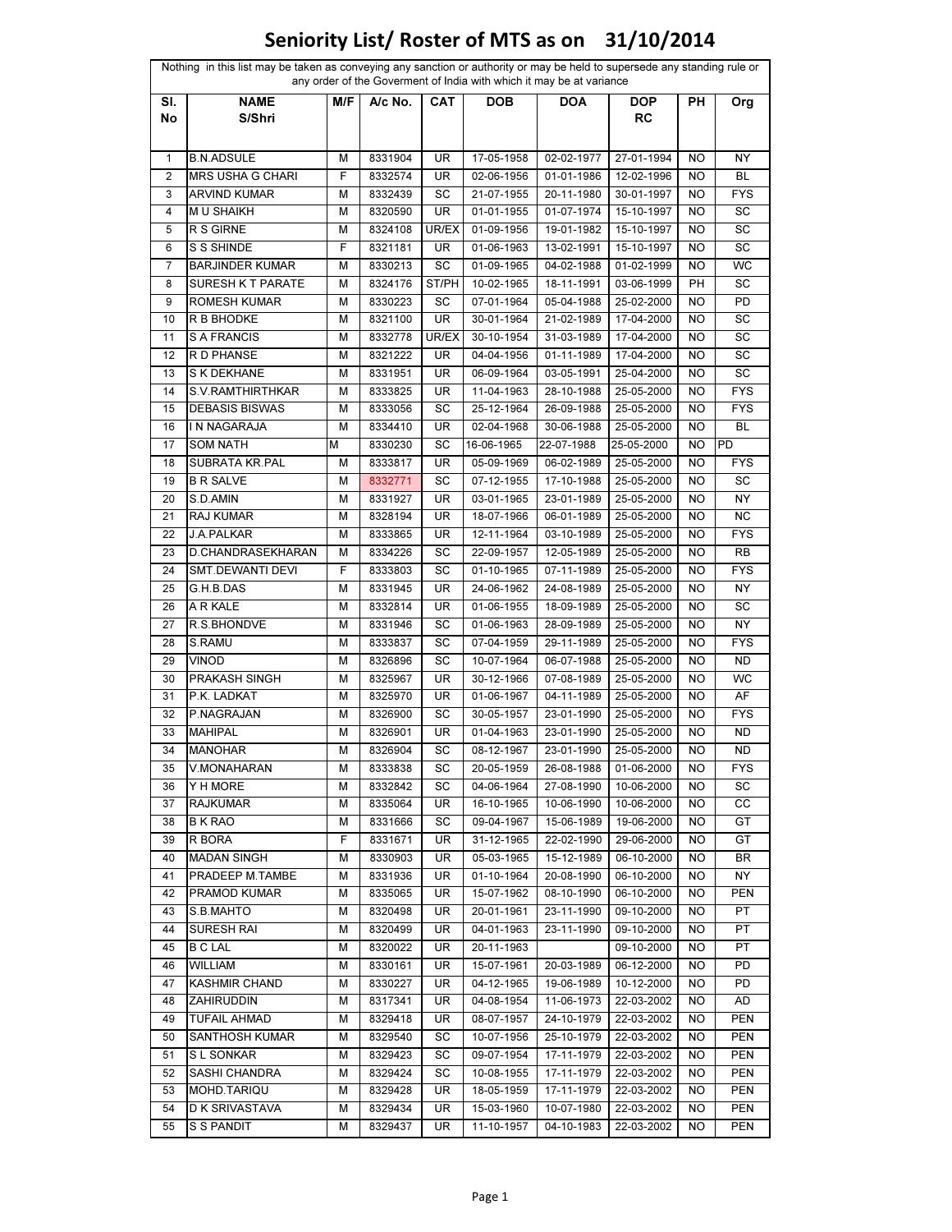# Seniority List/ Roster of MTS as on 31/10/2014

Nothing in this list may be taken as conveying any sanction or authority or may be held to supersede any standing rule or any order of the Goverment of India with which it may be at variance

| Sl. No | NAME S/Shri | M/F | A/c No. | CAT | DOB | DOA | DOP RC | PH | Org |
|---|---|---|---|---|---|---|---|---|---|
| 1 | B.N.ADSULE | M | 8331904 | UR | 17-05-1958 | 02-02-1977 | 27-01-1994 | NO | NY |
| 2 | MRS USHA G CHARI | F | 8332574 | UR | 02-06-1956 | 01-01-1986 | 12-02-1996 | NO | BL |
| 3 | ARVIND KUMAR | M | 8332439 | SC | 21-07-1955 | 20-11-1980 | 30-01-1997 | NO | FYS |
| 4 | M U SHAIKH | M | 8320590 | UR | 01-01-1955 | 01-07-1974 | 15-10-1997 | NO | SC |
| 5 | R S GIRNE | M | 8324108 | UR/EX | 01-09-1956 | 19-01-1982 | 15-10-1997 | NO | SC |
| 6 | S S SHINDE | F | 8321181 | UR | 01-06-1963 | 13-02-1991 | 15-10-1997 | NO | SC |
| 7 | BARJINDER KUMAR | M | 8330213 | SC | 01-09-1965 | 04-02-1988 | 01-02-1999 | NO | WC |
| 8 | SURESH K T PARATE | M | 8324176 | ST/PH | 10-02-1965 | 18-11-1991 | 03-06-1999 | PH | SC |
| 9 | ROMESH KUMAR | M | 8330223 | SC | 07-01-1964 | 05-04-1988 | 25-02-2000 | NO | PD |
| 10 | R B BHODKE | M | 8321100 | UR | 30-01-1964 | 21-02-1989 | 17-04-2000 | NO | SC |
| 11 | S A FRANCIS | M | 8332778 | UR/EX | 30-10-1954 | 31-03-1989 | 17-04-2000 | NO | SC |
| 12 | R D PHANSE | M | 8321222 | UR | 04-04-1956 | 01-11-1989 | 17-04-2000 | NO | SC |
| 13 | S K DEKHANE | M | 8331951 | UR | 06-09-1964 | 03-05-1991 | 25-04-2000 | NO | SC |
| 14 | S.V.RAMTHIRTHKAR | M | 8333825 | UR | 11-04-1963 | 28-10-1988 | 25-05-2000 | NO | FYS |
| 15 | DEBASIS BISWAS | M | 8333056 | SC | 25-12-1964 | 26-09-1988 | 25-05-2000 | NO | FYS |
| 16 | I N NAGARAJA | M | 8334410 | UR | 02-04-1968 | 30-06-1988 | 25-05-2000 | NO | BL |
| 17 | SOM NATH | M | 8330230 | SC | 16-06-1965 | 22-07-1988 | 25-05-2000 | NO | PD |
| 18 | SUBRATA KR.PAL | M | 8333817 | UR | 05-09-1969 | 06-02-1989 | 25-05-2000 | NO | FYS |
| 19 | B R SALVE | M | 8332771 | SC | 07-12-1955 | 17-10-1988 | 25-05-2000 | NO | SC |
| 20 | S.D.AMIN | M | 8331927 | UR | 03-01-1965 | 23-01-1989 | 25-05-2000 | NO | NY |
| 21 | RAJ KUMAR | M | 8328194 | UR | 18-07-1966 | 06-01-1989 | 25-05-2000 | NO | NC |
| 22 | J.A.PALKAR | M | 8333865 | UR | 12-11-1964 | 03-10-1989 | 25-05-2000 | NO | FYS |
| 23 | D.CHANDRASEKHARAN | M | 8334226 | SC | 22-09-1957 | 12-05-1989 | 25-05-2000 | NO | RB |
| 24 | SMT.DEWANTI DEVI | F | 8333803 | SC | 01-10-1965 | 07-11-1989 | 25-05-2000 | NO | FYS |
| 25 | G.H.B.DAS | M | 8331945 | UR | 24-06-1962 | 24-08-1989 | 25-05-2000 | NO | NY |
| 26 | A R KALE | M | 8332814 | UR | 01-06-1955 | 18-09-1989 | 25-05-2000 | NO | SC |
| 27 | R.S.BHONDVE | M | 8331946 | SC | 01-06-1963 | 28-09-1989 | 25-05-2000 | NO | NY |
| 28 | S.RAMU | M | 8333837 | SC | 07-04-1959 | 29-11-1989 | 25-05-2000 | NO | FYS |
| 29 | VINOD | M | 8326896 | SC | 10-07-1964 | 06-07-1988 | 25-05-2000 | NO | ND |
| 30 | PRAKASH SINGH | M | 8325967 | UR | 30-12-1966 | 07-08-1989 | 25-05-2000 | NO | WC |
| 31 | P.K. LADKAT | M | 8325970 | UR | 01-06-1967 | 04-11-1989 | 25-05-2000 | NO | AF |
| 32 | P.NAGRAJAN | M | 8326900 | SC | 30-05-1957 | 23-01-1990 | 25-05-2000 | NO | FYS |
| 33 | MAHIPAL | M | 8326901 | UR | 01-04-1963 | 23-01-1990 | 25-05-2000 | NO | ND |
| 34 | MANOHAR | M | 8326904 | SC | 08-12-1967 | 23-01-1990 | 25-05-2000 | NO | ND |
| 35 | V.MONAHARAN | M | 8333838 | SC | 20-05-1959 | 26-08-1988 | 01-06-2000 | NO | FYS |
| 36 | Y H MORE | M | 8332842 | SC | 04-06-1964 | 27-08-1990 | 10-06-2000 | NO | SC |
| 37 | RAJKUMAR | M | 8335064 | UR | 16-10-1965 | 10-06-1990 | 10-06-2000 | NO | CC |
| 38 | B K RAO | M | 8331666 | SC | 09-04-1967 | 15-06-1989 | 19-06-2000 | NO | GT |
| 39 | R BORA | F | 8331671 | UR | 31-12-1965 | 22-02-1990 | 29-06-2000 | NO | GT |
| 40 | MADAN SINGH | M | 8330903 | UR | 05-03-1965 | 15-12-1989 | 06-10-2000 | NO | BR |
| 41 | PRADEEP M.TAMBE | M | 8331936 | UR | 01-10-1964 | 20-08-1990 | 06-10-2000 | NO | NY |
| 42 | PRAMOD KUMAR | M | 8335065 | UR | 15-07-1962 | 08-10-1990 | 06-10-2000 | NO | PEN |
| 43 | S.B.MAHTO | M | 8320498 | UR | 20-01-1961 | 23-11-1990 | 09-10-2000 | NO | PT |
| 44 | SURESH RAI | M | 8320499 | UR | 04-01-1963 | 23-11-1990 | 09-10-2000 | NO | PT |
| 45 | B C LAL | M | 8320022 | UR | 20-11-1963 | | 09-10-2000 | NO | PT |
| 46 | WILLIAM | M | 8330161 | UR | 15-07-1961 | 20-03-1989 | 06-12-2000 | NO | PD |
| 47 | KASHMIR CHAND | M | 8330227 | UR | 04-12-1965 | 19-06-1989 | 10-12-2000 | NO | PD |
| 48 | ZAHIRUDDIN | M | 8317341 | UR | 04-08-1954 | 11-06-1973 | 22-03-2002 | NO | AD |
| 49 | TUFAIL AHMAD | M | 8329418 | UR | 08-07-1957 | 24-10-1979 | 22-03-2002 | NO | PEN |
| 50 | SANTHOSH KUMAR | M | 8329540 | SC | 10-07-1956 | 25-10-1979 | 22-03-2002 | NO | PEN |
| 51 | S L SONKAR | M | 8329423 | SC | 09-07-1954 | 17-11-1979 | 22-03-2002 | NO | PEN |
| 52 | SASHI CHANDRA | M | 8329424 | SC | 10-08-1955 | 17-11-1979 | 22-03-2002 | NO | PEN |
| 53 | MOHD.TARIQU | M | 8329428 | UR | 18-05-1959 | 17-11-1979 | 22-03-2002 | NO | PEN |
| 54 | D K SRIVASTAVA | M | 8329434 | UR | 15-03-1960 | 10-07-1980 | 22-03-2002 | NO | PEN |
| 55 | S S PANDIT | M | 8329437 | UR | 11-10-1957 | 04-10-1983 | 22-03-2002 | NO | PEN |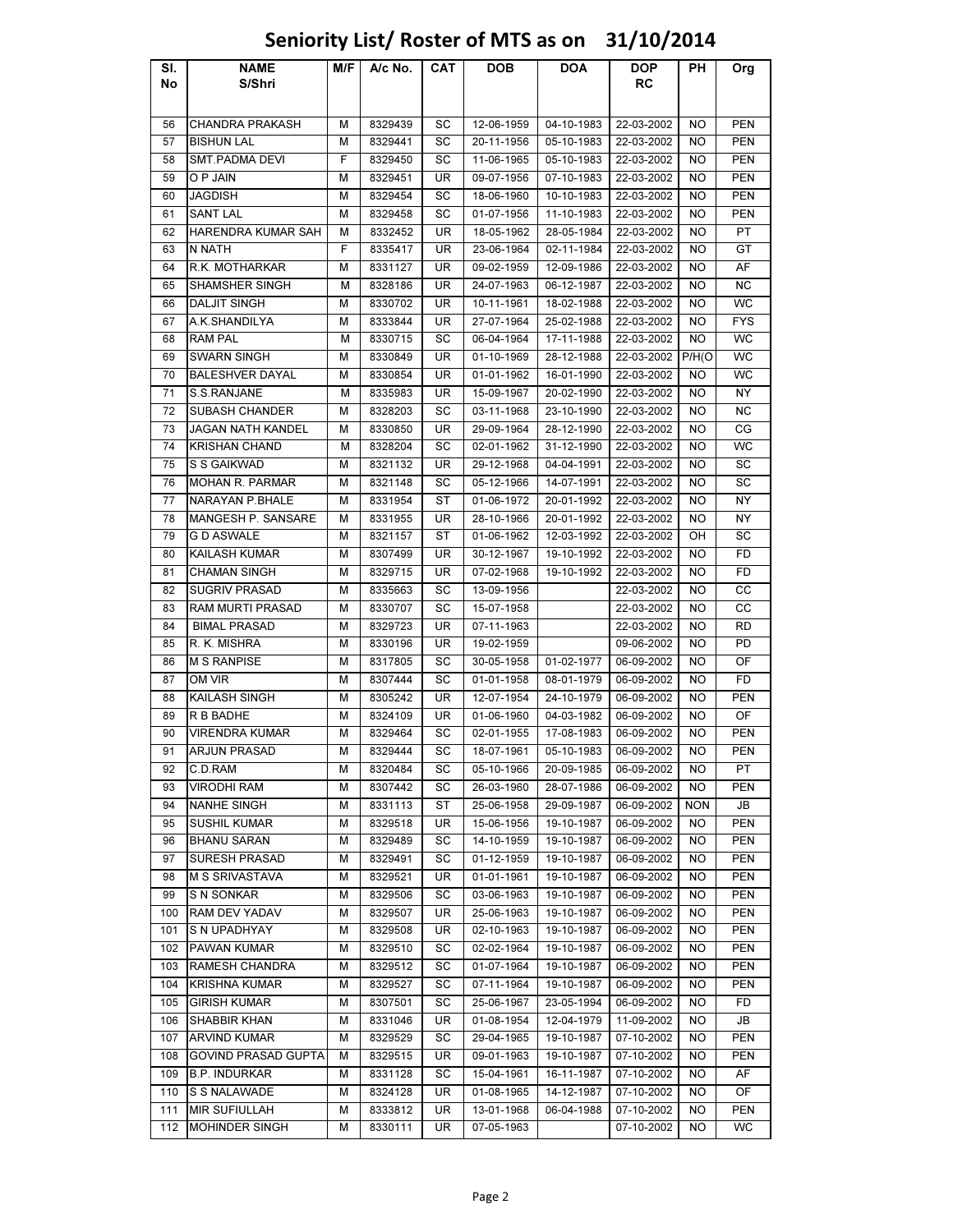# Seniority List/ Roster of MTS as on 31/10/2014

| Sl. No | NAME S/Shri | M/F | A/c No. | CAT | DOB | DOA | DOP RC | PH | Org |
|---|---|---|---|---|---|---|---|---|---|
| 56 | CHANDRA PRAKASH | M | 8329439 | SC | 12-06-1959 | 04-10-1983 | 22-03-2002 | NO | PEN |
| 57 | BISHUN LAL | M | 8329441 | SC | 20-11-1956 | 05-10-1983 | 22-03-2002 | NO | PEN |
| 58 | SMT.PADMA DEVI | F | 8329450 | SC | 11-06-1965 | 05-10-1983 | 22-03-2002 | NO | PEN |
| 59 | O P JAIN | M | 8329451 | UR | 09-07-1956 | 07-10-1983 | 22-03-2002 | NO | PEN |
| 60 | JAGDISH | M | 8329454 | SC | 18-06-1960 | 10-10-1983 | 22-03-2002 | NO | PEN |
| 61 | SANT LAL | M | 8329458 | SC | 01-07-1956 | 11-10-1983 | 22-03-2002 | NO | PEN |
| 62 | HARENDRA KUMAR SAH | M | 8332452 | UR | 18-05-1962 | 28-05-1984 | 22-03-2002 | NO | PT |
| 63 | N NATH | F | 8335417 | UR | 23-06-1964 | 02-11-1984 | 22-03-2002 | NO | GT |
| 64 | R.K. MOTHARKAR | M | 8331127 | UR | 09-02-1959 | 12-09-1986 | 22-03-2002 | NO | AF |
| 65 | SHAMSHER SINGH | M | 8328186 | UR | 24-07-1963 | 06-12-1987 | 22-03-2002 | NO | NC |
| 66 | DALJIT SINGH | M | 8330702 | UR | 10-11-1961 | 18-02-1988 | 22-03-2002 | NO | WC |
| 67 | A.K.SHANDILYA | M | 8333844 | UR | 27-07-1964 | 25-02-1988 | 22-03-2002 | NO | FYS |
| 68 | RAM PAL | M | 8330715 | SC | 06-04-1964 | 17-11-1988 | 22-03-2002 | NO | WC |
| 69 | SWARN SINGH | M | 8330849 | UR | 01-10-1969 | 28-12-1988 | 22-03-2002 | P/H(O | WC |
| 70 | BALESHVER DAYAL | M | 8330854 | UR | 01-01-1962 | 16-01-1990 | 22-03-2002 | NO | WC |
| 71 | S.S.RANJANE | M | 8335983 | UR | 15-09-1967 | 20-02-1990 | 22-03-2002 | NO | NY |
| 72 | SUBASH CHANDER | M | 8328203 | SC | 03-11-1968 | 23-10-1990 | 22-03-2002 | NO | NC |
| 73 | JAGAN NATH KANDEL | M | 8330850 | UR | 29-09-1964 | 28-12-1990 | 22-03-2002 | NO | CG |
| 74 | KRISHAN CHAND | M | 8328204 | SC | 02-01-1962 | 31-12-1990 | 22-03-2002 | NO | WC |
| 75 | S S GAIKWAD | M | 8321132 | UR | 29-12-1968 | 04-04-1991 | 22-03-2002 | NO | SC |
| 76 | MOHAN R. PARMAR | M | 8321148 | SC | 05-12-1966 | 14-07-1991 | 22-03-2002 | NO | SC |
| 77 | NARAYAN P.BHALE | M | 8331954 | ST | 01-06-1972 | 20-01-1992 | 22-03-2002 | NO | NY |
| 78 | MANGESH P. SANSARE | M | 8331955 | UR | 28-10-1966 | 20-01-1992 | 22-03-2002 | NO | NY |
| 79 | G D ASWALE | M | 8321157 | ST | 01-06-1962 | 12-03-1992 | 22-03-2002 | OH | SC |
| 80 | KAILASH KUMAR | M | 8307499 | UR | 30-12-1967 | 19-10-1992 | 22-03-2002 | NO | FD |
| 81 | CHAMAN SINGH | M | 8329715 | UR | 07-02-1968 | 19-10-1992 | 22-03-2002 | NO | FD |
| 82 | SUGRIV PRASAD | M | 8335663 | SC | 13-09-1956 | | 22-03-2002 | NO | CC |
| 83 | RAM MURTI PRASAD | M | 8330707 | SC | 15-07-1958 | | 22-03-2002 | NO | CC |
| 84 | BIMAL PRASAD | M | 8329723 | UR | 07-11-1963 | | 22-03-2002 | NO | RD |
| 85 | R. K. MISHRA | M | 8330196 | UR | 19-02-1959 | | 09-06-2002 | NO | PD |
| 86 | M S RANPISE | M | 8317805 | SC | 30-05-1958 | 01-02-1977 | 06-09-2002 | NO | OF |
| 87 | OM VIR | M | 8307444 | SC | 01-01-1958 | 08-01-1979 | 06-09-2002 | NO | FD |
| 88 | KAILASH SINGH | M | 8305242 | UR | 12-07-1954 | 24-10-1979 | 06-09-2002 | NO | PEN |
| 89 | R B BADHE | M | 8324109 | UR | 01-06-1960 | 04-03-1982 | 06-09-2002 | NO | OF |
| 90 | VIRENDRA KUMAR | M | 8329464 | SC | 02-01-1955 | 17-08-1983 | 06-09-2002 | NO | PEN |
| 91 | ARJUN PRASAD | M | 8329444 | SC | 18-07-1961 | 05-10-1983 | 06-09-2002 | NO | PEN |
| 92 | C.D.RAM | M | 8320484 | SC | 05-10-1966 | 20-09-1985 | 06-09-2002 | NO | PT |
| 93 | VIRODHI RAM | M | 8307442 | SC | 26-03-1960 | 28-07-1986 | 06-09-2002 | NO | PEN |
| 94 | NANHE SINGH | M | 8331113 | ST | 25-06-1958 | 29-09-1987 | 06-09-2002 | NON | JB |
| 95 | SUSHIL KUMAR | M | 8329518 | UR | 15-06-1956 | 19-10-1987 | 06-09-2002 | NO | PEN |
| 96 | BHANU SARAN | M | 8329489 | SC | 14-10-1959 | 19-10-1987 | 06-09-2002 | NO | PEN |
| 97 | SURESH PRASAD | M | 8329491 | SC | 01-12-1959 | 19-10-1987 | 06-09-2002 | NO | PEN |
| 98 | M S SRIVASTAVA | M | 8329521 | UR | 01-01-1961 | 19-10-1987 | 06-09-2002 | NO | PEN |
| 99 | S N SONKAR | M | 8329506 | SC | 03-06-1963 | 19-10-1987 | 06-09-2002 | NO | PEN |
| 100 | RAM DEV YADAV | M | 8329507 | UR | 25-06-1963 | 19-10-1987 | 06-09-2002 | NO | PEN |
| 101 | S N UPADHYAY | M | 8329508 | UR | 02-10-1963 | 19-10-1987 | 06-09-2002 | NO | PEN |
| 102 | PAWAN KUMAR | M | 8329510 | SC | 02-02-1964 | 19-10-1987 | 06-09-2002 | NO | PEN |
| 103 | RAMESH CHANDRA | M | 8329512 | SC | 01-07-1964 | 19-10-1987 | 06-09-2002 | NO | PEN |
| 104 | KRISHNA KUMAR | M | 8329527 | SC | 07-11-1964 | 19-10-1987 | 06-09-2002 | NO | PEN |
| 105 | GIRISH KUMAR | M | 8307501 | SC | 25-06-1967 | 23-05-1994 | 06-09-2002 | NO | FD |
| 106 | SHABBIR KHAN | M | 8331046 | UR | 01-08-1954 | 12-04-1979 | 11-09-2002 | NO | JB |
| 107 | ARVIND KUMAR | M | 8329529 | SC | 29-04-1965 | 19-10-1987 | 07-10-2002 | NO | PEN |
| 108 | GOVIND PRASAD GUPTA | M | 8329515 | UR | 09-01-1963 | 19-10-1987 | 07-10-2002 | NO | PEN |
| 109 | B.P. INDURKAR | M | 8331128 | SC | 15-04-1961 | 16-11-1987 | 07-10-2002 | NO | AF |
| 110 | S S NALAWADE | M | 8324128 | UR | 01-08-1965 | 14-12-1987 | 07-10-2002 | NO | OF |
| 111 | MIR SUFIULLAH | M | 8333812 | UR | 13-01-1968 | 06-04-1988 | 07-10-2002 | NO | PEN |
| 112 | MOHINDER SINGH | M | 8330111 | UR | 07-05-1963 | | 07-10-2002 | NO | WC |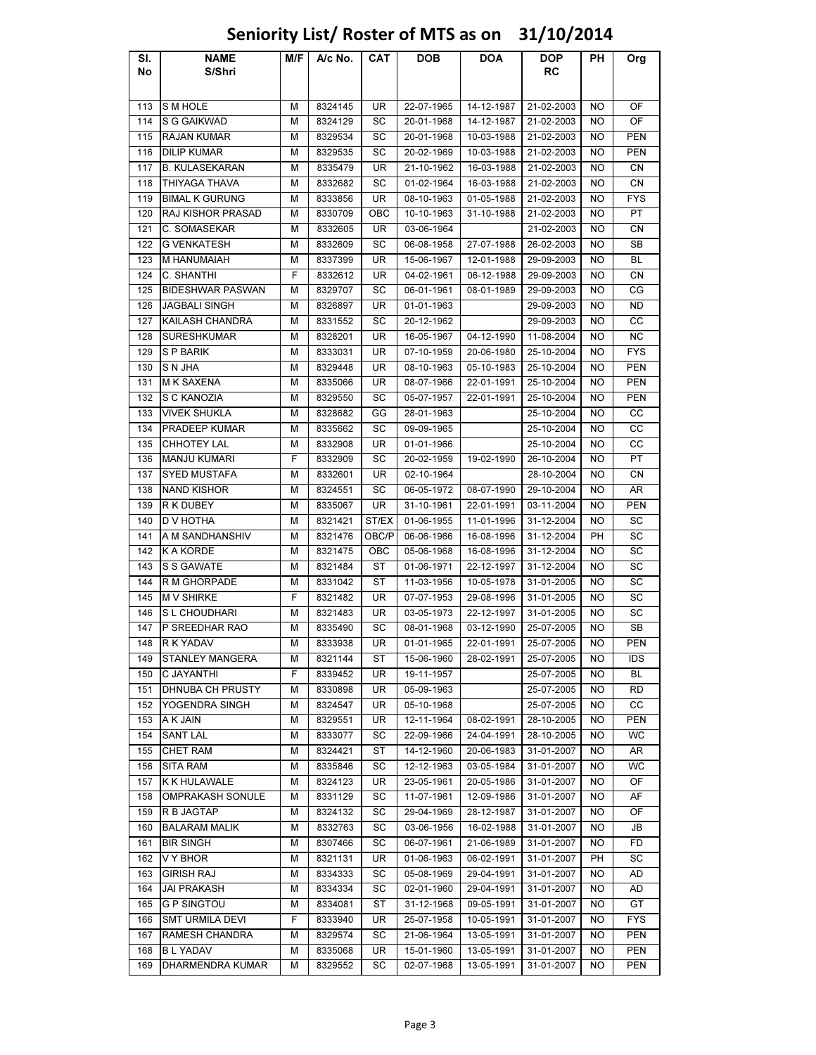# Seniority List/ Roster of MTS as on 31/10/2014

| Sl. No | NAME S/Shri | M/F | A/c No. | CAT | DOB | DOA | DOP RC | PH | Org |
|---|---|---|---|---|---|---|---|---|---|
| 113 | S M HOLE | M | 8324145 | UR | 22-07-1965 | 14-12-1987 | 21-02-2003 | NO | OF |
| 114 | S G GAIKWAD | M | 8324129 | SC | 20-01-1968 | 14-12-1987 | 21-02-2003 | NO | OF |
| 115 | RAJAN KUMAR | M | 8329534 | SC | 20-01-1968 | 10-03-1988 | 21-02-2003 | NO | PEN |
| 116 | DILIP KUMAR | M | 8329535 | SC | 20-02-1969 | 10-03-1988 | 21-02-2003 | NO | PEN |
| 117 | B. KULASEKARAN | M | 8335479 | UR | 21-10-1962 | 16-03-1988 | 21-02-2003 | NO | CN |
| 118 | THIYAGA THAVA | M | 8332682 | SC | 01-02-1964 | 16-03-1988 | 21-02-2003 | NO | CN |
| 119 | BIMAL K GURUNG | M | 8333856 | UR | 08-10-1963 | 01-05-1988 | 21-02-2003 | NO | FYS |
| 120 | RAJ KISHOR PRASAD | M | 8330709 | OBC | 10-10-1963 | 31-10-1988 | 21-02-2003 | NO | PT |
| 121 | C. SOMASEKAR | M | 8332605 | UR | 03-06-1964 | | 21-02-2003 | NO | CN |
| 122 | G VENKATESH | M | 8332609 | SC | 06-08-1958 | 27-07-1988 | 26-02-2003 | NO | SB |
| 123 | M HANUMAIAH | M | 8337399 | UR | 15-06-1967 | 12-01-1988 | 29-09-2003 | NO | BL |
| 124 | C. SHANTHI | F | 8332612 | UR | 04-02-1961 | 06-12-1988 | 29-09-2003 | NO | CN |
| 125 | BIDESHWAR PASWAN | M | 8329707 | SC | 06-01-1961 | 08-01-1989 | 29-09-2003 | NO | CG |
| 126 | JAGBALI SINGH | M | 8326897 | UR | 01-01-1963 | | 29-09-2003 | NO | ND |
| 127 | KAILASH CHANDRA | M | 8331552 | SC | 20-12-1962 | | 29-09-2003 | NO | CC |
| 128 | SURESHKUMAR | M | 8328201 | UR | 16-05-1967 | 04-12-1990 | 11-08-2004 | NO | NC |
| 129 | S P BARIK | M | 8333031 | UR | 07-10-1959 | 20-06-1980 | 25-10-2004 | NO | FYS |
| 130 | S N JHA | M | 8329448 | UR | 08-10-1963 | 05-10-1983 | 25-10-2004 | NO | PEN |
| 131 | M K SAXENA | M | 8335066 | UR | 08-07-1966 | 22-01-1991 | 25-10-2004 | NO | PEN |
| 132 | S C KANOZIA | M | 8329550 | SC | 05-07-1957 | 22-01-1991 | 25-10-2004 | NO | PEN |
| 133 | VIVEK SHUKLA | M | 8328682 | GG | 28-01-1963 | | 25-10-2004 | NO | CC |
| 134 | PRADEEP KUMAR | M | 8335662 | SC | 09-09-1965 | | 25-10-2004 | NO | CC |
| 135 | CHHOTEY LAL | M | 8332908 | UR | 01-01-1966 | | 25-10-2004 | NO | CC |
| 136 | MANJU KUMARI | F | 8332909 | SC | 20-02-1959 | 19-02-1990 | 26-10-2004 | NO | PT |
| 137 | SYED MUSTAFA | M | 8332601 | UR | 02-10-1964 | | 28-10-2004 | NO | CN |
| 138 | NAND KISHOR | M | 8324551 | SC | 06-05-1972 | 08-07-1990 | 29-10-2004 | NO | AR |
| 139 | R K DUBEY | M | 8335067 | UR | 31-10-1961 | 22-01-1991 | 03-11-2004 | NO | PEN |
| 140 | D V HOTHA | M | 8321421 | ST/EX | 01-06-1955 | 11-01-1996 | 31-12-2004 | NO | SC |
| 141 | A M SANDHANSHIV | M | 8321476 | OBC/P | 06-06-1966 | 16-08-1996 | 31-12-2004 | PH | SC |
| 142 | K A KORDE | M | 8321475 | OBC | 05-06-1968 | 16-08-1996 | 31-12-2004 | NO | SC |
| 143 | S S GAWATE | M | 8321484 | ST | 01-06-1971 | 22-12-1997 | 31-12-2004 | NO | SC |
| 144 | R M GHORPADE | M | 8331042 | ST | 11-03-1956 | 10-05-1978 | 31-01-2005 | NO | SC |
| 145 | M V SHIRKE | F | 8321482 | UR | 07-07-1953 | 29-08-1996 | 31-01-2005 | NO | SC |
| 146 | S L CHOUDHARI | M | 8321483 | UR | 03-05-1973 | 22-12-1997 | 31-01-2005 | NO | SC |
| 147 | P SREEDHAR RAO | M | 8335490 | SC | 08-01-1968 | 03-12-1990 | 25-07-2005 | NO | SB |
| 148 | R K YADAV | M | 8333938 | UR | 01-01-1965 | 22-01-1991 | 25-07-2005 | NO | PEN |
| 149 | STANLEY MANGERA | M | 8321144 | ST | 15-06-1960 | 28-02-1991 | 25-07-2005 | NO | IDS |
| 150 | C JAYANTHI | F | 8339452 | UR | 19-11-1957 | | 25-07-2005 | NO | BL |
| 151 | DHNUBA CH PRUSTY | M | 8330898 | UR | 05-09-1963 | | 25-07-2005 | NO | RD |
| 152 | YOGENDRA SINGH | M | 8324547 | UR | 05-10-1968 | | 25-07-2005 | NO | CC |
| 153 | A K JAIN | M | 8329551 | UR | 12-11-1964 | 08-02-1991 | 28-10-2005 | NO | PEN |
| 154 | SANT LAL | M | 8333077 | SC | 22-09-1966 | 24-04-1991 | 28-10-2005 | NO | WC |
| 155 | CHET RAM | M | 8324421 | ST | 14-12-1960 | 20-06-1983 | 31-01-2007 | NO | AR |
| 156 | SITA RAM | M | 8335846 | SC | 12-12-1963 | 03-05-1984 | 31-01-2007 | NO | WC |
| 157 | K K HULAWALE | M | 8324123 | UR | 23-05-1961 | 20-05-1986 | 31-01-2007 | NO | OF |
| 158 | OMPRAKASH SONULE | M | 8331129 | SC | 11-07-1961 | 12-09-1986 | 31-01-2007 | NO | AF |
| 159 | R B JAGTAP | M | 8324132 | SC | 29-04-1969 | 28-12-1987 | 31-01-2007 | NO | OF |
| 160 | BALARAM MALIK | M | 8332763 | SC | 03-06-1956 | 16-02-1988 | 31-01-2007 | NO | JB |
| 161 | BIR SINGH | M | 8307466 | SC | 06-07-1961 | 21-06-1989 | 31-01-2007 | NO | FD |
| 162 | V Y BHOR | M | 8321131 | UR | 01-06-1963 | 06-02-1991 | 31-01-2007 | PH | SC |
| 163 | GIRISH RAJ | M | 8334333 | SC | 05-08-1969 | 29-04-1991 | 31-01-2007 | NO | AD |
| 164 | JAI PRAKASH | M | 8334334 | SC | 02-01-1960 | 29-04-1991 | 31-01-2007 | NO | AD |
| 165 | G P SINGTOU | M | 8334081 | ST | 31-12-1968 | 09-05-1991 | 31-01-2007 | NO | GT |
| 166 | SMT URMILA DEVI | F | 8333940 | UR | 25-07-1958 | 10-05-1991 | 31-01-2007 | NO | FYS |
| 167 | RAMESH CHANDRA | M | 8329574 | SC | 21-06-1964 | 13-05-1991 | 31-01-2007 | NO | PEN |
| 168 | B L YADAV | M | 8335068 | UR | 15-01-1960 | 13-05-1991 | 31-01-2007 | NO | PEN |
| 169 | DHARMENDRA KUMAR | M | 8329552 | SC | 02-07-1968 | 13-05-1991 | 31-01-2007 | NO | PEN |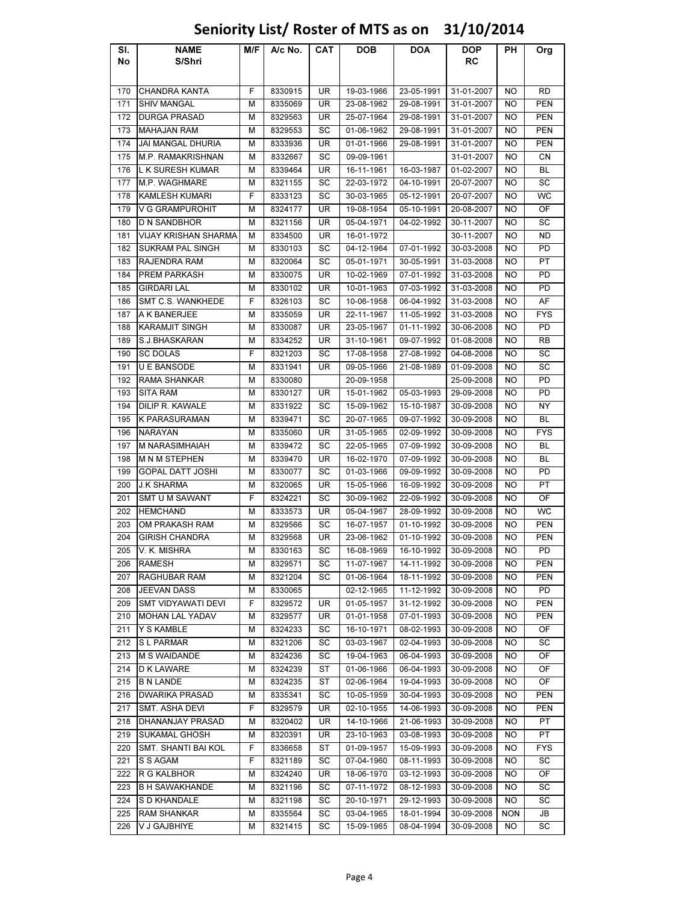# Seniority List/ Roster of MTS as on 31/10/2014

| Sl. No | NAME S/Shri | M/F | A/c No. | CAT | DOB | DOA | DOP RC | PH | Org |
|---|---|---|---|---|---|---|---|---|---|
| 170 | CHANDRA KANTA | F | 8330915 | UR | 19-03-1966 | 23-05-1991 | 31-01-2007 | NO | RD |
| 171 | SHIV MANGAL | M | 8335069 | UR | 23-08-1962 | 29-08-1991 | 31-01-2007 | NO | PEN |
| 172 | DURGA PRASAD | M | 8329563 | UR | 25-07-1964 | 29-08-1991 | 31-01-2007 | NO | PEN |
| 173 | MAHAJAN RAM | M | 8329553 | SC | 01-06-1962 | 29-08-1991 | 31-01-2007 | NO | PEN |
| 174 | JAI MANGAL DHURIA | M | 8333936 | UR | 01-01-1966 | 29-08-1991 | 31-01-2007 | NO | PEN |
| 175 | M.P. RAMAKRISHNAN | M | 8332667 | SC | 09-09-1961 | | 31-01-2007 | NO | CN |
| 176 | L K SURESH KUMAR | M | 8339464 | UR | 16-11-1961 | 16-03-1987 | 01-02-2007 | NO | BL |
| 177 | M.P. WAGHMARE | M | 8321155 | SC | 22-03-1972 | 04-10-1991 | 20-07-2007 | NO | SC |
| 178 | KAMLESH KUMARI | F | 8333123 | SC | 30-03-1965 | 05-12-1991 | 20-07-2007 | NO | WC |
| 179 | V G GRAMPUROHIT | M | 8324177 | UR | 19-08-1954 | 05-10-1991 | 20-08-2007 | NO | OF |
| 180 | D N SANDBHOR | M | 8321156 | UR | 05-04-1971 | 04-02-1992 | 30-11-2007 | NO | SC |
| 181 | VIJAY KRISHAN SHARMA | M | 8334500 | UR | 16-01-1972 | | 30-11-2007 | NO | ND |
| 182 | SUKRAM PAL SINGH | M | 8330103 | SC | 04-12-1964 | 07-01-1992 | 30-03-2008 | NO | PD |
| 183 | RAJENDRA RAM | M | 8320064 | SC | 05-01-1971 | 30-05-1991 | 31-03-2008 | NO | PT |
| 184 | PREM PARKASH | M | 8330075 | UR | 10-02-1969 | 07-01-1992 | 31-03-2008 | NO | PD |
| 185 | GIRDARI LAL | M | 8330102 | UR | 10-01-1963 | 07-03-1992 | 31-03-2008 | NO | PD |
| 186 | SMT C.S. WANKHEDE | F | 8326103 | SC | 10-06-1958 | 06-04-1992 | 31-03-2008 | NO | AF |
| 187 | A K BANERJEE | M | 8335059 | UR | 22-11-1967 | 11-05-1992 | 31-03-2008 | NO | FYS |
| 188 | KARAMJIT SINGH | M | 8330087 | UR | 23-05-1967 | 01-11-1992 | 30-06-2008 | NO | PD |
| 189 | S.J.BHASKARAN | M | 8334252 | UR | 31-10-1961 | 09-07-1992 | 01-08-2008 | NO | RB |
| 190 | SC DOLAS | F | 8321203 | SC | 17-08-1958 | 27-08-1992 | 04-08-2008 | NO | SC |
| 191 | U E BANSODE | M | 8331941 | UR | 09-05-1966 | 21-08-1989 | 01-09-2008 | NO | SC |
| 192 | RAMA SHANKAR | M | 8330080 | | 20-09-1958 | | 25-09-2008 | NO | PD |
| 193 | SITA RAM | M | 8330127 | UR | 15-01-1962 | 05-03-1993 | 29-09-2008 | NO | PD |
| 194 | DILIP R. KAWALE | M | 8331922 | SC | 15-09-1962 | 15-10-1987 | 30-09-2008 | NO | NY |
| 195 | K PARASURAMAN | M | 8339471 | SC | 20-07-1965 | 09-07-1992 | 30-09-2008 | NO | BL |
| 196 | NARAYAN | M | 8335060 | UR | 31-05-1965 | 02-09-1992 | 30-09-2008 | NO | FYS |
| 197 | M NARASIMHAIAH | M | 8339472 | SC | 22-05-1965 | 07-09-1992 | 30-09-2008 | NO | BL |
| 198 | M N M STEPHEN | M | 8339470 | UR | 16-02-1970 | 07-09-1992 | 30-09-2008 | NO | BL |
| 199 | GOPAL DATT JOSHI | M | 8330077 | SC | 01-03-1966 | 09-09-1992 | 30-09-2008 | NO | PD |
| 200 | J.K SHARMA | M | 8320065 | UR | 15-05-1966 | 16-09-1992 | 30-09-2008 | NO | PT |
| 201 | SMT U M SAWANT | F | 8324221 | SC | 30-09-1962 | 22-09-1992 | 30-09-2008 | NO | OF |
| 202 | HEMCHAND | M | 8333573 | UR | 05-04-1967 | 28-09-1992 | 30-09-2008 | NO | WC |
| 203 | OM PRAKASH RAM | M | 8329566 | SC | 16-07-1957 | 01-10-1992 | 30-09-2008 | NO | PEN |
| 204 | GIRISH CHANDRA | M | 8329568 | UR | 23-06-1962 | 01-10-1992 | 30-09-2008 | NO | PEN |
| 205 | V. K. MISHRA | M | 8330163 | SC | 16-08-1969 | 16-10-1992 | 30-09-2008 | NO | PD |
| 206 | RAMESH | M | 8329571 | SC | 11-07-1967 | 14-11-1992 | 30-09-2008 | NO | PEN |
| 207 | RAGHUBAR RAM | M | 8321204 | SC | 01-06-1964 | 18-11-1992 | 30-09-2008 | NO | PEN |
| 208 | JEEVAN DASS | M | 8330065 | | 02-12-1965 | 11-12-1992 | 30-09-2008 | NO | PD |
| 209 | SMT VIDYAWATI DEVI | F | 8329572 | UR | 01-05-1957 | 31-12-1992 | 30-09-2008 | NO | PEN |
| 210 | MOHAN LAL YADAV | M | 8329577 | UR | 01-01-1958 | 07-01-1993 | 30-09-2008 | NO | PEN |
| 211 | Y S KAMBLE | M | 8324233 | SC | 16-10-1971 | 08-02-1993 | 30-09-2008 | NO | OF |
| 212 | S L PARMAR | M | 8321206 | SC | 03-03-1967 | 02-04-1993 | 30-09-2008 | NO | SC |
| 213 | M S WAIDANDE | M | 8324236 | SC | 19-04-1963 | 06-04-1993 | 30-09-2008 | NO | OF |
| 214 | D K LAWARE | M | 8324239 | ST | 01-06-1966 | 06-04-1993 | 30-09-2008 | NO | OF |
| 215 | B N LANDE | M | 8324235 | ST | 02-06-1964 | 19-04-1993 | 30-09-2008 | NO | OF |
| 216 | DWARIKA PRASAD | M | 8335341 | SC | 10-05-1959 | 30-04-1993 | 30-09-2008 | NO | PEN |
| 217 | SMT. ASHA DEVI | F | 8329579 | UR | 02-10-1955 | 14-06-1993 | 30-09-2008 | NO | PEN |
| 218 | DHANANJAY PRASAD | M | 8320402 | UR | 14-10-1966 | 21-06-1993 | 30-09-2008 | NO | PT |
| 219 | SUKAMAL GHOSH | M | 8320391 | UR | 23-10-1963 | 03-08-1993 | 30-09-2008 | NO | PT |
| 220 | SMT. SHANTI BAI KOL | F | 8336658 | ST | 01-09-1957 | 15-09-1993 | 30-09-2008 | NO | FYS |
| 221 | S S AGAM | F | 8321189 | SC | 07-04-1960 | 08-11-1993 | 30-09-2008 | NO | SC |
| 222 | R G KALBHOR | M | 8324240 | UR | 18-06-1970 | 03-12-1993 | 30-09-2008 | NO | OF |
| 223 | B H SAWAKHANDE | M | 8321196 | SC | 07-11-1972 | 08-12-1993 | 30-09-2008 | NO | SC |
| 224 | S D KHANDALE | M | 8321198 | SC | 20-10-1971 | 29-12-1993 | 30-09-2008 | NO | SC |
| 225 | RAM SHANKAR | M | 8335564 | SC | 03-04-1965 | 18-01-1994 | 30-09-2008 | NON | JB |
| 226 | V J GAJBHIYE | M | 8321415 | SC | 15-09-1965 | 08-04-1994 | 30-09-2008 | NO | SC |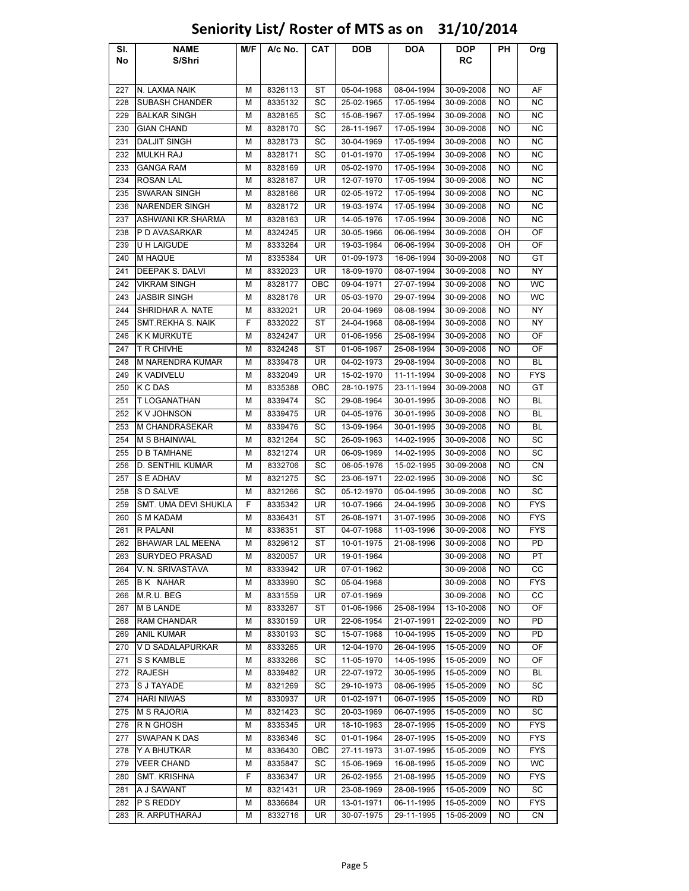# Seniority List/ Roster of MTS as on 31/10/2014

| Sl. No | NAME S/Shri | M/F | A/c No. | CAT | DOB | DOA | DOP RC | PH | Org |
|---|---|---|---|---|---|---|---|---|---|
| 227 | N. LAXMA NAIK | M | 8326113 | ST | 05-04-1968 | 08-04-1994 | 30-09-2008 | NO | AF |
| 228 | SUBASH CHANDER | M | 8335132 | SC | 25-02-1965 | 17-05-1994 | 30-09-2008 | NO | NC |
| 229 | BALKAR SINGH | M | 8328165 | SC | 15-08-1967 | 17-05-1994 | 30-09-2008 | NO | NC |
| 230 | GIAN CHAND | M | 8328170 | SC | 28-11-1967 | 17-05-1994 | 30-09-2008 | NO | NC |
| 231 | DALJIT SINGH | M | 8328173 | SC | 30-04-1969 | 17-05-1994 | 30-09-2008 | NO | NC |
| 232 | MULKH RAJ | M | 8328171 | SC | 01-01-1970 | 17-05-1994 | 30-09-2008 | NO | NC |
| 233 | GANGA RAM | M | 8328169 | UR | 05-02-1970 | 17-05-1994 | 30-09-2008 | NO | NC |
| 234 | ROSAN LAL | M | 8328167 | UR | 12-07-1970 | 17-05-1994 | 30-09-2008 | NO | NC |
| 235 | SWARAN SINGH | M | 8328166 | UR | 02-05-1972 | 17-05-1994 | 30-09-2008 | NO | NC |
| 236 | NARENDER SINGH | M | 8328172 | UR | 19-03-1974 | 17-05-1994 | 30-09-2008 | NO | NC |
| 237 | ASHWANI KR.SHARMA | M | 8328163 | UR | 14-05-1976 | 17-05-1994 | 30-09-2008 | NO | NC |
| 238 | P D AVASARKAR | M | 8324245 | UR | 30-05-1966 | 06-06-1994 | 30-09-2008 | OH | OF |
| 239 | U H LAIGUDE | M | 8333264 | UR | 19-03-1964 | 06-06-1994 | 30-09-2008 | OH | OF |
| 240 | M HAQUE | M | 8335384 | UR | 01-09-1973 | 16-06-1994 | 30-09-2008 | NO | GT |
| 241 | DEEPAK S. DALVI | M | 8332023 | UR | 18-09-1970 | 08-07-1994 | 30-09-2008 | NO | NY |
| 242 | VIKRAM SINGH | M | 8328177 | OBC | 09-04-1971 | 27-07-1994 | 30-09-2008 | NO | WC |
| 243 | JASBIR SINGH | M | 8328176 | UR | 05-03-1970 | 29-07-1994 | 30-09-2008 | NO | WC |
| 244 | SHRIDHAR A. NATE | M | 8332021 | UR | 20-04-1969 | 08-08-1994 | 30-09-2008 | NO | NY |
| 245 | SMT.REKHA S. NAIK | F | 8332022 | ST | 24-04-1968 | 08-08-1994 | 30-09-2008 | NO | NY |
| 246 | K K MURKUTE | M | 8324247 | UR | 01-06-1956 | 25-08-1994 | 30-09-2008 | NO | OF |
| 247 | T R CHIVHE | M | 8324248 | ST | 01-06-1967 | 25-08-1994 | 30-09-2008 | NO | OF |
| 248 | M NARENDRA KUMAR | M | 8339478 | UR | 04-02-1973 | 29-08-1994 | 30-09-2008 | NO | BL |
| 249 | K VADIVELU | M | 8332049 | UR | 15-02-1970 | 11-11-1994 | 30-09-2008 | NO | FYS |
| 250 | K C DAS | M | 8335388 | OBC | 28-10-1975 | 23-11-1994 | 30-09-2008 | NO | GT |
| 251 | T LOGANATHAN | M | 8339474 | SC | 29-08-1964 | 30-01-1995 | 30-09-2008 | NO | BL |
| 252 | K V JOHNSON | M | 8339475 | UR | 04-05-1976 | 30-01-1995 | 30-09-2008 | NO | BL |
| 253 | M CHANDRASEKAR | M | 8339476 | SC | 13-09-1964 | 30-01-1995 | 30-09-2008 | NO | BL |
| 254 | M S BHAINWAL | M | 8321264 | SC | 26-09-1963 | 14-02-1995 | 30-09-2008 | NO | SC |
| 255 | D B TAMHANE | M | 8321274 | UR | 06-09-1969 | 14-02-1995 | 30-09-2008 | NO | SC |
| 256 | D. SENTHIL KUMAR | M | 8332706 | SC | 06-05-1976 | 15-02-1995 | 30-09-2008 | NO | CN |
| 257 | S E ADHAV | M | 8321275 | SC | 23-06-1971 | 22-02-1995 | 30-09-2008 | NO | SC |
| 258 | S D SALVE | M | 8321266 | SC | 05-12-1970 | 05-04-1995 | 30-09-2008 | NO | SC |
| 259 | SMT. UMA DEVI SHUKLA | F | 8335342 | UR | 10-07-1966 | 24-04-1995 | 30-09-2008 | NO | FYS |
| 260 | S M KADAM | M | 8336431 | ST | 26-08-1971 | 31-07-1995 | 30-09-2008 | NO | FYS |
| 261 | R PALANI | M | 8336351 | ST | 04-07-1968 | 11-03-1996 | 30-09-2008 | NO | FYS |
| 262 | BHAWAR LAL MEENA | M | 8329612 | ST | 10-01-1975 | 21-08-1996 | 30-09-2008 | NO | PD |
| 263 | SURYDEO PRASAD | M | 8320057 | UR | 19-01-1964 | | 30-09-2008 | NO | PT |
| 264 | V. N. SRIVASTAVA | M | 8333942 | UR | 07-01-1962 | | 30-09-2008 | NO | CC |
| 265 | B K NAHAR | M | 8333990 | SC | 05-04-1968 | | 30-09-2008 | NO | FYS |
| 266 | M.R.U. BEG | M | 8331559 | UR | 07-01-1969 | | 30-09-2008 | NO | CC |
| 267 | M B LANDE | M | 8333267 | ST | 01-06-1966 | 25-08-1994 | 13-10-2008 | NO | OF |
| 268 | RAM CHANDAR | M | 8330159 | UR | 22-06-1954 | 21-07-1991 | 22-02-2009 | NO | PD |
| 269 | ANIL KUMAR | M | 8330193 | SC | 15-07-1968 | 10-04-1995 | 15-05-2009 | NO | PD |
| 270 | V D SADALAPURKAR | M | 8333265 | UR | 12-04-1970 | 26-04-1995 | 15-05-2009 | NO | OF |
| 271 | S S KAMBLE | M | 8333266 | SC | 11-05-1970 | 14-05-1995 | 15-05-2009 | NO | OF |
| 272 | RAJESH | M | 8339482 | UR | 22-07-1972 | 30-05-1995 | 15-05-2009 | NO | BL |
| 273 | S J TAYADE | M | 8321269 | SC | 29-10-1973 | 08-06-1995 | 15-05-2009 | NO | SC |
| 274 | HARI NIWAS | M | 8330937 | UR | 01-02-1971 | 06-07-1995 | 15-05-2009 | NO | RD |
| 275 | M S RAJORIA | M | 8321423 | SC | 20-03-1969 | 06-07-1995 | 15-05-2009 | NO | SC |
| 276 | R N GHOSH | M | 8335345 | UR | 18-10-1963 | 28-07-1995 | 15-05-2009 | NO | FYS |
| 277 | SWAPAN K DAS | M | 8336346 | SC | 01-01-1964 | 28-07-1995 | 15-05-2009 | NO | FYS |
| 278 | Y A BHUTKAR | M | 8336430 | OBC | 27-11-1973 | 31-07-1995 | 15-05-2009 | NO | FYS |
| 279 | VEER CHAND | M | 8335847 | SC | 15-06-1969 | 16-08-1995 | 15-05-2009 | NO | WC |
| 280 | SMT. KRISHNA | F | 8336347 | UR | 26-02-1955 | 21-08-1995 | 15-05-2009 | NO | FYS |
| 281 | A J SAWANT | M | 8321431 | UR | 23-08-1969 | 28-08-1995 | 15-05-2009 | NO | SC |
| 282 | P S REDDY | M | 8336684 | UR | 13-01-1971 | 06-11-1995 | 15-05-2009 | NO | FYS |
| 283 | R. ARPUTHARAJ | M | 8332716 | UR | 30-07-1975 | 29-11-1995 | 15-05-2009 | NO | CN |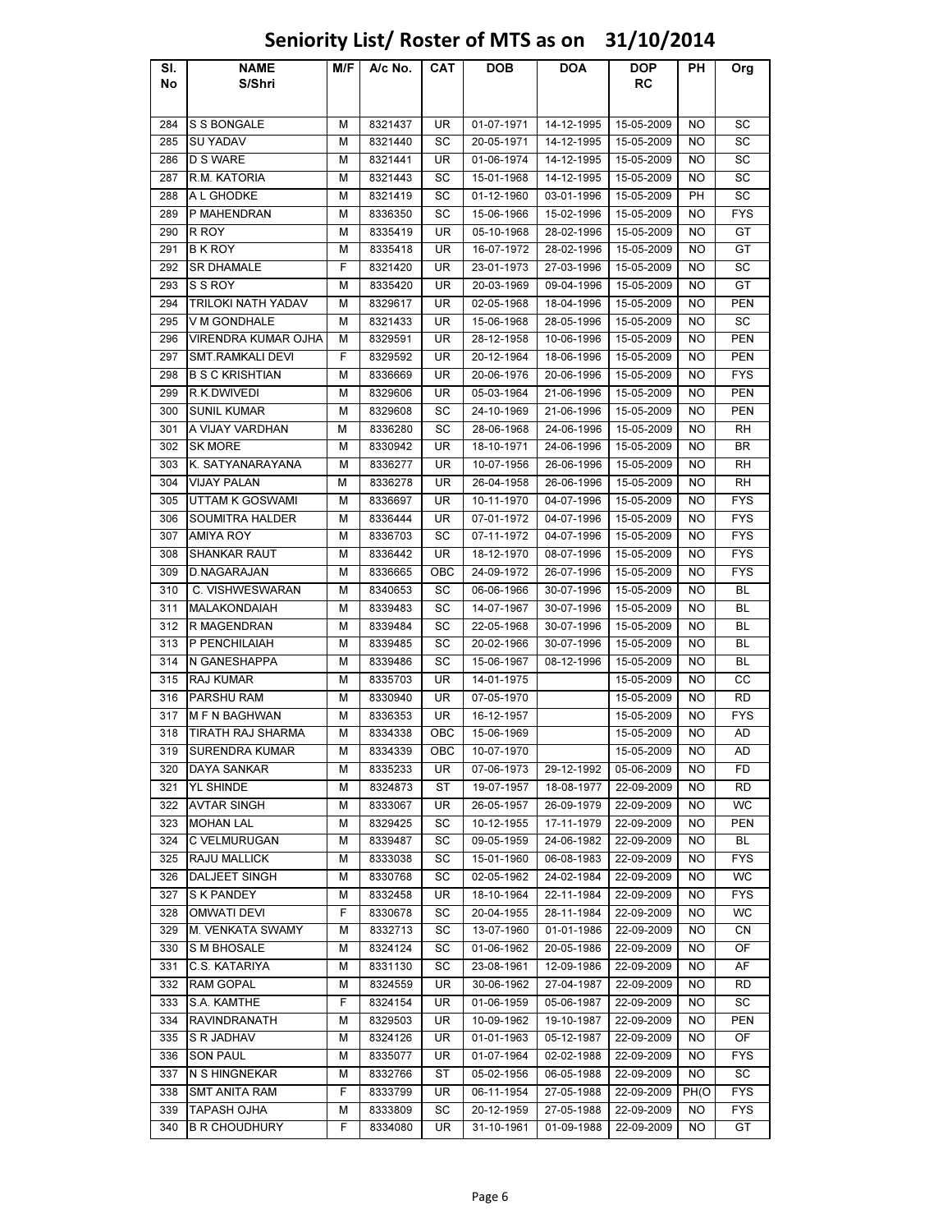# Seniority List/ Roster of MTS as on 31/10/2014

| Sl. No | NAME S/Shri | M/F | A/c No. | CAT | DOB | DOA | DOP RC | PH | Org |
|---|---|---|---|---|---|---|---|---|---|
| 284 | S S BONGALE | M | 8321437 | UR | 01-07-1971 | 14-12-1995 | 15-05-2009 | NO | SC |
| 285 | SU YADAV | M | 8321440 | SC | 20-05-1971 | 14-12-1995 | 15-05-2009 | NO | SC |
| 286 | D S WARE | M | 8321441 | UR | 01-06-1974 | 14-12-1995 | 15-05-2009 | NO | SC |
| 287 | R.M. KATORIA | M | 8321443 | SC | 15-01-1968 | 14-12-1995 | 15-05-2009 | NO | SC |
| 288 | A L GHODKE | M | 8321419 | SC | 01-12-1960 | 03-01-1996 | 15-05-2009 | PH | SC |
| 289 | P MAHENDRAN | M | 8336350 | SC | 15-06-1966 | 15-02-1996 | 15-05-2009 | NO | FYS |
| 290 | R ROY | M | 8335419 | UR | 05-10-1968 | 28-02-1996 | 15-05-2009 | NO | GT |
| 291 | B K ROY | M | 8335418 | UR | 16-07-1972 | 28-02-1996 | 15-05-2009 | NO | GT |
| 292 | SR DHAMALE | F | 8321420 | UR | 23-01-1973 | 27-03-1996 | 15-05-2009 | NO | SC |
| 293 | S S ROY | M | 8335420 | UR | 20-03-1969 | 09-04-1996 | 15-05-2009 | NO | GT |
| 294 | TRILOKI NATH YADAV | M | 8329617 | UR | 02-05-1968 | 18-04-1996 | 15-05-2009 | NO | PEN |
| 295 | V M GONDHALE | M | 8321433 | UR | 15-06-1968 | 28-05-1996 | 15-05-2009 | NO | SC |
| 296 | VIRENDRA KUMAR OJHA | M | 8329591 | UR | 28-12-1958 | 10-06-1996 | 15-05-2009 | NO | PEN |
| 297 | SMT.RAMKALI DEVI | F | 8329592 | UR | 20-12-1964 | 18-06-1996 | 15-05-2009 | NO | PEN |
| 298 | B S C KRISHTIAN | M | 8336669 | UR | 20-06-1976 | 20-06-1996 | 15-05-2009 | NO | FYS |
| 299 | R.K.DWIVEDI | M | 8329606 | UR | 05-03-1964 | 21-06-1996 | 15-05-2009 | NO | PEN |
| 300 | SUNIL KUMAR | M | 8329608 | SC | 24-10-1969 | 21-06-1996 | 15-05-2009 | NO | PEN |
| 301 | A VIJAY VARDHAN | M | 8336280 | SC | 28-06-1968 | 24-06-1996 | 15-05-2009 | NO | RH |
| 302 | SK MORE | M | 8330942 | UR | 18-10-1971 | 24-06-1996 | 15-05-2009 | NO | BR |
| 303 | K. SATYANARAYANA | M | 8336277 | UR | 10-07-1956 | 26-06-1996 | 15-05-2009 | NO | RH |
| 304 | VIJAY PALAN | M | 8336278 | UR | 26-04-1958 | 26-06-1996 | 15-05-2009 | NO | RH |
| 305 | UTTAM K GOSWAMI | M | 8336697 | UR | 10-11-1970 | 04-07-1996 | 15-05-2009 | NO | FYS |
| 306 | SOUMITRA HALDER | M | 8336444 | UR | 07-01-1972 | 04-07-1996 | 15-05-2009 | NO | FYS |
| 307 | AMIYA ROY | M | 8336703 | SC | 07-11-1972 | 04-07-1996 | 15-05-2009 | NO | FYS |
| 308 | SHANKAR RAUT | M | 8336442 | UR | 18-12-1970 | 08-07-1996 | 15-05-2009 | NO | FYS |
| 309 | D.NAGARAJAN | M | 8336665 | OBC | 24-09-1972 | 26-07-1996 | 15-05-2009 | NO | FYS |
| 310 | C. VISHWESWARAN | M | 8340653 | SC | 06-06-1966 | 30-07-1996 | 15-05-2009 | NO | BL |
| 311 | MALAKONDAIAH | M | 8339483 | SC | 14-07-1967 | 30-07-1996 | 15-05-2009 | NO | BL |
| 312 | R MAGENDRAN | M | 8339484 | SC | 22-05-1968 | 30-07-1996 | 15-05-2009 | NO | BL |
| 313 | P PENCHILAIAH | M | 8339485 | SC | 20-02-1966 | 30-07-1996 | 15-05-2009 | NO | BL |
| 314 | N GANESHAPPA | M | 8339486 | SC | 15-06-1967 | 08-12-1996 | 15-05-2009 | NO | BL |
| 315 | RAJ KUMAR | M | 8335703 | UR | 14-01-1975 | | 15-05-2009 | NO | CC |
| 316 | PARSHU RAM | M | 8330940 | UR | 07-05-1970 | | 15-05-2009 | NO | RD |
| 317 | M F N BAGHWAN | M | 8336353 | UR | 16-12-1957 | | 15-05-2009 | NO | FYS |
| 318 | TIRATH RAJ SHARMA | M | 8334338 | OBC | 15-06-1969 | | 15-05-2009 | NO | AD |
| 319 | SURENDRA KUMAR | M | 8334339 | OBC | 10-07-1970 | | 15-05-2009 | NO | AD |
| 320 | DAYA SANKAR | M | 8335233 | UR | 07-06-1973 | 29-12-1992 | 05-06-2009 | NO | FD |
| 321 | YL SHINDE | M | 8324873 | ST | 19-07-1957 | 18-08-1977 | 22-09-2009 | NO | RD |
| 322 | AVTAR SINGH | M | 8333067 | UR | 26-05-1957 | 26-09-1979 | 22-09-2009 | NO | WC |
| 323 | MOHAN LAL | M | 8329425 | SC | 10-12-1955 | 17-11-1979 | 22-09-2009 | NO | PEN |
| 324 | C VELMURUGAN | M | 8339487 | SC | 09-05-1959 | 24-06-1982 | 22-09-2009 | NO | BL |
| 325 | RAJU MALLICK | M | 8333038 | SC | 15-01-1960 | 06-08-1983 | 22-09-2009 | NO | FYS |
| 326 | DALJEET SINGH | M | 8330768 | SC | 02-05-1962 | 24-02-1984 | 22-09-2009 | NO | WC |
| 327 | S K PANDEY | M | 8332458 | UR | 18-10-1964 | 22-11-1984 | 22-09-2009 | NO | FYS |
| 328 | OMWATI DEVI | F | 8330678 | SC | 20-04-1955 | 28-11-1984 | 22-09-2009 | NO | WC |
| 329 | M. VENKATA SWAMY | M | 8332713 | SC | 13-07-1960 | 01-01-1986 | 22-09-2009 | NO | CN |
| 330 | S M BHOSALE | M | 8324124 | SC | 01-06-1962 | 20-05-1986 | 22-09-2009 | NO | OF |
| 331 | C.S. KATARIYA | M | 8331130 | SC | 23-08-1961 | 12-09-1986 | 22-09-2009 | NO | AF |
| 332 | RAM GOPAL | M | 8324559 | UR | 30-06-1962 | 27-04-1987 | 22-09-2009 | NO | RD |
| 333 | S.A. KAMTHE | F | 8324154 | UR | 01-06-1959 | 05-06-1987 | 22-09-2009 | NO | SC |
| 334 | RAVINDRANATH | M | 8329503 | UR | 10-09-1962 | 19-10-1987 | 22-09-2009 | NO | PEN |
| 335 | S R JADHAV | M | 8324126 | UR | 01-01-1963 | 05-12-1987 | 22-09-2009 | NO | OF |
| 336 | SON PAUL | M | 8335077 | UR | 01-07-1964 | 02-02-1988 | 22-09-2009 | NO | FYS |
| 337 | N S HINGNEKAR | M | 8332766 | ST | 05-02-1956 | 06-05-1988 | 22-09-2009 | NO | SC |
| 338 | SMT ANITA RAM | F | 8333799 | UR | 06-11-1954 | 27-05-1988 | 22-09-2009 | PH(O | FYS |
| 339 | TAPASH OJHA | M | 8333809 | SC | 20-12-1959 | 27-05-1988 | 22-09-2009 | NO | FYS |
| 340 | B R CHOUDHURY | F | 8334080 | UR | 31-10-1961 | 01-09-1988 | 22-09-2009 | NO | GT |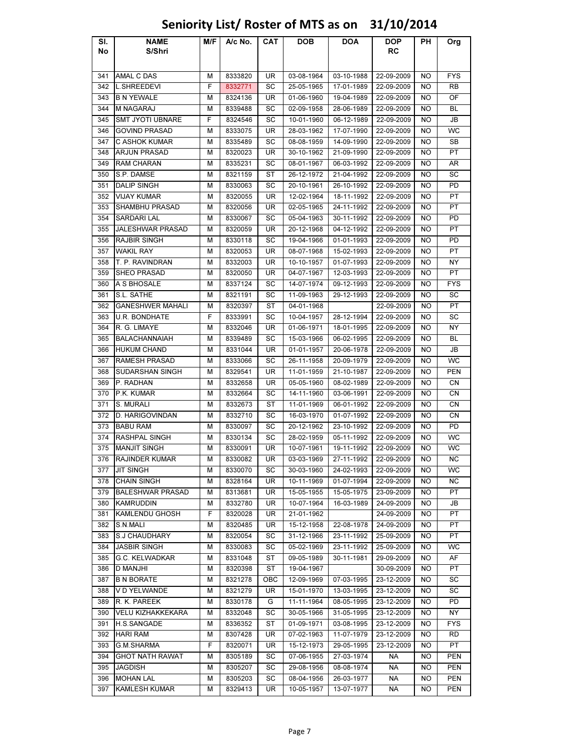# Seniority List/ Roster of MTS as on 31/10/2014

| Sl. No | NAME S/Shri | M/F | A/c No. | CAT | DOB | DOA | DOP RC | PH | Org |
|---|---|---|---|---|---|---|---|---|---|
| 341 | AMAL C DAS | M | 8333820 | UR | 03-08-1964 | 03-10-1988 | 22-09-2009 | NO | FYS |
| 342 | L.SHREEDEVI | F | 8332771 | SC | 25-05-1965 | 17-01-1989 | 22-09-2009 | NO | RB |
| 343 | B N YEWALE | M | 8324136 | UR | 01-06-1960 | 19-04-1989 | 22-09-2009 | NO | OF |
| 344 | M NAGARAJ | M | 8339488 | SC | 02-09-1958 | 28-06-1989 | 22-09-2009 | NO | BL |
| 345 | SMT JYOTI UBNARE | F | 8324546 | SC | 10-01-1960 | 06-12-1989 | 22-09-2009 | NO | JB |
| 346 | GOVIND PRASAD | M | 8333075 | UR | 28-03-1962 | 17-07-1990 | 22-09-2009 | NO | WC |
| 347 | C ASHOK KUMAR | M | 8335489 | SC | 08-08-1959 | 14-09-1990 | 22-09-2009 | NO | SB |
| 348 | ARJUN PRASAD | M | 8320023 | UR | 30-10-1962 | 21-09-1990 | 22-09-2009 | NO | PT |
| 349 | RAM CHARAN | M | 8335231 | SC | 08-01-1967 | 06-03-1992 | 22-09-2009 | NO | AR |
| 350 | S.P. DAMSE | M | 8321159 | ST | 26-12-1972 | 21-04-1992 | 22-09-2009 | NO | SC |
| 351 | DALIP SINGH | M | 8330063 | SC | 20-10-1961 | 26-10-1992 | 22-09-2009 | NO | PD |
| 352 | VIJAY KUMAR | M | 8320055 | UR | 12-02-1964 | 18-11-1992 | 22-09-2009 | NO | PT |
| 353 | SHAMBHU PRASAD | M | 8320056 | UR | 02-05-1965 | 24-11-1992 | 22-09-2009 | NO | PT |
| 354 | SARDARI LAL | M | 8330067 | SC | 05-04-1963 | 30-11-1992 | 22-09-2009 | NO | PD |
| 355 | JALESHWAR PRASAD | M | 8320059 | UR | 20-12-1968 | 04-12-1992 | 22-09-2009 | NO | PT |
| 356 | RAJBIR SINGH | M | 8330118 | SC | 19-04-1966 | 01-01-1993 | 22-09-2009 | NO | PD |
| 357 | WAKIL RAY | M | 8320053 | UR | 08-07-1968 | 15-02-1993 | 22-09-2009 | NO | PT |
| 358 | T. P. RAVINDRAN | M | 8332003 | UR | 10-10-1957 | 01-07-1993 | 22-09-2009 | NO | NY |
| 359 | SHEO PRASAD | M | 8320050 | UR | 04-07-1967 | 12-03-1993 | 22-09-2009 | NO | PT |
| 360 | A S BHOSALE | M | 8337124 | SC | 14-07-1974 | 09-12-1993 | 22-09-2009 | NO | FYS |
| 361 | S.L. SATHE | M | 8321191 | SC | 11-09-1963 | 29-12-1993 | 22-09-2009 | NO | SC |
| 362 | GANESHWER MAHALI | M | 8320397 | ST | 04-01-1968 | | 22-09-2009 | NO | PT |
| 363 | U.R. BONDHATE | F | 8333991 | SC | 10-04-1957 | 28-12-1994 | 22-09-2009 | NO | SC |
| 364 | R. G. LIMAYE | M | 8332046 | UR | 01-06-1971 | 18-01-1995 | 22-09-2009 | NO | NY |
| 365 | BALACHANNAIAH | M | 8339489 | SC | 15-03-1966 | 06-02-1995 | 22-09-2009 | NO | BL |
| 366 | HUKUM CHAND | M | 8331044 | UR | 01-01-1957 | 20-06-1978 | 22-09-2009 | NO | JB |
| 367 | RAMESH PRASAD | M | 8333066 | SC | 26-11-1958 | 20-09-1979 | 22-09-2009 | NO | WC |
| 368 | SUDARSHAN SINGH | M | 8329541 | UR | 11-01-1959 | 21-10-1987 | 22-09-2009 | NO | PEN |
| 369 | P. RADHAN | M | 8332658 | UR | 05-05-1960 | 08-02-1989 | 22-09-2009 | NO | CN |
| 370 | P.K. KUMAR | M | 8332664 | SC | 14-11-1960 | 03-06-1991 | 22-09-2009 | NO | CN |
| 371 | S. MURALI | M | 8332673 | ST | 11-01-1969 | 06-01-1992 | 22-09-2009 | NO | CN |
| 372 | D. HARIGOVINDAN | M | 8332710 | SC | 16-03-1970 | 01-07-1992 | 22-09-2009 | NO | CN |
| 373 | BABU RAM | M | 8330097 | SC | 20-12-1962 | 23-10-1992 | 22-09-2009 | NO | PD |
| 374 | RASHPAL SINGH | M | 8330134 | SC | 28-02-1959 | 05-11-1992 | 22-09-2009 | NO | WC |
| 375 | MANJIT SINGH | M | 8330091 | UR | 10-07-1961 | 19-11-1992 | 22-09-2009 | NO | WC |
| 376 | RAJINDER KUMAR | M | 8330082 | UR | 03-03-1969 | 27-11-1992 | 22-09-2009 | NO | NC |
| 377 | JIT SINGH | M | 8330070 | SC | 30-03-1960 | 24-02-1993 | 22-09-2009 | NO | WC |
| 378 | CHAIN SINGH | M | 8328164 | UR | 10-11-1969 | 01-07-1994 | 22-09-2009 | NO | NC |
| 379 | BALESHWAR PRASAD | M | 8313681 | UR | 15-05-1955 | 15-05-1975 | 23-09-2009 | NO | PT |
| 380 | KAMRUDDIN | M | 8332780 | UR | 10-07-1964 | 16-03-1989 | 24-09-2009 | NO | JB |
| 381 | KAMLENDU GHOSH | F | 8320028 | UR | 21-01-1962 | | 24-09-2009 | NO | PT |
| 382 | S.N.MALI | M | 8320485 | UR | 15-12-1958 | 22-08-1978 | 24-09-2009 | NO | PT |
| 383 | S.J CHAUDHARY | M | 8320054 | SC | 31-12-1966 | 23-11-1992 | 25-09-2009 | NO | PT |
| 384 | JASBIR SINGH | M | 8330083 | SC | 05-02-1969 | 23-11-1992 | 25-09-2009 | NO | WC |
| 385 | G.C. KELWADKAR | M | 8331048 | ST | 09-05-1989 | 30-11-1981 | 29-09-2009 | NO | AF |
| 386 | D MANJHI | M | 8320398 | ST | 19-04-1967 | | 30-09-2009 | NO | PT |
| 387 | B N BORATE | M | 8321278 | OBC | 12-09-1969 | 07-03-1995 | 23-12-2009 | NO | SC |
| 388 | V D YELWANDE | M | 8321279 | UR | 15-01-1970 | 13-03-1995 | 23-12-2009 | NO | SC |
| 389 | R. K. PAREEK | M | 8330178 | G | 11-11-1964 | 08-05-1995 | 23-12-2009 | NO | PD |
| 390 | VELU KIZHAKKEKARA | M | 8332048 | SC | 30-05-1966 | 31-05-1995 | 23-12-2009 | NO | NY |
| 391 | H.S.SANGADE | M | 8336352 | ST | 01-09-1971 | 03-08-1995 | 23-12-2009 | NO | FYS |
| 392 | HARI RAM | M | 8307428 | UR | 07-02-1963 | 11-07-1979 | 23-12-2009 | NO | RD |
| 393 | G.M.SHARMA | F | 8320071 | UR | 15-12-1973 | 29-05-1995 | 23-12-2009 | NO | PT |
| 394 | GHOT NATH RAWAT | M | 8305189 | SC | 07-06-1955 | 27-03-1974 | NA | NO | PEN |
| 395 | JAGDISH | M | 8305207 | SC | 29-08-1956 | 08-08-1974 | NA | NO | PEN |
| 396 | MOHAN LAL | M | 8305203 | SC | 08-04-1956 | 26-03-1977 | NA | NO | PEN |
| 397 | KAMLESH KUMAR | M | 8329413 | UR | 10-05-1957 | 13-07-1977 | NA | NO | PEN |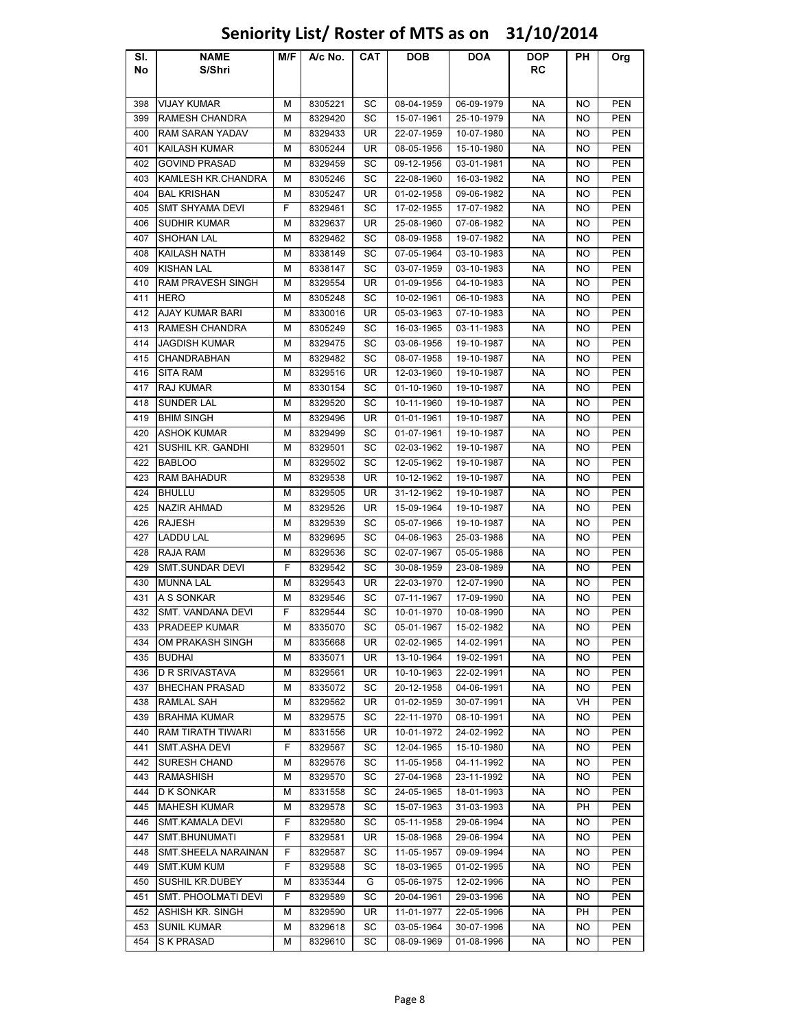# Seniority List/ Roster of MTS as on 31/10/2014

| Sl. No | NAME S/Shri | M/F | A/c No. | CAT | DOB | DOA | DOP RC | PH | Org |
|---|---|---|---|---|---|---|---|---|---|
| 398 | VIJAY KUMAR | M | 8305221 | SC | 08-04-1959 | 06-09-1979 | NA | NO | PEN |
| 399 | RAMESH CHANDRA | M | 8329420 | SC | 15-07-1961 | 25-10-1979 | NA | NO | PEN |
| 400 | RAM SARAN YADAV | M | 8329433 | UR | 22-07-1959 | 10-07-1980 | NA | NO | PEN |
| 401 | KAILASH KUMAR | M | 8305244 | UR | 08-05-1956 | 15-10-1980 | NA | NO | PEN |
| 402 | GOVIND PRASAD | M | 8329459 | SC | 09-12-1956 | 03-01-1981 | NA | NO | PEN |
| 403 | KAMLESH KR.CHANDRA | M | 8305246 | SC | 22-08-1960 | 16-03-1982 | NA | NO | PEN |
| 404 | BAL KRISHAN | M | 8305247 | UR | 01-02-1958 | 09-06-1982 | NA | NO | PEN |
| 405 | SMT SHYAMA DEVI | F | 8329461 | SC | 17-02-1955 | 17-07-1982 | NA | NO | PEN |
| 406 | SUDHIR KUMAR | M | 8329637 | UR | 25-08-1960 | 07-06-1982 | NA | NO | PEN |
| 407 | SHOHAN LAL | M | 8329462 | SC | 08-09-1958 | 19-07-1982 | NA | NO | PEN |
| 408 | KAILASH NATH | M | 8338149 | SC | 07-05-1964 | 03-10-1983 | NA | NO | PEN |
| 409 | KISHAN LAL | M | 8338147 | SC | 03-07-1959 | 03-10-1983 | NA | NO | PEN |
| 410 | RAM PRAVESH SINGH | M | 8329554 | UR | 01-09-1956 | 04-10-1983 | NA | NO | PEN |
| 411 | HERO | M | 8305248 | SC | 10-02-1961 | 06-10-1983 | NA | NO | PEN |
| 412 | AJAY KUMAR BARI | M | 8330016 | UR | 05-03-1963 | 07-10-1983 | NA | NO | PEN |
| 413 | RAMESH CHANDRA | M | 8305249 | SC | 16-03-1965 | 03-11-1983 | NA | NO | PEN |
| 414 | JAGDISH KUMAR | M | 8329475 | SC | 03-06-1956 | 19-10-1987 | NA | NO | PEN |
| 415 | CHANDRABHAN | M | 8329482 | SC | 08-07-1958 | 19-10-1987 | NA | NO | PEN |
| 416 | SITA RAM | M | 8329516 | UR | 12-03-1960 | 19-10-1987 | NA | NO | PEN |
| 417 | RAJ KUMAR | M | 8330154 | SC | 01-10-1960 | 19-10-1987 | NA | NO | PEN |
| 418 | SUNDER LAL | M | 8329520 | SC | 10-11-1960 | 19-10-1987 | NA | NO | PEN |
| 419 | BHIM SINGH | M | 8329496 | UR | 01-01-1961 | 19-10-1987 | NA | NO | PEN |
| 420 | ASHOK KUMAR | M | 8329499 | SC | 01-07-1961 | 19-10-1987 | NA | NO | PEN |
| 421 | SUSHIL KR. GANDHI | M | 8329501 | SC | 02-03-1962 | 19-10-1987 | NA | NO | PEN |
| 422 | BABLOO | M | 8329502 | SC | 12-05-1962 | 19-10-1987 | NA | NO | PEN |
| 423 | RAM BAHADUR | M | 8329538 | UR | 10-12-1962 | 19-10-1987 | NA | NO | PEN |
| 424 | BHULLU | M | 8329505 | UR | 31-12-1962 | 19-10-1987 | NA | NO | PEN |
| 425 | NAZIR AHMAD | M | 8329526 | UR | 15-09-1964 | 19-10-1987 | NA | NO | PEN |
| 426 | RAJESH | M | 8329539 | SC | 05-07-1966 | 19-10-1987 | NA | NO | PEN |
| 427 | LADDU LAL | M | 8329695 | SC | 04-06-1963 | 25-03-1988 | NA | NO | PEN |
| 428 | RAJA RAM | M | 8329536 | SC | 02-07-1967 | 05-05-1988 | NA | NO | PEN |
| 429 | SMT.SUNDAR DEVI | F | 8329542 | SC | 30-08-1959 | 23-08-1989 | NA | NO | PEN |
| 430 | MUNNA LAL | M | 8329543 | UR | 22-03-1970 | 12-07-1990 | NA | NO | PEN |
| 431 | A S SONKAR | M | 8329546 | SC | 07-11-1967 | 17-09-1990 | NA | NO | PEN |
| 432 | SMT. VANDANA DEVI | F | 8329544 | SC | 10-01-1970 | 10-08-1990 | NA | NO | PEN |
| 433 | PRADEEP KUMAR | M | 8335070 | SC | 05-01-1967 | 15-02-1982 | NA | NO | PEN |
| 434 | OM PRAKASH SINGH | M | 8335668 | UR | 02-02-1965 | 14-02-1991 | NA | NO | PEN |
| 435 | BUDHAI | M | 8335071 | UR | 13-10-1964 | 19-02-1991 | NA | NO | PEN |
| 436 | D R SRIVASTAVA | M | 8329561 | UR | 10-10-1963 | 22-02-1991 | NA | NO | PEN |
| 437 | BHECHAN PRASAD | M | 8335072 | SC | 20-12-1958 | 04-06-1991 | NA | NO | PEN |
| 438 | RAMLAL SAH | M | 8329562 | UR | 01-02-1959 | 30-07-1991 | NA | VH | PEN |
| 439 | BRAHMA KUMAR | M | 8329575 | SC | 22-11-1970 | 08-10-1991 | NA | NO | PEN |
| 440 | RAM TIRATH TIWARI | M | 8331556 | UR | 10-01-1972 | 24-02-1992 | NA | NO | PEN |
| 441 | SMT.ASHA DEVI | F | 8329567 | SC | 12-04-1965 | 15-10-1980 | NA | NO | PEN |
| 442 | SURESH CHAND | M | 8329576 | SC | 11-05-1958 | 04-11-1992 | NA | NO | PEN |
| 443 | RAMASHISH | M | 8329570 | SC | 27-04-1968 | 23-11-1992 | NA | NO | PEN |
| 444 | D K SONKAR | M | 8331558 | SC | 24-05-1965 | 18-01-1993 | NA | NO | PEN |
| 445 | MAHESH KUMAR | M | 8329578 | SC | 15-07-1963 | 31-03-1993 | NA | PH | PEN |
| 446 | SMT.KAMALA DEVI | F | 8329580 | SC | 05-11-1958 | 29-06-1994 | NA | NO | PEN |
| 447 | SMT.BHUNUMATI | F | 8329581 | UR | 15-08-1968 | 29-06-1994 | NA | NO | PEN |
| 448 | SMT.SHEELA NARAINAN | F | 8329587 | SC | 11-05-1957 | 09-09-1994 | NA | NO | PEN |
| 449 | SMT.KUM KUM | F | 8329588 | SC | 18-03-1965 | 01-02-1995 | NA | NO | PEN |
| 450 | SUSHIL KR.DUBEY | M | 8335344 | G | 05-06-1975 | 12-02-1996 | NA | NO | PEN |
| 451 | SMT. PHOOLMATI DEVI | F | 8329589 | SC | 20-04-1961 | 29-03-1996 | NA | NO | PEN |
| 452 | ASHISH KR. SINGH | M | 8329590 | UR | 11-01-1977 | 22-05-1996 | NA | PH | PEN |
| 453 | SUNIL KUMAR | M | 8329618 | SC | 03-05-1964 | 30-07-1996 | NA | NO | PEN |
| 454 | S K PRASAD | M | 8329610 | SC | 08-09-1969 | 01-08-1996 | NA | NO | PEN |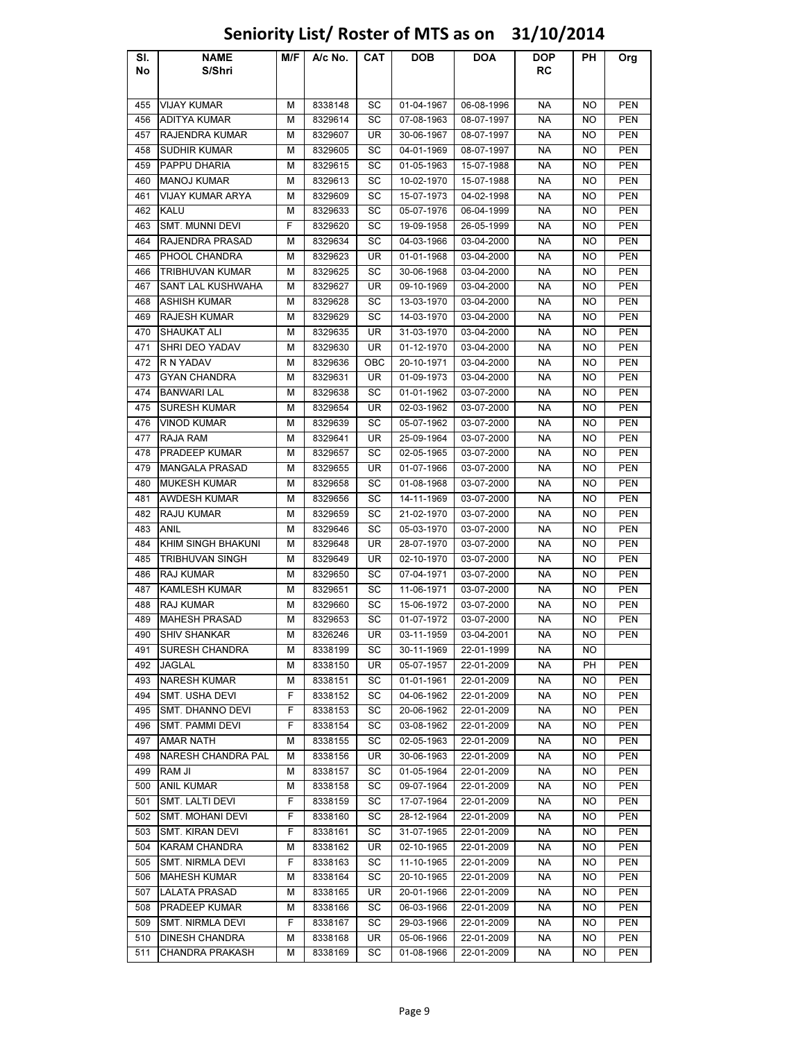# Seniority List/ Roster of MTS as on 31/10/2014

| SI. No | NAME S/Shri | M/F | A/c No. | CAT | DOB | DOA | DOP RC | PH | Org |
|---|---|---|---|---|---|---|---|---|---|
| 455 | VIJAY KUMAR | M | 8338148 | SC | 01-04-1967 | 06-08-1996 | NA | NO | PEN |
| 456 | ADITYA KUMAR | M | 8329614 | SC | 07-08-1963 | 08-07-1997 | NA | NO | PEN |
| 457 | RAJENDRA KUMAR | M | 8329607 | UR | 30-06-1967 | 08-07-1997 | NA | NO | PEN |
| 458 | SUDHIR KUMAR | M | 8329605 | SC | 04-01-1969 | 08-07-1997 | NA | NO | PEN |
| 459 | PAPPU DHARIA | M | 8329615 | SC | 01-05-1963 | 15-07-1988 | NA | NO | PEN |
| 460 | MANOJ KUMAR | M | 8329613 | SC | 10-02-1970 | 15-07-1988 | NA | NO | PEN |
| 461 | VIJAY KUMAR ARYA | M | 8329609 | SC | 15-07-1973 | 04-02-1998 | NA | NO | PEN |
| 462 | KALU | M | 8329633 | SC | 05-07-1976 | 06-04-1999 | NA | NO | PEN |
| 463 | SMT. MUNNI DEVI | F | 8329620 | SC | 19-09-1958 | 26-05-1999 | NA | NO | PEN |
| 464 | RAJENDRA PRASAD | M | 8329634 | SC | 04-03-1966 | 03-04-2000 | NA | NO | PEN |
| 465 | PHOOL CHANDRA | M | 8329623 | UR | 01-01-1968 | 03-04-2000 | NA | NO | PEN |
| 466 | TRIBHUVAN KUMAR | M | 8329625 | SC | 30-06-1968 | 03-04-2000 | NA | NO | PEN |
| 467 | SANT LAL KUSHWAHA | M | 8329627 | UR | 09-10-1969 | 03-04-2000 | NA | NO | PEN |
| 468 | ASHISH KUMAR | M | 8329628 | SC | 13-03-1970 | 03-04-2000 | NA | NO | PEN |
| 469 | RAJESH KUMAR | M | 8329629 | SC | 14-03-1970 | 03-04-2000 | NA | NO | PEN |
| 470 | SHAUKAT ALI | M | 8329635 | UR | 31-03-1970 | 03-04-2000 | NA | NO | PEN |
| 471 | SHRI DEO YADAV | M | 8329630 | UR | 01-12-1970 | 03-04-2000 | NA | NO | PEN |
| 472 | R N YADAV | M | 8329636 | OBC | 20-10-1971 | 03-04-2000 | NA | NO | PEN |
| 473 | GYAN CHANDRA | M | 8329631 | UR | 01-09-1973 | 03-04-2000 | NA | NO | PEN |
| 474 | BANWARI LAL | M | 8329638 | SC | 01-01-1962 | 03-07-2000 | NA | NO | PEN |
| 475 | SURESH KUMAR | M | 8329654 | UR | 02-03-1962 | 03-07-2000 | NA | NO | PEN |
| 476 | VINOD KUMAR | M | 8329639 | SC | 05-07-1962 | 03-07-2000 | NA | NO | PEN |
| 477 | RAJA RAM | M | 8329641 | UR | 25-09-1964 | 03-07-2000 | NA | NO | PEN |
| 478 | PRADEEP KUMAR | M | 8329657 | SC | 02-05-1965 | 03-07-2000 | NA | NO | PEN |
| 479 | MANGALA PRASAD | M | 8329655 | UR | 01-07-1966 | 03-07-2000 | NA | NO | PEN |
| 480 | MUKESH KUMAR | M | 8329658 | SC | 01-08-1968 | 03-07-2000 | NA | NO | PEN |
| 481 | AWDESH KUMAR | M | 8329656 | SC | 14-11-1969 | 03-07-2000 | NA | NO | PEN |
| 482 | RAJU KUMAR | M | 8329659 | SC | 21-02-1970 | 03-07-2000 | NA | NO | PEN |
| 483 | ANIL | M | 8329646 | SC | 05-03-1970 | 03-07-2000 | NA | NO | PEN |
| 484 | KHIM SINGH BHAKUNI | M | 8329648 | UR | 28-07-1970 | 03-07-2000 | NA | NO | PEN |
| 485 | TRIBHUVAN SINGH | M | 8329649 | UR | 02-10-1970 | 03-07-2000 | NA | NO | PEN |
| 486 | RAJ KUMAR | M | 8329650 | SC | 07-04-1971 | 03-07-2000 | NA | NO | PEN |
| 487 | KAMLESH KUMAR | M | 8329651 | SC | 11-06-1971 | 03-07-2000 | NA | NO | PEN |
| 488 | RAJ KUMAR | M | 8329660 | SC | 15-06-1972 | 03-07-2000 | NA | NO | PEN |
| 489 | MAHESH PRASAD | M | 8329653 | SC | 01-07-1972 | 03-07-2000 | NA | NO | PEN |
| 490 | SHIV SHANKAR | M | 8326246 | UR | 03-11-1959 | 03-04-2001 | NA | NO | PEN |
| 491 | SURESH CHANDRA | M | 8338199 | SC | 30-11-1969 | 22-01-1999 | NA | NO | |
| 492 | JAGLAL | M | 8338150 | UR | 05-07-1957 | 22-01-2009 | NA | PH | PEN |
| 493 | NARESH KUMAR | M | 8338151 | SC | 01-01-1961 | 22-01-2009 | NA | NO | PEN |
| 494 | SMT. USHA DEVI | F | 8338152 | SC | 04-06-1962 | 22-01-2009 | NA | NO | PEN |
| 495 | SMT. DHANNO DEVI | F | 8338153 | SC | 20-06-1962 | 22-01-2009 | NA | NO | PEN |
| 496 | SMT. PAMMI DEVI | F | 8338154 | SC | 03-08-1962 | 22-01-2009 | NA | NO | PEN |
| 497 | AMAR NATH | M | 8338155 | SC | 02-05-1963 | 22-01-2009 | NA | NO | PEN |
| 498 | NARESH CHANDRA PAL | M | 8338156 | UR | 30-06-1963 | 22-01-2009 | NA | NO | PEN |
| 499 | RAM JI | M | 8338157 | SC | 01-05-1964 | 22-01-2009 | NA | NO | PEN |
| 500 | ANIL KUMAR | M | 8338158 | SC | 09-07-1964 | 22-01-2009 | NA | NO | PEN |
| 501 | SMT. LALTI DEVI | F | 8338159 | SC | 17-07-1964 | 22-01-2009 | NA | NO | PEN |
| 502 | SMT. MOHANI DEVI | F | 8338160 | SC | 28-12-1964 | 22-01-2009 | NA | NO | PEN |
| 503 | SMT. KIRAN DEVI | F | 8338161 | SC | 31-07-1965 | 22-01-2009 | NA | NO | PEN |
| 504 | KARAM CHANDRA | M | 8338162 | UR | 02-10-1965 | 22-01-2009 | NA | NO | PEN |
| 505 | SMT. NIRMLA DEVI | F | 8338163 | SC | 11-10-1965 | 22-01-2009 | NA | NO | PEN |
| 506 | MAHESH KUMAR | M | 8338164 | SC | 20-10-1965 | 22-01-2009 | NA | NO | PEN |
| 507 | LALATA PRASAD | M | 8338165 | UR | 20-01-1966 | 22-01-2009 | NA | NO | PEN |
| 508 | PRADEEP KUMAR | M | 8338166 | SC | 06-03-1966 | 22-01-2009 | NA | NO | PEN |
| 509 | SMT. NIRMLA DEVI | F | 8338167 | SC | 29-03-1966 | 22-01-2009 | NA | NO | PEN |
| 510 | DINESH CHANDRA | M | 8338168 | UR | 05-06-1966 | 22-01-2009 | NA | NO | PEN |
| 511 | CHANDRA PRAKASH | M | 8338169 | SC | 01-08-1966 | 22-01-2009 | NA | NO | PEN |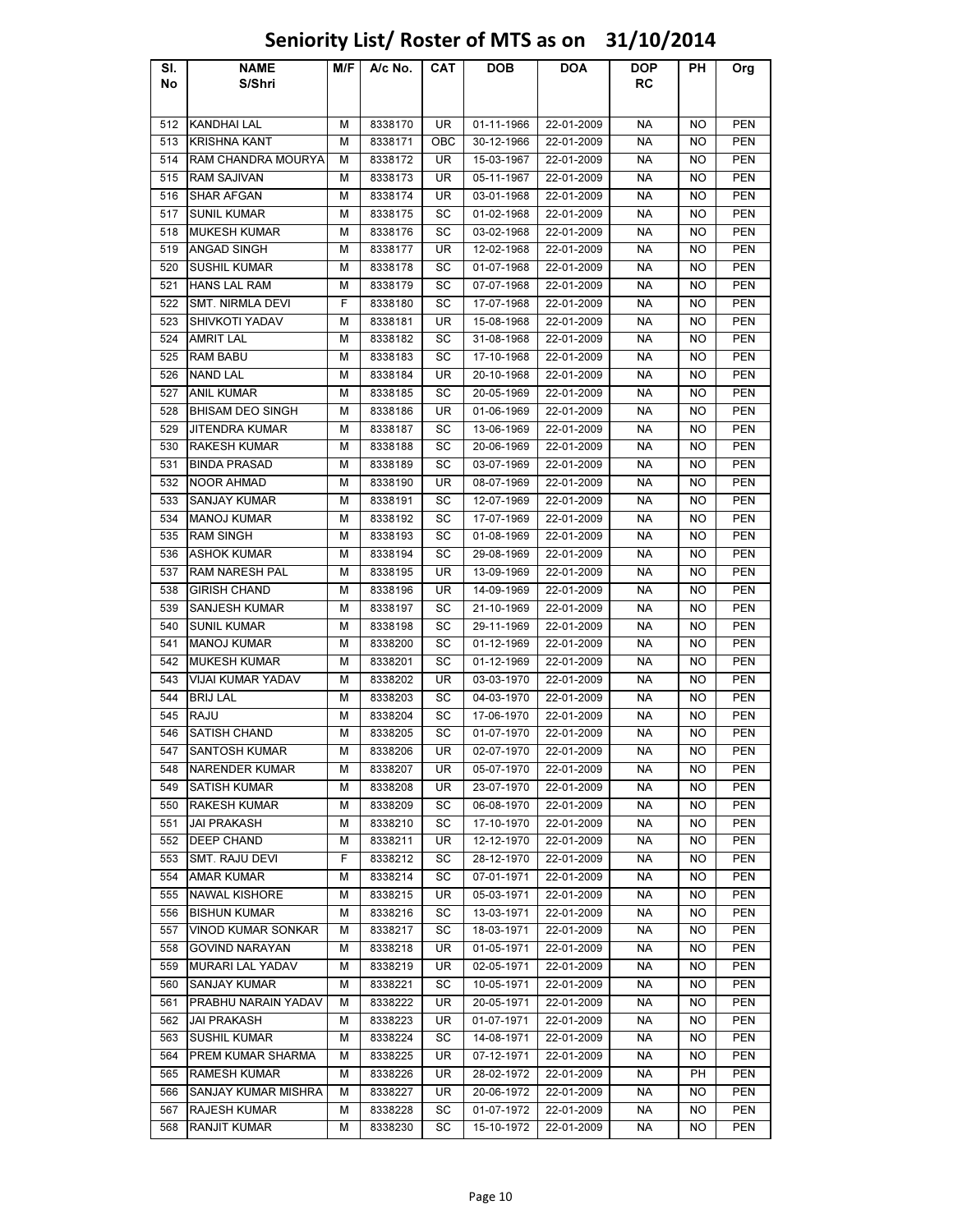# Seniority List/ Roster of MTS as on 31/10/2014

| Sl. No | NAME S/Shri | M/F | A/c No. | CAT | DOB | DOA | DOP RC | PH | Org |
|---|---|---|---|---|---|---|---|---|---|
| 512 | KANDHAI LAL | M | 8338170 | UR | 01-11-1966 | 22-01-2009 | NA | NO | PEN |
| 513 | KRISHNA KANT | M | 8338171 | OBC | 30-12-1966 | 22-01-2009 | NA | NO | PEN |
| 514 | RAM CHANDRA MOURYA | M | 8338172 | UR | 15-03-1967 | 22-01-2009 | NA | NO | PEN |
| 515 | RAM SAJIVAN | M | 8338173 | UR | 05-11-1967 | 22-01-2009 | NA | NO | PEN |
| 516 | SHAR AFGAN | M | 8338174 | UR | 03-01-1968 | 22-01-2009 | NA | NO | PEN |
| 517 | SUNIL KUMAR | M | 8338175 | SC | 01-02-1968 | 22-01-2009 | NA | NO | PEN |
| 518 | MUKESH KUMAR | M | 8338176 | SC | 03-02-1968 | 22-01-2009 | NA | NO | PEN |
| 519 | ANGAD SINGH | M | 8338177 | UR | 12-02-1968 | 22-01-2009 | NA | NO | PEN |
| 520 | SUSHIL KUMAR | M | 8338178 | SC | 01-07-1968 | 22-01-2009 | NA | NO | PEN |
| 521 | HANS LAL RAM | M | 8338179 | SC | 07-07-1968 | 22-01-2009 | NA | NO | PEN |
| 522 | SMT. NIRMLA DEVI | F | 8338180 | SC | 17-07-1968 | 22-01-2009 | NA | NO | PEN |
| 523 | SHIVKOTI YADAV | M | 8338181 | UR | 15-08-1968 | 22-01-2009 | NA | NO | PEN |
| 524 | AMRIT LAL | M | 8338182 | SC | 31-08-1968 | 22-01-2009 | NA | NO | PEN |
| 525 | RAM BABU | M | 8338183 | SC | 17-10-1968 | 22-01-2009 | NA | NO | PEN |
| 526 | NAND LAL | M | 8338184 | UR | 20-10-1968 | 22-01-2009 | NA | NO | PEN |
| 527 | ANIL KUMAR | M | 8338185 | SC | 20-05-1969 | 22-01-2009 | NA | NO | PEN |
| 528 | BHISAM DEO SINGH | M | 8338186 | UR | 01-06-1969 | 22-01-2009 | NA | NO | PEN |
| 529 | JITENDRA KUMAR | M | 8338187 | SC | 13-06-1969 | 22-01-2009 | NA | NO | PEN |
| 530 | RAKESH KUMAR | M | 8338188 | SC | 20-06-1969 | 22-01-2009 | NA | NO | PEN |
| 531 | BINDA PRASAD | M | 8338189 | SC | 03-07-1969 | 22-01-2009 | NA | NO | PEN |
| 532 | NOOR AHMAD | M | 8338190 | UR | 08-07-1969 | 22-01-2009 | NA | NO | PEN |
| 533 | SANJAY KUMAR | M | 8338191 | SC | 12-07-1969 | 22-01-2009 | NA | NO | PEN |
| 534 | MANOJ KUMAR | M | 8338192 | SC | 17-07-1969 | 22-01-2009 | NA | NO | PEN |
| 535 | RAM SINGH | M | 8338193 | SC | 01-08-1969 | 22-01-2009 | NA | NO | PEN |
| 536 | ASHOK KUMAR | M | 8338194 | SC | 29-08-1969 | 22-01-2009 | NA | NO | PEN |
| 537 | RAM NARESH PAL | M | 8338195 | UR | 13-09-1969 | 22-01-2009 | NA | NO | PEN |
| 538 | GIRISH CHAND | M | 8338196 | UR | 14-09-1969 | 22-01-2009 | NA | NO | PEN |
| 539 | SANJESH KUMAR | M | 8338197 | SC | 21-10-1969 | 22-01-2009 | NA | NO | PEN |
| 540 | SUNIL KUMAR | M | 8338198 | SC | 29-11-1969 | 22-01-2009 | NA | NO | PEN |
| 541 | MANOJ KUMAR | M | 8338200 | SC | 01-12-1969 | 22-01-2009 | NA | NO | PEN |
| 542 | MUKESH KUMAR | M | 8338201 | SC | 01-12-1969 | 22-01-2009 | NA | NO | PEN |
| 543 | VIJAI KUMAR YADAV | M | 8338202 | UR | 03-03-1970 | 22-01-2009 | NA | NO | PEN |
| 544 | BRIJ LAL | M | 8338203 | SC | 04-03-1970 | 22-01-2009 | NA | NO | PEN |
| 545 | RAJU | M | 8338204 | SC | 17-06-1970 | 22-01-2009 | NA | NO | PEN |
| 546 | SATISH CHAND | M | 8338205 | SC | 01-07-1970 | 22-01-2009 | NA | NO | PEN |
| 547 | SANTOSH KUMAR | M | 8338206 | UR | 02-07-1970 | 22-01-2009 | NA | NO | PEN |
| 548 | NARENDER KUMAR | M | 8338207 | UR | 05-07-1970 | 22-01-2009 | NA | NO | PEN |
| 549 | SATISH KUMAR | M | 8338208 | UR | 23-07-1970 | 22-01-2009 | NA | NO | PEN |
| 550 | RAKESH KUMAR | M | 8338209 | SC | 06-08-1970 | 22-01-2009 | NA | NO | PEN |
| 551 | JAI PRAKASH | M | 8338210 | SC | 17-10-1970 | 22-01-2009 | NA | NO | PEN |
| 552 | DEEP CHAND | M | 8338211 | UR | 12-12-1970 | 22-01-2009 | NA | NO | PEN |
| 553 | SMT. RAJU DEVI | F | 8338212 | SC | 28-12-1970 | 22-01-2009 | NA | NO | PEN |
| 554 | AMAR KUMAR | M | 8338214 | SC | 07-01-1971 | 22-01-2009 | NA | NO | PEN |
| 555 | NAWAL KISHORE | M | 8338215 | UR | 05-03-1971 | 22-01-2009 | NA | NO | PEN |
| 556 | BISHUN KUMAR | M | 8338216 | SC | 13-03-1971 | 22-01-2009 | NA | NO | PEN |
| 557 | VINOD KUMAR SONKAR | M | 8338217 | SC | 18-03-1971 | 22-01-2009 | NA | NO | PEN |
| 558 | GOVIND NARAYAN | M | 8338218 | UR | 01-05-1971 | 22-01-2009 | NA | NO | PEN |
| 559 | MURARI LAL YADAV | M | 8338219 | UR | 02-05-1971 | 22-01-2009 | NA | NO | PEN |
| 560 | SANJAY KUMAR | M | 8338221 | SC | 10-05-1971 | 22-01-2009 | NA | NO | PEN |
| 561 | PRABHU NARAIN YADAV | M | 8338222 | UR | 20-05-1971 | 22-01-2009 | NA | NO | PEN |
| 562 | JAI PRAKASH | M | 8338223 | UR | 01-07-1971 | 22-01-2009 | NA | NO | PEN |
| 563 | SUSHIL KUMAR | M | 8338224 | SC | 14-08-1971 | 22-01-2009 | NA | NO | PEN |
| 564 | PREM KUMAR SHARMA | M | 8338225 | UR | 07-12-1971 | 22-01-2009 | NA | NO | PEN |
| 565 | RAMESH KUMAR | M | 8338226 | UR | 28-02-1972 | 22-01-2009 | NA | PH | PEN |
| 566 | SANJAY KUMAR MISHRA | M | 8338227 | UR | 20-06-1972 | 22-01-2009 | NA | NO | PEN |
| 567 | RAJESH KUMAR | M | 8338228 | SC | 01-07-1972 | 22-01-2009 | NA | NO | PEN |
| 568 | RANJIT KUMAR | M | 8338230 | SC | 15-10-1972 | 22-01-2009 | NA | NO | PEN |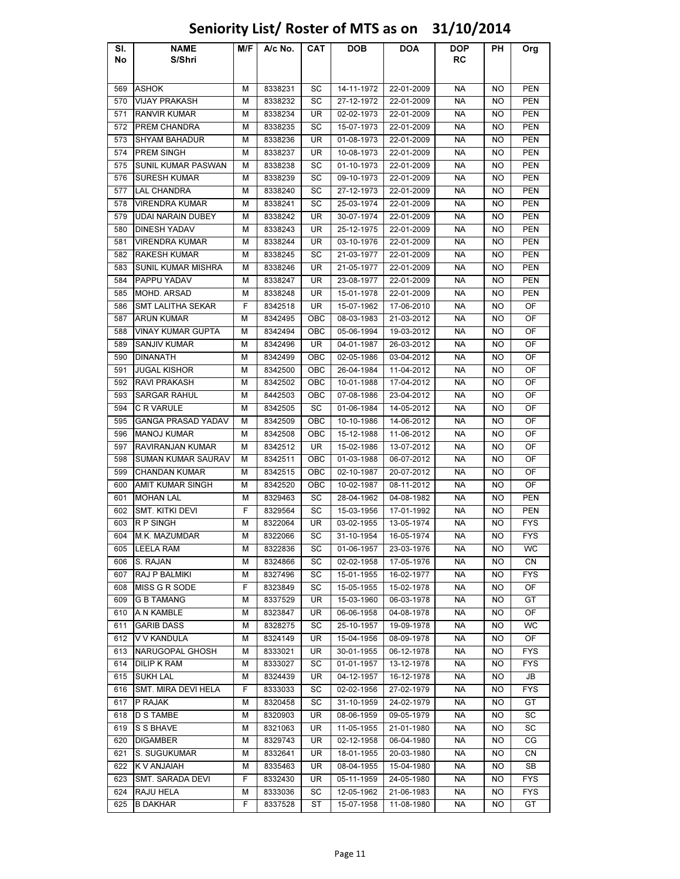# Seniority List/ Roster of MTS as on 31/10/2014

| Sl. No | NAME S/Shri | M/F | A/c No. | CAT | DOB | DOA | DOP RC | PH | Org |
|---|---|---|---|---|---|---|---|---|---|
| 569 | ASHOK | M | 8338231 | SC | 14-11-1972 | 22-01-2009 | NA | NO | PEN |
| 570 | VIJAY PRAKASH | M | 8338232 | SC | 27-12-1972 | 22-01-2009 | NA | NO | PEN |
| 571 | RANVIR KUMAR | M | 8338234 | UR | 02-02-1973 | 22-01-2009 | NA | NO | PEN |
| 572 | PREM CHANDRA | M | 8338235 | SC | 15-07-1973 | 22-01-2009 | NA | NO | PEN |
| 573 | SHYAM BAHADUR | M | 8338236 | UR | 01-08-1973 | 22-01-2009 | NA | NO | PEN |
| 574 | PREM SINGH | M | 8338237 | UR | 10-08-1973 | 22-01-2009 | NA | NO | PEN |
| 575 | SUNIL KUMAR PASWAN | M | 8338238 | SC | 01-10-1973 | 22-01-2009 | NA | NO | PEN |
| 576 | SURESH KUMAR | M | 8338239 | SC | 09-10-1973 | 22-01-2009 | NA | NO | PEN |
| 577 | LAL CHANDRA | M | 8338240 | SC | 27-12-1973 | 22-01-2009 | NA | NO | PEN |
| 578 | VIRENDRA KUMAR | M | 8338241 | SC | 25-03-1974 | 22-01-2009 | NA | NO | PEN |
| 579 | UDAI NARAIN DUBEY | M | 8338242 | UR | 30-07-1974 | 22-01-2009 | NA | NO | PEN |
| 580 | DINESH YADAV | M | 8338243 | UR | 25-12-1975 | 22-01-2009 | NA | NO | PEN |
| 581 | VIRENDRA KUMAR | M | 8338244 | UR | 03-10-1976 | 22-01-2009 | NA | NO | PEN |
| 582 | RAKESH KUMAR | M | 8338245 | SC | 21-03-1977 | 22-01-2009 | NA | NO | PEN |
| 583 | SUNIL KUMAR MISHRA | M | 8338246 | UR | 21-05-1977 | 22-01-2009 | NA | NO | PEN |
| 584 | PAPPU YADAV | M | 8338247 | UR | 23-08-1977 | 22-01-2009 | NA | NO | PEN |
| 585 | MOHD. ARSAD | M | 8338248 | UR | 15-01-1978 | 22-01-2009 | NA | NO | PEN |
| 586 | SMT LALITHA SEKAR | F | 8342518 | UR | 15-07-1962 | 17-06-2010 | NA | NO | OF |
| 587 | ARUN KUMAR | M | 8342495 | OBC | 08-03-1983 | 21-03-2012 | NA | NO | OF |
| 588 | VINAY KUMAR GUPTA | M | 8342494 | OBC | 05-06-1994 | 19-03-2012 | NA | NO | OF |
| 589 | SANJIV KUMAR | M | 8342496 | UR | 04-01-1987 | 26-03-2012 | NA | NO | OF |
| 590 | DINANATH | M | 8342499 | OBC | 02-05-1986 | 03-04-2012 | NA | NO | OF |
| 591 | JUGAL KISHOR | M | 8342500 | OBC | 26-04-1984 | 11-04-2012 | NA | NO | OF |
| 592 | RAVI PRAKASH | M | 8342502 | OBC | 10-01-1988 | 17-04-2012 | NA | NO | OF |
| 593 | SARGAR RAHUL | M | 8442503 | OBC | 07-08-1986 | 23-04-2012 | NA | NO | OF |
| 594 | C R VARULE | M | 8342505 | SC | 01-06-1984 | 14-05-2012 | NA | NO | OF |
| 595 | GANGA PRASAD YADAV | M | 8342509 | OBC | 10-10-1986 | 14-06-2012 | NA | NO | OF |
| 596 | MANOJ KUMAR | M | 8342508 | OBC | 15-12-1988 | 11-06-2012 | NA | NO | OF |
| 597 | RAVIRANJAN KUMAR | M | 8342512 | UR | 15-02-1986 | 13-07-2012 | NA | NO | OF |
| 598 | SUMAN KUMAR SAURAV | M | 8342511 | OBC | 01-03-1988 | 06-07-2012 | NA | NO | OF |
| 599 | CHANDAN KUMAR | M | 8342515 | OBC | 02-10-1987 | 20-07-2012 | NA | NO | OF |
| 600 | AMIT KUMAR SINGH | M | 8342520 | OBC | 10-02-1987 | 08-11-2012 | NA | NO | OF |
| 601 | MOHAN LAL | M | 8329463 | SC | 28-04-1962 | 04-08-1982 | NA | NO | PEN |
| 602 | SMT. KITKI DEVI | F | 8329564 | SC | 15-03-1956 | 17-01-1992 | NA | NO | PEN |
| 603 | R P SINGH | M | 8322064 | UR | 03-02-1955 | 13-05-1974 | NA | NO | FYS |
| 604 | M.K. MAZUMDAR | M | 8322066 | SC | 31-10-1954 | 16-05-1974 | NA | NO | FYS |
| 605 | LEELA RAM | M | 8322836 | SC | 01-06-1957 | 23-03-1976 | NA | NO | WC |
| 606 | S. RAJAN | M | 8324866 | SC | 02-02-1958 | 17-05-1976 | NA | NO | CN |
| 607 | RAJ P BALMIKI | M | 8327496 | SC | 15-01-1955 | 16-02-1977 | NA | NO | FYS |
| 608 | MISS G R SODE | F | 8323849 | SC | 15-05-1955 | 15-02-1978 | NA | NO | OF |
| 609 | G B TAMANG | M | 8337529 | UR | 15-03-1960 | 06-03-1978 | NA | NO | GT |
| 610 | A N KAMBLE | M | 8323847 | UR | 06-06-1958 | 04-08-1978 | NA | NO | OF |
| 611 | GARIB DASS | M | 8328275 | SC | 25-10-1957 | 19-09-1978 | NA | NO | WC |
| 612 | V V KANDULA | M | 8324149 | UR | 15-04-1956 | 08-09-1978 | NA | NO | OF |
| 613 | NARUGOPAL GHOSH | M | 8333021 | UR | 30-01-1955 | 06-12-1978 | NA | NO | FYS |
| 614 | DILIP K RAM | M | 8333027 | SC | 01-01-1957 | 13-12-1978 | NA | NO | FYS |
| 615 | SUKH LAL | M | 8324439 | UR | 04-12-1957 | 16-12-1978 | NA | NO | JB |
| 616 | SMT. MIRA DEVI HELA | F | 8333033 | SC | 02-02-1956 | 27-02-1979 | NA | NO | FYS |
| 617 | P RAJAK | M | 8320458 | SC | 31-10-1959 | 24-02-1979 | NA | NO | GT |
| 618 | D S TAMBE | M | 8320903 | UR | 08-06-1959 | 09-05-1979 | NA | NO | SC |
| 619 | S S BHAVE | M | 8321063 | UR | 11-05-1955 | 21-01-1980 | NA | NO | SC |
| 620 | DIGAMBER | M | 8329743 | UR | 02-12-1958 | 06-04-1980 | NA | NO | CG |
| 621 | S. SUGUKUMAR | M | 8332641 | UR | 18-01-1955 | 20-03-1980 | NA | NO | CN |
| 622 | K V ANJAIAH | M | 8335463 | UR | 08-04-1955 | 15-04-1980 | NA | NO | SB |
| 623 | SMT. SARADA DEVI | F | 8332430 | UR | 05-11-1959 | 24-05-1980 | NA | NO | FYS |
| 624 | RAJU HELA | M | 8333036 | SC | 12-05-1962 | 21-06-1983 | NA | NO | FYS |
| 625 | B DAKHAR | F | 8337528 | ST | 15-07-1958 | 11-08-1980 | NA | NO | GT |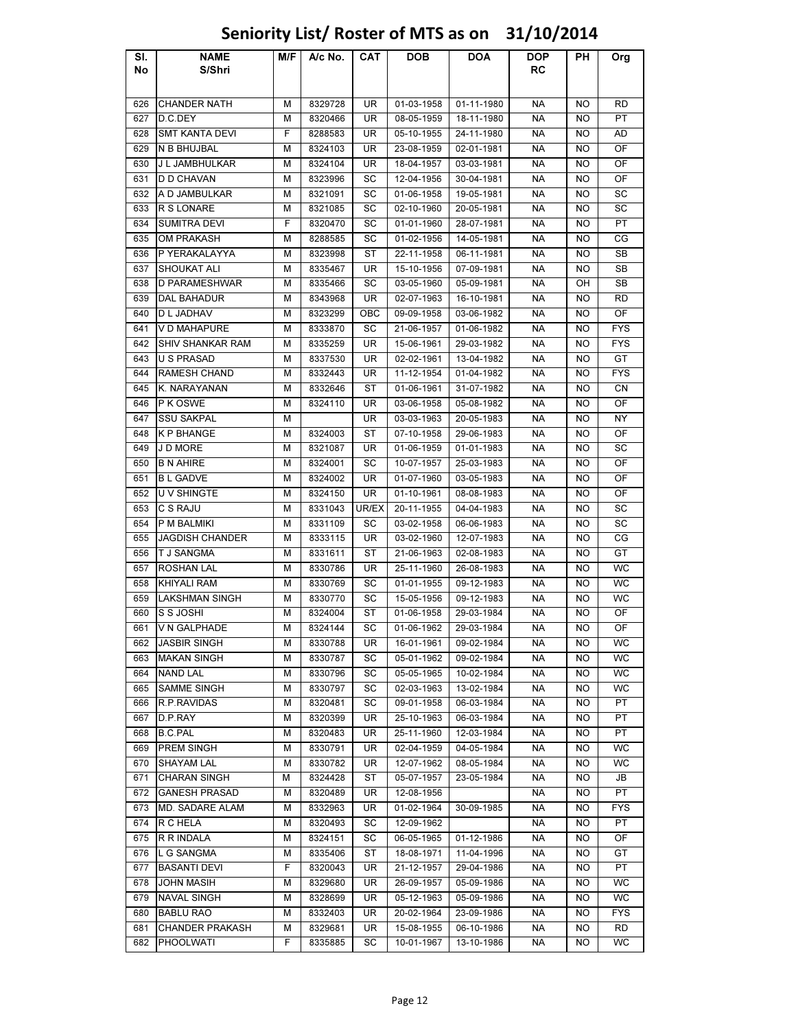# Seniority List/ Roster of MTS as on 31/10/2014

| Sl. No | NAME S/Shri | M/F | A/c No. | CAT | DOB | DOA | DOP RC | PH | Org |
|---|---|---|---|---|---|---|---|---|---|
| 626 | CHANDER NATH | M | 8329728 | UR | 01-03-1958 | 01-11-1980 | NA | NO | RD |
| 627 | D.C.DEY | M | 8320466 | UR | 08-05-1959 | 18-11-1980 | NA | NO | PT |
| 628 | SMT KANTA DEVI | F | 8288583 | UR | 05-10-1955 | 24-11-1980 | NA | NO | AD |
| 629 | N B BHUJBAL | M | 8324103 | UR | 23-08-1959 | 02-01-1981 | NA | NO | OF |
| 630 | J L JAMBHULKAR | M | 8324104 | UR | 18-04-1957 | 03-03-1981 | NA | NO | OF |
| 631 | D D CHAVAN | M | 8323996 | SC | 12-04-1956 | 30-04-1981 | NA | NO | OF |
| 632 | A D JAMBULKAR | M | 8321091 | SC | 01-06-1958 | 19-05-1981 | NA | NO | SC |
| 633 | R S LONARE | M | 8321085 | SC | 02-10-1960 | 20-05-1981 | NA | NO | SC |
| 634 | SUMITRA DEVI | F | 8320470 | SC | 01-01-1960 | 28-07-1981 | NA | NO | PT |
| 635 | OM PRAKASH | M | 8288585 | SC | 01-02-1956 | 14-05-1981 | NA | NO | CG |
| 636 | P YERAKALAYYA | M | 8323998 | ST | 22-11-1958 | 06-11-1981 | NA | NO | SB |
| 637 | SHOUKAT ALI | M | 8335467 | UR | 15-10-1956 | 07-09-1981 | NA | NO | SB |
| 638 | D PARAMESHWAR | M | 8335466 | SC | 03-05-1960 | 05-09-1981 | NA | OH | SB |
| 639 | DAL BAHADUR | M | 8343968 | UR | 02-07-1963 | 16-10-1981 | NA | NO | RD |
| 640 | D L JADHAV | M | 8323299 | OBC | 09-09-1958 | 03-06-1982 | NA | NO | OF |
| 641 | V D MAHAPURE | M | 8333870 | SC | 21-06-1957 | 01-06-1982 | NA | NO | FYS |
| 642 | SHIV SHANKAR RAM | M | 8335259 | UR | 15-06-1961 | 29-03-1982 | NA | NO | FYS |
| 643 | U S PRASAD | M | 8337530 | UR | 02-02-1961 | 13-04-1982 | NA | NO | GT |
| 644 | RAMESH CHAND | M | 8332443 | UR | 11-12-1954 | 01-04-1982 | NA | NO | FYS |
| 645 | K. NARAYANAN | M | 8332646 | ST | 01-06-1961 | 31-07-1982 | NA | NO | CN |
| 646 | P K OSWE | M | 8324110 | UR | 03-06-1958 | 05-08-1982 | NA | NO | OF |
| 647 | SSU SAKPAL | M | | UR | 03-03-1963 | 20-05-1983 | NA | NO | NY |
| 648 | K P BHANGE | M | 8324003 | ST | 07-10-1958 | 29-06-1983 | NA | NO | OF |
| 649 | J D MORE | M | 8321087 | UR | 01-06-1959 | 01-01-1983 | NA | NO | SC |
| 650 | B N AHIRE | M | 8324001 | SC | 10-07-1957 | 25-03-1983 | NA | NO | OF |
| 651 | B L GADVE | M | 8324002 | UR | 01-07-1960 | 03-05-1983 | NA | NO | OF |
| 652 | U V SHINGTE | M | 8324150 | UR | 01-10-1961 | 08-08-1983 | NA | NO | OF |
| 653 | C S RAJU | M | 8331043 | UR/EX | 20-11-1955 | 04-04-1983 | NA | NO | SC |
| 654 | P M BALMIKI | M | 8331109 | SC | 03-02-1958 | 06-06-1983 | NA | NO | SC |
| 655 | JAGDISH CHANDER | M | 8333115 | UR | 03-02-1960 | 12-07-1983 | NA | NO | CG |
| 656 | T J SANGMA | M | 8331611 | ST | 21-06-1963 | 02-08-1983 | NA | NO | GT |
| 657 | ROSHAN LAL | M | 8330786 | UR | 25-11-1960 | 26-08-1983 | NA | NO | WC |
| 658 | KHIYALI RAM | M | 8330769 | SC | 01-01-1955 | 09-12-1983 | NA | NO | WC |
| 659 | LAKSHMAN SINGH | M | 8330770 | SC | 15-05-1956 | 09-12-1983 | NA | NO | WC |
| 660 | S S JOSHI | M | 8324004 | ST | 01-06-1958 | 29-03-1984 | NA | NO | OF |
| 661 | V N GALPHADE | M | 8324144 | SC | 01-06-1962 | 29-03-1984 | NA | NO | OF |
| 662 | JASBIR SINGH | M | 8330788 | UR | 16-01-1961 | 09-02-1984 | NA | NO | WC |
| 663 | MAKAN SINGH | M | 8330787 | SC | 05-01-1962 | 09-02-1984 | NA | NO | WC |
| 664 | NAND LAL | M | 8330796 | SC | 05-05-1965 | 10-02-1984 | NA | NO | WC |
| 665 | SAMME SINGH | M | 8330797 | SC | 02-03-1963 | 13-02-1984 | NA | NO | WC |
| 666 | R.P.RAVIDAS | M | 8320481 | SC | 09-01-1958 | 06-03-1984 | NA | NO | PT |
| 667 | D.P.RAY | M | 8320399 | UR | 25-10-1963 | 06-03-1984 | NA | NO | PT |
| 668 | B.C.PAL | M | 8320483 | UR | 25-11-1960 | 12-03-1984 | NA | NO | PT |
| 669 | PREM SINGH | M | 8330791 | UR | 02-04-1959 | 04-05-1984 | NA | NO | WC |
| 670 | SHAYAM LAL | M | 8330782 | UR | 12-07-1962 | 08-05-1984 | NA | NO | WC |
| 671 | CHARAN SINGH | M | 8324428 | ST | 05-07-1957 | 23-05-1984 | NA | NO | JB |
| 672 | GANESH PRASAD | M | 8320489 | UR | 12-08-1956 | | NA | NO | PT |
| 673 | MD. SADARE ALAM | M | 8332963 | UR | 01-02-1964 | 30-09-1985 | NA | NO | FYS |
| 674 | R C HELA | M | 8320493 | SC | 12-09-1962 | | NA | NO | PT |
| 675 | R R INDALA | M | 8324151 | SC | 06-05-1965 | 01-12-1986 | NA | NO | OF |
| 676 | L G SANGMA | M | 8335406 | ST | 18-08-1971 | 11-04-1996 | NA | NO | GT |
| 677 | BASANTI DEVI | F | 8320043 | UR | 21-12-1957 | 29-04-1986 | NA | NO | PT |
| 678 | JOHN MASIH | M | 8329680 | UR | 26-09-1957 | 05-09-1986 | NA | NO | WC |
| 679 | NAVAL SINGH | M | 8328699 | UR | 05-12-1963 | 05-09-1986 | NA | NO | WC |
| 680 | BABLU RAO | M | 8332403 | UR | 20-02-1964 | 23-09-1986 | NA | NO | FYS |
| 681 | CHANDER PRAKASH | M | 8329681 | UR | 15-08-1955 | 06-10-1986 | NA | NO | RD |
| 682 | PHOOLWATI | F | 8335885 | SC | 10-01-1967 | 13-10-1986 | NA | NO | WC |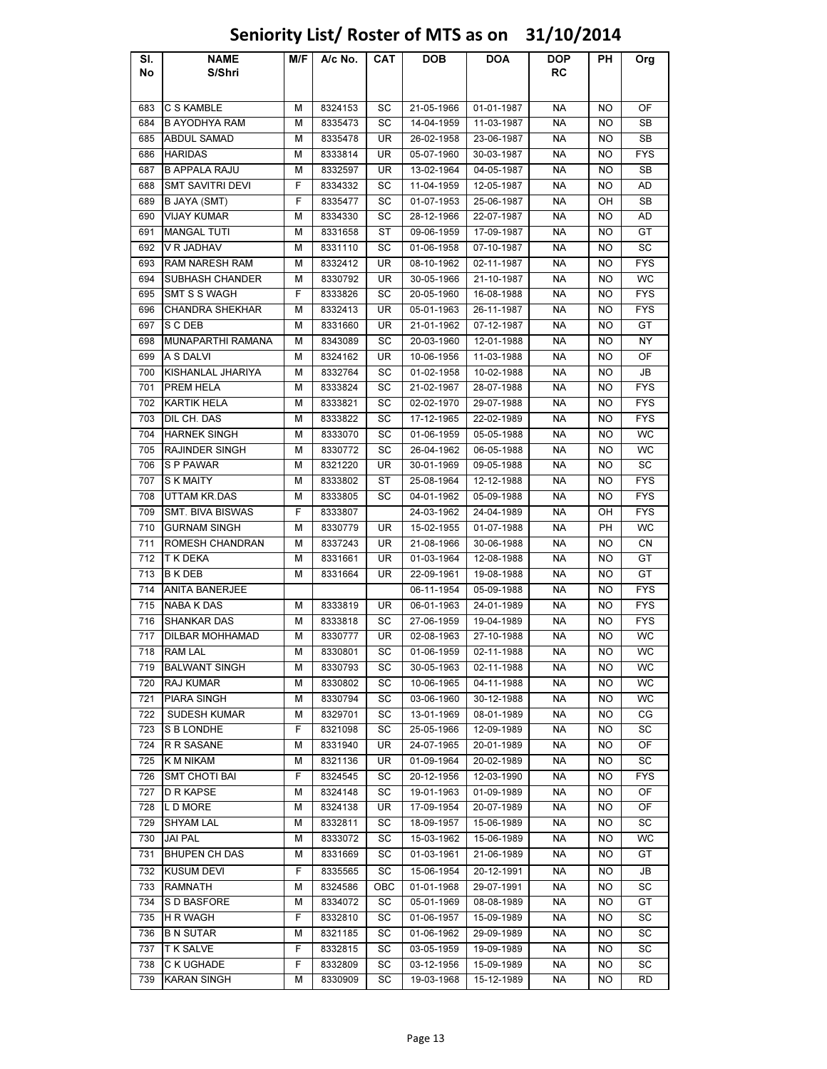# Seniority List/ Roster of MTS as on 31/10/2014

| Sl. No | NAME S/Shri | M/F | A/c No. | CAT | DOB | DOA | DOP RC | PH | Org |
|---|---|---|---|---|---|---|---|---|---|
| 683 | C S KAMBLE | M | 8324153 | SC | 21-05-1966 | 01-01-1987 | NA | NO | OF |
| 684 | B AYODHYA RAM | M | 8335473 | SC | 14-04-1959 | 11-03-1987 | NA | NO | SB |
| 685 | ABDUL SAMAD | M | 8335478 | UR | 26-02-1958 | 23-06-1987 | NA | NO | SB |
| 686 | HARIDAS | M | 8333814 | UR | 05-07-1960 | 30-03-1987 | NA | NO | FYS |
| 687 | B APPALA RAJU | M | 8332597 | UR | 13-02-1964 | 04-05-1987 | NA | NO | SB |
| 688 | SMT SAVITRI DEVI | F | 8334332 | SC | 11-04-1959 | 12-05-1987 | NA | NO | AD |
| 689 | B JAYA (SMT) | F | 8335477 | SC | 01-07-1953 | 25-06-1987 | NA | OH | SB |
| 690 | VIJAY KUMAR | M | 8334330 | SC | 28-12-1966 | 22-07-1987 | NA | NO | AD |
| 691 | MANGAL TUTI | M | 8331658 | ST | 09-06-1959 | 17-09-1987 | NA | NO | GT |
| 692 | V R JADHAV | M | 8331110 | SC | 01-06-1958 | 07-10-1987 | NA | NO | SC |
| 693 | RAM NARESH RAM | M | 8332412 | UR | 08-10-1962 | 02-11-1987 | NA | NO | FYS |
| 694 | SUBHASH CHANDER | M | 8330792 | UR | 30-05-1966 | 21-10-1987 | NA | NO | WC |
| 695 | SMT S S WAGH | F | 8333826 | SC | 20-05-1960 | 16-08-1988 | NA | NO | FYS |
| 696 | CHANDRA SHEKHAR | M | 8332413 | UR | 05-01-1963 | 26-11-1987 | NA | NO | FYS |
| 697 | S C DEB | M | 8331660 | UR | 21-01-1962 | 07-12-1987 | NA | NO | GT |
| 698 | MUNAPARTHI RAMANA | M | 8343089 | SC | 20-03-1960 | 12-01-1988 | NA | NO | NY |
| 699 | A S DALVI | M | 8324162 | UR | 10-06-1956 | 11-03-1988 | NA | NO | OF |
| 700 | KISHANLAL JHARIYA | M | 8332764 | SC | 01-02-1958 | 10-02-1988 | NA | NO | JB |
| 701 | PREM HELA | M | 8333824 | SC | 21-02-1967 | 28-07-1988 | NA | NO | FYS |
| 702 | KARTIK HELA | M | 8333821 | SC | 02-02-1970 | 29-07-1988 | NA | NO | FYS |
| 703 | DIL CH. DAS | M | 8333822 | SC | 17-12-1965 | 22-02-1989 | NA | NO | FYS |
| 704 | HARNEK SINGH | M | 8333070 | SC | 01-06-1959 | 05-05-1988 | NA | NO | WC |
| 705 | RAJINDER SINGH | M | 8330772 | SC | 26-04-1962 | 06-05-1988 | NA | NO | WC |
| 706 | S P PAWAR | M | 8321220 | UR | 30-01-1969 | 09-05-1988 | NA | NO | SC |
| 707 | S K MAITY | M | 8333802 | ST | 25-08-1964 | 12-12-1988 | NA | NO | FYS |
| 708 | UTTAM KR.DAS | M | 8333805 | SC | 04-01-1962 | 05-09-1988 | NA | NO | FYS |
| 709 | SMT. BIVA BISWAS | F | 8333807 | | 24-03-1962 | 24-04-1989 | NA | OH | FYS |
| 710 | GURNAM SINGH | M | 8330779 | UR | 15-02-1955 | 01-07-1988 | NA | PH | WC |
| 711 | ROMESH CHANDRAN | M | 8337243 | UR | 21-08-1966 | 30-06-1988 | NA | NO | CN |
| 712 | T K DEKA | M | 8331661 | UR | 01-03-1964 | 12-08-1988 | NA | NO | GT |
| 713 | B K DEB | M | 8331664 | UR | 22-09-1961 | 19-08-1988 | NA | NO | GT |
| 714 | ANITA BANERJEE | | | | 06-11-1954 | 05-09-1988 | NA | NO | FYS |
| 715 | NABA K DAS | M | 8333819 | UR | 06-01-1963 | 24-01-1989 | NA | NO | FYS |
| 716 | SHANKAR DAS | M | 8333818 | SC | 27-06-1959 | 19-04-1989 | NA | NO | FYS |
| 717 | DILBAR MOHHAMAD | M | 8330777 | UR | 02-08-1963 | 27-10-1988 | NA | NO | WC |
| 718 | RAM LAL | M | 8330801 | SC | 01-06-1959 | 02-11-1988 | NA | NO | WC |
| 719 | BALWANT SINGH | M | 8330793 | SC | 30-05-1963 | 02-11-1988 | NA | NO | WC |
| 720 | RAJ KUMAR | M | 8330802 | SC | 10-06-1965 | 04-11-1988 | NA | NO | WC |
| 721 | PIARA SINGH | M | 8330794 | SC | 03-06-1960 | 30-12-1988 | NA | NO | WC |
| 722 | SUDESH KUMAR | M | 8329701 | SC | 13-01-1969 | 08-01-1989 | NA | NO | CG |
| 723 | S B LONDHE | F | 8321098 | SC | 25-05-1966 | 12-09-1989 | NA | NO | SC |
| 724 | R R SASANE | M | 8331940 | UR | 24-07-1965 | 20-01-1989 | NA | NO | OF |
| 725 | K M NIKAM | M | 8321136 | UR | 01-09-1964 | 20-02-1989 | NA | NO | SC |
| 726 | SMT CHOTI BAI | F | 8324545 | SC | 20-12-1956 | 12-03-1990 | NA | NO | FYS |
| 727 | D R KAPSE | M | 8324148 | SC | 19-01-1963 | 01-09-1989 | NA | NO | OF |
| 728 | L D MORE | M | 8324138 | UR | 17-09-1954 | 20-07-1989 | NA | NO | OF |
| 729 | SHYAM LAL | M | 8332811 | SC | 18-09-1957 | 15-06-1989 | NA | NO | SC |
| 730 | JAI PAL | M | 8333072 | SC | 15-03-1962 | 15-06-1989 | NA | NO | WC |
| 731 | BHUPEN CH DAS | M | 8331669 | SC | 01-03-1961 | 21-06-1989 | NA | NO | GT |
| 732 | KUSUM DEVI | F | 8335565 | SC | 15-06-1954 | 20-12-1991 | NA | NO | JB |
| 733 | RAMNATH | M | 8324586 | OBC | 01-01-1968 | 29-07-1991 | NA | NO | SC |
| 734 | S D BASFORE | M | 8334072 | SC | 05-01-1969 | 08-08-1989 | NA | NO | GT |
| 735 | H R WAGH | F | 8332810 | SC | 01-06-1957 | 15-09-1989 | NA | NO | SC |
| 736 | B N SUTAR | M | 8321185 | SC | 01-06-1962 | 29-09-1989 | NA | NO | SC |
| 737 | T K SALVE | F | 8332815 | SC | 03-05-1959 | 19-09-1989 | NA | NO | SC |
| 738 | C K UGHADE | F | 8332809 | SC | 03-12-1956 | 15-09-1989 | NA | NO | SC |
| 739 | KARAN SINGH | M | 8330909 | SC | 19-03-1968 | 15-12-1989 | NA | NO | RD |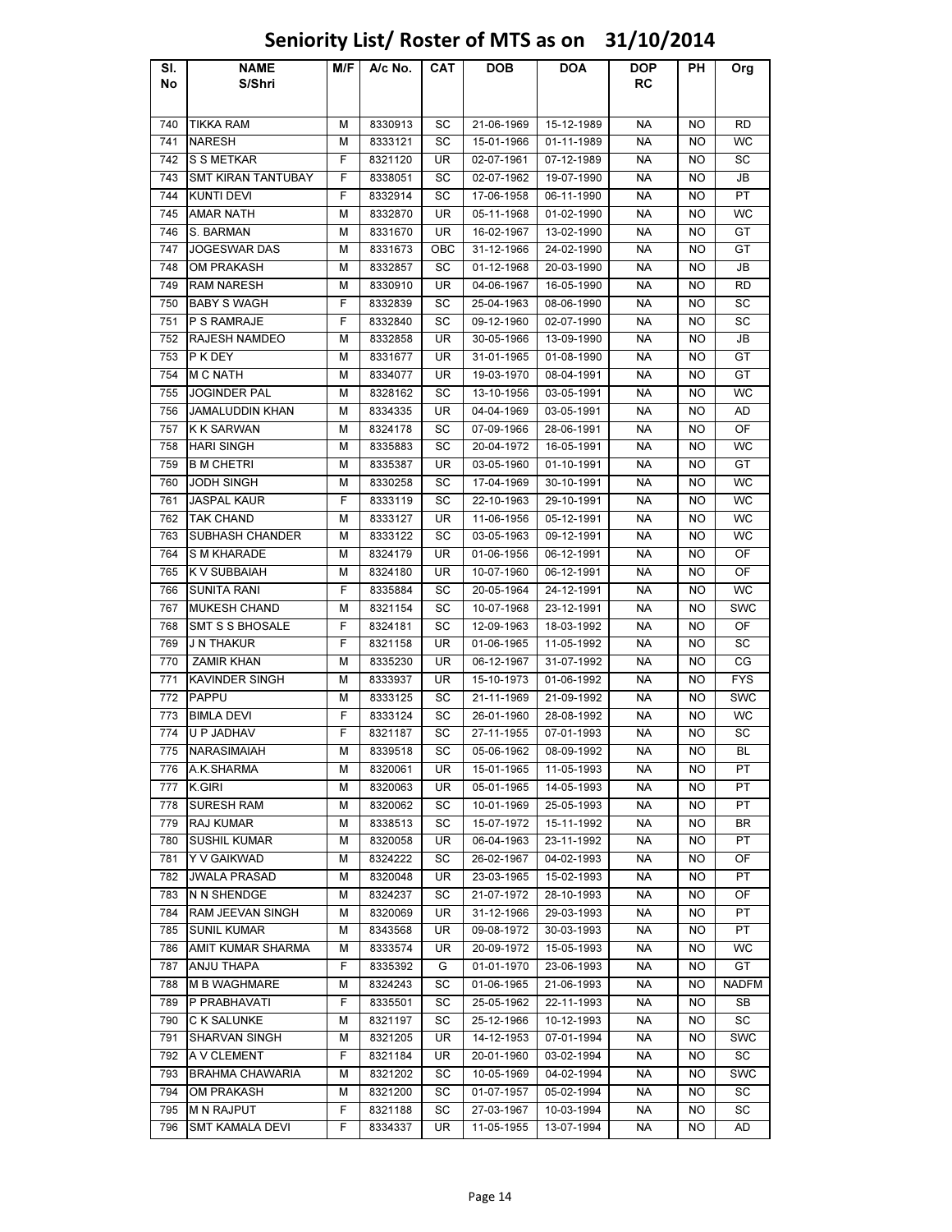# Seniority List/ Roster of MTS as on 31/10/2014

| Sl. No | NAME S/Shri | M/F | A/c No. | CAT | DOB | DOA | DOP RC | PH | Org |
|---|---|---|---|---|---|---|---|---|---|
| 740 | TIKKA RAM | M | 8330913 | SC | 21-06-1969 | 15-12-1989 | NA | NO | RD |
| 741 | NARESH | M | 8333121 | SC | 15-01-1966 | 01-11-1989 | NA | NO | WC |
| 742 | S S METKAR | F | 8321120 | UR | 02-07-1961 | 07-12-1989 | NA | NO | SC |
| 743 | SMT KIRAN TANTUBAY | F | 8338051 | SC | 02-07-1962 | 19-07-1990 | NA | NO | JB |
| 744 | KUNTI DEVI | F | 8332914 | SC | 17-06-1958 | 06-11-1990 | NA | NO | PT |
| 745 | AMAR NATH | M | 8332870 | UR | 05-11-1968 | 01-02-1990 | NA | NO | WC |
| 746 | S. BARMAN | M | 8331670 | UR | 16-02-1967 | 13-02-1990 | NA | NO | GT |
| 747 | JOGESWAR DAS | M | 8331673 | OBC | 31-12-1966 | 24-02-1990 | NA | NO | GT |
| 748 | OM PRAKASH | M | 8332857 | SC | 01-12-1968 | 20-03-1990 | NA | NO | JB |
| 749 | RAM NARESH | M | 8330910 | UR | 04-06-1967 | 16-05-1990 | NA | NO | RD |
| 750 | BABY S WAGH | F | 8332839 | SC | 25-04-1963 | 08-06-1990 | NA | NO | SC |
| 751 | P S RAMRAJE | F | 8332840 | SC | 09-12-1960 | 02-07-1990 | NA | NO | SC |
| 752 | RAJESH NAMDEO | M | 8332858 | UR | 30-05-1966 | 13-09-1990 | NA | NO | JB |
| 753 | P K DEY | M | 8331677 | UR | 31-01-1965 | 01-08-1990 | NA | NO | GT |
| 754 | M C NATH | M | 8334077 | UR | 19-03-1970 | 08-04-1991 | NA | NO | GT |
| 755 | JOGINDER PAL | M | 8328162 | SC | 13-10-1956 | 03-05-1991 | NA | NO | WC |
| 756 | JAMALUDDIN KHAN | M | 8334335 | UR | 04-04-1969 | 03-05-1991 | NA | NO | AD |
| 757 | K K SARWAN | M | 8324178 | SC | 07-09-1966 | 28-06-1991 | NA | NO | OF |
| 758 | HARI SINGH | M | 8335883 | SC | 20-04-1972 | 16-05-1991 | NA | NO | WC |
| 759 | B M CHETRI | M | 8335387 | UR | 03-05-1960 | 01-10-1991 | NA | NO | GT |
| 760 | JODH SINGH | M | 8330258 | SC | 17-04-1969 | 30-10-1991 | NA | NO | WC |
| 761 | JASPAL KAUR | F | 8333119 | SC | 22-10-1963 | 29-10-1991 | NA | NO | WC |
| 762 | TAK CHAND | M | 8333127 | UR | 11-06-1956 | 05-12-1991 | NA | NO | WC |
| 763 | SUBHASH CHANDER | M | 8333122 | SC | 03-05-1963 | 09-12-1991 | NA | NO | WC |
| 764 | S M KHARADE | M | 8324179 | UR | 01-06-1956 | 06-12-1991 | NA | NO | OF |
| 765 | K V SUBBAIAH | M | 8324180 | UR | 10-07-1960 | 06-12-1991 | NA | NO | OF |
| 766 | SUNITA RANI | F | 8335884 | SC | 20-05-1964 | 24-12-1991 | NA | NO | WC |
| 767 | MUKESH CHAND | M | 8321154 | SC | 10-07-1968 | 23-12-1991 | NA | NO | SWC |
| 768 | SMT S S BHOSALE | F | 8324181 | SC | 12-09-1963 | 18-03-1992 | NA | NO | OF |
| 769 | J N THAKUR | F | 8321158 | UR | 01-06-1965 | 11-05-1992 | NA | NO | SC |
| 770 | ZAMIR KHAN | M | 8335230 | UR | 06-12-1967 | 31-07-1992 | NA | NO | CG |
| 771 | KAVINDER SINGH | M | 8333937 | UR | 15-10-1973 | 01-06-1992 | NA | NO | FYS |
| 772 | PAPPU | M | 8333125 | SC | 21-11-1969 | 21-09-1992 | NA | NO | SWC |
| 773 | BIMLA DEVI | F | 8333124 | SC | 26-01-1960 | 28-08-1992 | NA | NO | WC |
| 774 | U P JADHAV | F | 8321187 | SC | 27-11-1955 | 07-01-1993 | NA | NO | SC |
| 775 | NARASIMAIAH | M | 8339518 | SC | 05-06-1962 | 08-09-1992 | NA | NO | BL |
| 776 | A.K.SHARMA | M | 8320061 | UR | 15-01-1965 | 11-05-1993 | NA | NO | PT |
| 777 | K.GIRI | M | 8320063 | UR | 05-01-1965 | 14-05-1993 | NA | NO | PT |
| 778 | SURESH RAM | M | 8320062 | SC | 10-01-1969 | 25-05-1993 | NA | NO | PT |
| 779 | RAJ KUMAR | M | 8338513 | SC | 15-07-1972 | 15-11-1992 | NA | NO | BR |
| 780 | SUSHIL KUMAR | M | 8320058 | UR | 06-04-1963 | 23-11-1992 | NA | NO | PT |
| 781 | Y V GAIKWAD | M | 8324222 | SC | 26-02-1967 | 04-02-1993 | NA | NO | OF |
| 782 | JWALA PRASAD | M | 8320048 | UR | 23-03-1965 | 15-02-1993 | NA | NO | PT |
| 783 | N N SHENDGE | M | 8324237 | SC | 21-07-1972 | 28-10-1993 | NA | NO | OF |
| 784 | RAM JEEVAN SINGH | M | 8320069 | UR | 31-12-1966 | 29-03-1993 | NA | NO | PT |
| 785 | SUNIL KUMAR | M | 8343568 | UR | 09-08-1972 | 30-03-1993 | NA | NO | PT |
| 786 | AMIT KUMAR SHARMA | M | 8333574 | UR | 20-09-1972 | 15-05-1993 | NA | NO | WC |
| 787 | ANJU THAPA | F | 8335392 | G | 01-01-1970 | 23-06-1993 | NA | NO | GT |
| 788 | M B WAGHMARE | M | 8324243 | SC | 01-06-1965 | 21-06-1993 | NA | NO | NADFM |
| 789 | P PRABHAVATI | F | 8335501 | SC | 25-05-1962 | 22-11-1993 | NA | NO | SB |
| 790 | C K SALUNKE | M | 8321197 | SC | 25-12-1966 | 10-12-1993 | NA | NO | SC |
| 791 | SHARVAN SINGH | M | 8321205 | UR | 14-12-1953 | 07-01-1994 | NA | NO | SWC |
| 792 | A V CLEMENT | F | 8321184 | UR | 20-01-1960 | 03-02-1994 | NA | NO | SC |
| 793 | BRAHMA CHAWARIA | M | 8321202 | SC | 10-05-1969 | 04-02-1994 | NA | NO | SWC |
| 794 | OM PRAKASH | M | 8321200 | SC | 01-07-1957 | 05-02-1994 | NA | NO | SC |
| 795 | M N RAJPUT | F | 8321188 | SC | 27-03-1967 | 10-03-1994 | NA | NO | SC |
| 796 | SMT KAMALA DEVI | F | 8334337 | UR | 11-05-1955 | 13-07-1994 | NA | NO | AD |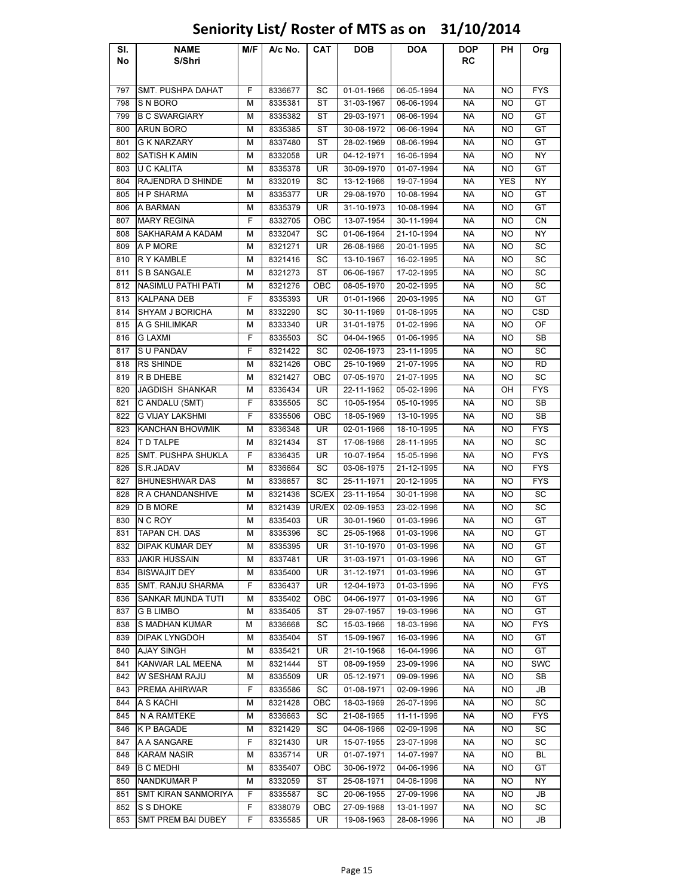# Seniority List/ Roster of MTS as on 31/10/2014

| Sl. No | NAME S/Shri | M/F | A/c No. | CAT | DOB | DOA | DOP RC | PH | Org |
|---|---|---|---|---|---|---|---|---|---|
| 797 | SMT. PUSHPA DAHAT | F | 8336677 | SC | 01-01-1966 | 06-05-1994 | NA | NO | FYS |
| 798 | S N BORO | M | 8335381 | ST | 31-03-1967 | 06-06-1994 | NA | NO | GT |
| 799 | B C SWARGIARY | M | 8335382 | ST | 29-03-1971 | 06-06-1994 | NA | NO | GT |
| 800 | ARUN BORO | M | 8335385 | ST | 30-08-1972 | 06-06-1994 | NA | NO | GT |
| 801 | G K NARZARY | M | 8337480 | ST | 28-02-1969 | 08-06-1994 | NA | NO | GT |
| 802 | SATISH K AMIN | M | 8332058 | UR | 04-12-1971 | 16-06-1994 | NA | NO | NY |
| 803 | U C KALITA | M | 8335378 | UR | 30-09-1970 | 01-07-1994 | NA | NO | GT |
| 804 | RAJENDRA D SHINDE | M | 8332019 | SC | 13-12-1966 | 19-07-1994 | NA | YES | NY |
| 805 | H P SHARMA | M | 8335377 | UR | 29-08-1970 | 10-08-1994 | NA | NO | GT |
| 806 | A BARMAN | M | 8335379 | UR | 31-10-1973 | 10-08-1994 | NA | NO | GT |
| 807 | MARY REGINA | F | 8332705 | OBC | 13-07-1954 | 30-11-1994 | NA | NO | CN |
| 808 | SAKHARAM A KADAM | M | 8332047 | SC | 01-06-1964 | 21-10-1994 | NA | NO | NY |
| 809 | A P MORE | M | 8321271 | UR | 26-08-1966 | 20-01-1995 | NA | NO | SC |
| 810 | R Y KAMBLE | M | 8321416 | SC | 13-10-1967 | 16-02-1995 | NA | NO | SC |
| 811 | S B SANGALE | M | 8321273 | ST | 06-06-1967 | 17-02-1995 | NA | NO | SC |
| 812 | NASIMLU PATHI PATI | M | 8321276 | OBC | 08-05-1970 | 20-02-1995 | NA | NO | SC |
| 813 | KALPANA DEB | F | 8335393 | UR | 01-01-1966 | 20-03-1995 | NA | NO | GT |
| 814 | SHYAM J BORICHA | M | 8332290 | SC | 30-11-1969 | 01-06-1995 | NA | NO | CSD |
| 815 | A G SHILIMKAR | M | 8333340 | UR | 31-01-1975 | 01-02-1996 | NA | NO | OF |
| 816 | G LAXMI | F | 8335503 | SC | 04-04-1965 | 01-06-1995 | NA | NO | SB |
| 817 | S U PANDAV | F | 8321422 | SC | 02-06-1973 | 23-11-1995 | NA | NO | SC |
| 818 | RS SHINDE | M | 8321426 | OBC | 25-10-1969 | 21-07-1995 | NA | NO | RD |
| 819 | R B DHEBE | M | 8321427 | OBC | 07-05-1970 | 21-07-1995 | NA | NO | SC |
| 820 | JAGDISH SHANKAR | M | 8336434 | UR | 22-11-1962 | 05-02-1996 | NA | OH | FYS |
| 821 | C ANDALU (SMT) | F | 8335505 | SC | 10-05-1954 | 05-10-1995 | NA | NO | SB |
| 822 | G VIJAY LAKSHMI | F | 8335506 | OBC | 18-05-1969 | 13-10-1995 | NA | NO | SB |
| 823 | KANCHAN BHOWMIK | M | 8336348 | UR | 02-01-1966 | 18-10-1995 | NA | NO | FYS |
| 824 | T D TALPE | M | 8321434 | ST | 17-06-1966 | 28-11-1995 | NA | NO | SC |
| 825 | SMT. PUSHPA SHUKLA | F | 8336435 | UR | 10-07-1954 | 15-05-1996 | NA | NO | FYS |
| 826 | S.R.JADAV | M | 8336664 | SC | 03-06-1975 | 21-12-1995 | NA | NO | FYS |
| 827 | BHUNESHWAR DAS | M | 8336657 | SC | 25-11-1971 | 20-12-1995 | NA | NO | FYS |
| 828 | R A CHANDANSHIVE | M | 8321436 | SC/EX | 23-11-1954 | 30-01-1996 | NA | NO | SC |
| 829 | D B MORE | M | 8321439 | UR/EX | 02-09-1953 | 23-02-1996 | NA | NO | SC |
| 830 | N C ROY | M | 8335403 | UR | 30-01-1960 | 01-03-1996 | NA | NO | GT |
| 831 | TAPAN CH. DAS | M | 8335396 | SC | 25-05-1968 | 01-03-1996 | NA | NO | GT |
| 832 | DIPAK KUMAR DEY | M | 8335395 | UR | 31-10-1970 | 01-03-1996 | NA | NO | GT |
| 833 | JAKIR HUSSAIN | M | 8337481 | UR | 31-03-1971 | 01-03-1996 | NA | NO | GT |
| 834 | BISWAJIT DEY | M | 8335400 | UR | 31-12-1971 | 01-03-1996 | NA | NO | GT |
| 835 | SMT. RANJU SHARMA | F | 8336437 | UR | 12-04-1973 | 01-03-1996 | NA | NO | FYS |
| 836 | SANKAR MUNDA TUTI | M | 8335402 | OBC | 04-06-1977 | 01-03-1996 | NA | NO | GT |
| 837 | G B LIMBO | M | 8335405 | ST | 29-07-1957 | 19-03-1996 | NA | NO | GT |
| 838 | S MADHAN KUMAR | M | 8336668 | SC | 15-03-1966 | 18-03-1996 | NA | NO | FYS |
| 839 | DIPAK LYNGDOH | M | 8335404 | ST | 15-09-1967 | 16-03-1996 | NA | NO | GT |
| 840 | AJAY SINGH | M | 8335421 | UR | 21-10-1968 | 16-04-1996 | NA | NO | GT |
| 841 | KANWAR LAL MEENA | M | 8321444 | ST | 08-09-1959 | 23-09-1996 | NA | NO | SWC |
| 842 | W SESHAM RAJU | M | 8335509 | UR | 05-12-1971 | 09-09-1996 | NA | NO | SB |
| 843 | PREMA AHIRWAR | F | 8335586 | SC | 01-08-1971 | 02-09-1996 | NA | NO | JB |
| 844 | A S KACHI | M | 8321428 | OBC | 18-03-1969 | 26-07-1996 | NA | NO | SC |
| 845 | N A RAMTEKE | M | 8336663 | SC | 21-08-1965 | 11-11-1996 | NA | NO | FYS |
| 846 | K P BAGADE | M | 8321429 | SC | 04-06-1966 | 02-09-1996 | NA | NO | SC |
| 847 | A A SANGARE | F | 8321430 | UR | 15-07-1955 | 23-07-1996 | NA | NO | SC |
| 848 | KARAM NASIR | M | 8335714 | UR | 01-07-1971 | 14-07-1997 | NA | NO | BL |
| 849 | B C MEDHI | M | 8335407 | OBC | 30-06-1972 | 04-06-1996 | NA | NO | GT |
| 850 | NANDKUMAR P | M | 8332059 | ST | 25-08-1971 | 04-06-1996 | NA | NO | NY |
| 851 | SMT KIRAN SANMORIYA | F | 8335587 | SC | 20-06-1955 | 27-09-1996 | NA | NO | JB |
| 852 | S S DHOKE | F | 8338079 | OBC | 27-09-1968 | 13-01-1997 | NA | NO | SC |
| 853 | SMT PREM BAI DUBEY | F | 8335585 | UR | 19-08-1963 | 28-08-1996 | NA | NO | JB |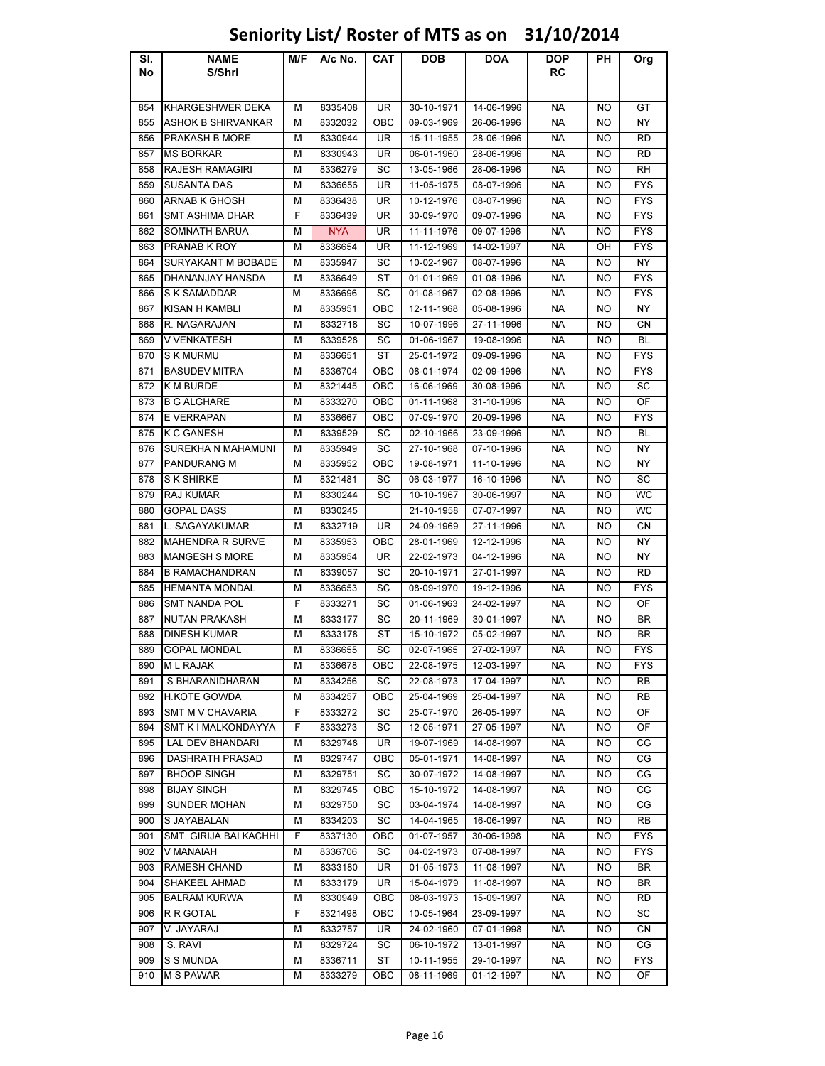# Seniority List/ Roster of MTS as on 31/10/2014

| Sl. No | NAME S/Shri | M/F | A/c No. | CAT | DOB | DOA | DOP RC | PH | Org |
|---|---|---|---|---|---|---|---|---|---|
| 854 | KHARGESHWER DEKA | M | 8335408 | UR | 30-10-1971 | 14-06-1996 | NA | NO | GT |
| 855 | ASHOK B SHIRVANKAR | M | 8332032 | OBC | 09-03-1969 | 26-06-1996 | NA | NO | NY |
| 856 | PRAKASH B MORE | M | 8330944 | UR | 15-11-1955 | 28-06-1996 | NA | NO | RD |
| 857 | MS BORKAR | M | 8330943 | UR | 06-01-1960 | 28-06-1996 | NA | NO | RD |
| 858 | RAJESH RAMAGIRI | M | 8336279 | SC | 13-05-1966 | 28-06-1996 | NA | NO | RH |
| 859 | SUSANTA DAS | M | 8336656 | UR | 11-05-1975 | 08-07-1996 | NA | NO | FYS |
| 860 | ARNAB K GHOSH | M | 8336438 | UR | 10-12-1976 | 08-07-1996 | NA | NO | FYS |
| 861 | SMT ASHIMA DHAR | F | 8336439 | UR | 30-09-1970 | 09-07-1996 | NA | NO | FYS |
| 862 | SOMNATH BARUA | M | NYA | UR | 11-11-1976 | 09-07-1996 | NA | NO | FYS |
| 863 | PRANAB K ROY | M | 8336654 | UR | 11-12-1969 | 14-02-1997 | NA | OH | FYS |
| 864 | SURYAKANT M BOBADE | M | 8335947 | SC | 10-02-1967 | 08-07-1996 | NA | NO | NY |
| 865 | DHANANJAY HANSDA | M | 8336649 | ST | 01-01-1969 | 01-08-1996 | NA | NO | FYS |
| 866 | S K SAMADDAR | M | 8336696 | SC | 01-08-1967 | 02-08-1996 | NA | NO | FYS |
| 867 | KISAN H KAMBLI | M | 8335951 | OBC | 12-11-1968 | 05-08-1996 | NA | NO | NY |
| 868 | R. NAGARAJAN | M | 8332718 | SC | 10-07-1996 | 27-11-1996 | NA | NO | CN |
| 869 | V VENKATESH | M | 8339528 | SC | 01-06-1967 | 19-08-1996 | NA | NO | BL |
| 870 | S K MURMU | M | 8336651 | ST | 25-01-1972 | 09-09-1996 | NA | NO | FYS |
| 871 | BASUDEV MITRA | M | 8336704 | OBC | 08-01-1974 | 02-09-1996 | NA | NO | FYS |
| 872 | K M BURDE | M | 8321445 | OBC | 16-06-1969 | 30-08-1996 | NA | NO | SC |
| 873 | B G ALGHARE | M | 8333270 | OBC | 01-11-1968 | 31-10-1996 | NA | NO | OF |
| 874 | E VERRAPAN | M | 8336667 | OBC | 07-09-1970 | 20-09-1996 | NA | NO | FYS |
| 875 | K C GANESH | M | 8339529 | SC | 02-10-1966 | 23-09-1996 | NA | NO | BL |
| 876 | SUREKHA N MAHAMUNI | M | 8335949 | SC | 27-10-1968 | 07-10-1996 | NA | NO | NY |
| 877 | PANDURANG M | M | 8335952 | OBC | 19-08-1971 | 11-10-1996 | NA | NO | NY |
| 878 | S K SHIRKE | M | 8321481 | SC | 06-03-1977 | 16-10-1996 | NA | NO | SC |
| 879 | RAJ KUMAR | M | 8330244 | SC | 10-10-1967 | 30-06-1997 | NA | NO | WC |
| 880 | GOPAL DASS | M | 8330245 | | 21-10-1958 | 07-07-1997 | NA | NO | WC |
| 881 | L. SAGAYAKUMAR | M | 8332719 | UR | 24-09-1969 | 27-11-1996 | NA | NO | CN |
| 882 | MAHENDRA R SURVE | M | 8335953 | OBC | 28-01-1969 | 12-12-1996 | NA | NO | NY |
| 883 | MANGESH S MORE | M | 8335954 | UR | 22-02-1973 | 04-12-1996 | NA | NO | NY |
| 884 | B RAMACHANDRAN | M | 8339057 | SC | 20-10-1971 | 27-01-1997 | NA | NO | RD |
| 885 | HEMANTA MONDAL | M | 8336653 | SC | 08-09-1970 | 19-12-1996 | NA | NO | FYS |
| 886 | SMT NANDA POL | F | 8333271 | SC | 01-06-1963 | 24-02-1997 | NA | NO | OF |
| 887 | NUTAN PRAKASH | M | 8333177 | SC | 20-11-1969 | 30-01-1997 | NA | NO | BR |
| 888 | DINESH KUMAR | M | 8333178 | ST | 15-10-1972 | 05-02-1997 | NA | NO | BR |
| 889 | GOPAL MONDAL | M | 8336655 | SC | 02-07-1965 | 27-02-1997 | NA | NO | FYS |
| 890 | M L RAJAK | M | 8336678 | OBC | 22-08-1975 | 12-03-1997 | NA | NO | FYS |
| 891 | S BHARANIDHARAN | M | 8334256 | SC | 22-08-1973 | 17-04-1997 | NA | NO | RB |
| 892 | H.KOTE GOWDA | M | 8334257 | OBC | 25-04-1969 | 25-04-1997 | NA | NO | RB |
| 893 | SMT M V CHAVARIA | F | 8333272 | SC | 25-07-1970 | 26-05-1997 | NA | NO | OF |
| 894 | SMT K I MALKONDAYYA | F | 8333273 | SC | 12-05-1971 | 27-05-1997 | NA | NO | OF |
| 895 | LAL DEV BHANDARI | M | 8329748 | UR | 19-07-1969 | 14-08-1997 | NA | NO | CG |
| 896 | DASHRATH PRASAD | M | 8329747 | OBC | 05-01-1971 | 14-08-1997 | NA | NO | CG |
| 897 | BHOOP SINGH | M | 8329751 | SC | 30-07-1972 | 14-08-1997 | NA | NO | CG |
| 898 | BIJAY SINGH | M | 8329745 | OBC | 15-10-1972 | 14-08-1997 | NA | NO | CG |
| 899 | SUNDER MOHAN | M | 8329750 | SC | 03-04-1974 | 14-08-1997 | NA | NO | CG |
| 900 | S JAYABALAN | M | 8334203 | SC | 14-04-1965 | 16-06-1997 | NA | NO | RB |
| 901 | SMT. GIRIJA BAI KACHHI | F | 8337130 | OBC | 01-07-1957 | 30-06-1998 | NA | NO | FYS |
| 902 | V MANAIAH | M | 8336706 | SC | 04-02-1973 | 07-08-1997 | NA | NO | FYS |
| 903 | RAMESH CHAND | M | 8333180 | UR | 01-05-1973 | 11-08-1997 | NA | NO | BR |
| 904 | SHAKEEL AHMAD | M | 8333179 | UR | 15-04-1979 | 11-08-1997 | NA | NO | BR |
| 905 | BALRAM KURWA | M | 8330949 | OBC | 08-03-1973 | 15-09-1997 | NA | NO | RD |
| 906 | R R GOTAL | F | 8321498 | OBC | 10-05-1964 | 23-09-1997 | NA | NO | SC |
| 907 | V. JAYARAJ | M | 8332757 | UR | 24-02-1960 | 07-01-1998 | NA | NO | CN |
| 908 | S. RAVI | M | 8329724 | SC | 06-10-1972 | 13-01-1997 | NA | NO | CG |
| 909 | S S MUNDA | M | 8336711 | ST | 10-11-1955 | 29-10-1997 | NA | NO | FYS |
| 910 | M S PAWAR | M | 8333279 | OBC | 08-11-1969 | 01-12-1997 | NA | NO | OF |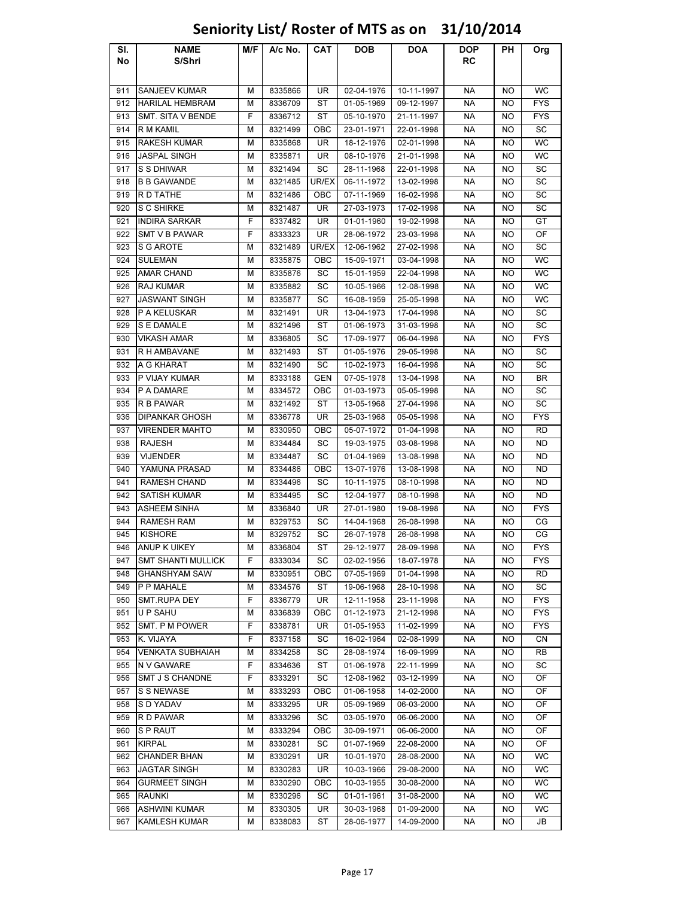# Seniority List/ Roster of MTS as on 31/10/2014

| Sl. No | NAME S/Shri | M/F | A/c No. | CAT | DOB | DOA | DOP RC | PH | Org |
|---|---|---|---|---|---|---|---|---|---|
| 911 | SANJEEV KUMAR | M | 8335866 | UR | 02-04-1976 | 10-11-1997 | NA | NO | WC |
| 912 | HARILAL HEMBRAM | M | 8336709 | ST | 01-05-1969 | 09-12-1997 | NA | NO | FYS |
| 913 | SMT. SITA V BENDE | F | 8336712 | ST | 05-10-1970 | 21-11-1997 | NA | NO | FYS |
| 914 | R M KAMIL | M | 8321499 | OBC | 23-01-1971 | 22-01-1998 | NA | NO | SC |
| 915 | RAKESH KUMAR | M | 8335868 | UR | 18-12-1976 | 02-01-1998 | NA | NO | WC |
| 916 | JASPAL SINGH | M | 8335871 | UR | 08-10-1976 | 21-01-1998 | NA | NO | WC |
| 917 | S S DHIWAR | M | 8321494 | SC | 28-11-1968 | 22-01-1998 | NA | NO | SC |
| 918 | B B GAWANDE | M | 8321485 | UR/EX | 06-11-1972 | 13-02-1998 | NA | NO | SC |
| 919 | R D TATHE | M | 8321486 | OBC | 07-11-1969 | 16-02-1998 | NA | NO | SC |
| 920 | S C SHIRKE | M | 8321487 | UR | 27-03-1973 | 17-02-1998 | NA | NO | SC |
| 921 | INDIRA SARKAR | F | 8337482 | UR | 01-01-1960 | 19-02-1998 | NA | NO | GT |
| 922 | SMT V B PAWAR | F | 8333323 | UR | 28-06-1972 | 23-03-1998 | NA | NO | OF |
| 923 | S G AROTE | M | 8321489 | UR/EX | 12-06-1962 | 27-02-1998 | NA | NO | SC |
| 924 | SULEMAN | M | 8335875 | OBC | 15-09-1971 | 03-04-1998 | NA | NO | WC |
| 925 | AMAR CHAND | M | 8335876 | SC | 15-01-1959 | 22-04-1998 | NA | NO | WC |
| 926 | RAJ KUMAR | M | 8335882 | SC | 10-05-1966 | 12-08-1998 | NA | NO | WC |
| 927 | JASWANT SINGH | M | 8335877 | SC | 16-08-1959 | 25-05-1998 | NA | NO | WC |
| 928 | P A KELUSKAR | M | 8321491 | UR | 13-04-1973 | 17-04-1998 | NA | NO | SC |
| 929 | S E DAMALE | M | 8321496 | ST | 01-06-1973 | 31-03-1998 | NA | NO | SC |
| 930 | VIKASH AMAR | M | 8336805 | SC | 17-09-1977 | 06-04-1998 | NA | NO | FYS |
| 931 | R H AMBAVANE | M | 8321493 | ST | 01-05-1976 | 29-05-1998 | NA | NO | SC |
| 932 | A G KHARAT | M | 8321490 | SC | 10-02-1973 | 16-04-1998 | NA | NO | SC |
| 933 | P VIJAY KUMAR | M | 8333188 | GEN | 07-05-1978 | 13-04-1998 | NA | NO | BR |
| 934 | P A DAMARE | M | 8334572 | OBC | 01-03-1973 | 05-05-1998 | NA | NO | SC |
| 935 | R B PAWAR | M | 8321492 | ST | 13-05-1968 | 27-04-1998 | NA | NO | SC |
| 936 | DIPANKAR GHOSH | M | 8336778 | UR | 25-03-1968 | 05-05-1998 | NA | NO | FYS |
| 937 | VIRENDER MAHTO | M | 8330950 | OBC | 05-07-1972 | 01-04-1998 | NA | NO | RD |
| 938 | RAJESH | M | 8334484 | SC | 19-03-1975 | 03-08-1998 | NA | NO | ND |
| 939 | VIJENDER | M | 8334487 | SC | 01-04-1969 | 13-08-1998 | NA | NO | ND |
| 940 | YAMUNA PRASAD | M | 8334486 | OBC | 13-07-1976 | 13-08-1998 | NA | NO | ND |
| 941 | RAMESH CHAND | M | 8334496 | SC | 10-11-1975 | 08-10-1998 | NA | NO | ND |
| 942 | SATISH KUMAR | M | 8334495 | SC | 12-04-1977 | 08-10-1998 | NA | NO | ND |
| 943 | ASHEEM SINHA | M | 8336840 | UR | 27-01-1980 | 19-08-1998 | NA | NO | FYS |
| 944 | RAMESH RAM | M | 8329753 | SC | 14-04-1968 | 26-08-1998 | NA | NO | CG |
| 945 | KISHORE | M | 8329752 | SC | 26-07-1978 | 26-08-1998 | NA | NO | CG |
| 946 | ANUP K UIKEY | M | 8336804 | ST | 29-12-1977 | 28-09-1998 | NA | NO | FYS |
| 947 | SMT SHANTI MULLICK | F | 8333034 | SC | 02-02-1956 | 18-07-1978 | NA | NO | FYS |
| 948 | GHANSHYAM SAW | M | 8330951 | OBC | 07-05-1969 | 01-04-1998 | NA | NO | RD |
| 949 | P P MAHALE | M | 8334576 | ST | 19-06-1968 | 28-10-1998 | NA | NO | SC |
| 950 | SMT.RUPA DEY | F | 8336779 | UR | 12-11-1958 | 23-11-1998 | NA | NO | FYS |
| 951 | U P SAHU | M | 8336839 | OBC | 01-12-1973 | 21-12-1998 | NA | NO | FYS |
| 952 | SMT. P M POWER | F | 8338781 | UR | 01-05-1953 | 11-02-1999 | NA | NO | FYS |
| 953 | K. VIJAYA | F | 8337158 | SC | 16-02-1964 | 02-08-1999 | NA | NO | CN |
| 954 | VENKATA SUBHAIAH | M | 8334258 | SC | 28-08-1974 | 16-09-1999 | NA | NO | RB |
| 955 | N V GAWARE | F | 8334636 | ST | 01-06-1978 | 22-11-1999 | NA | NO | SC |
| 956 | SMT J S CHANDNE | F | 8333291 | SC | 12-08-1962 | 03-12-1999 | NA | NO | OF |
| 957 | S S NEWASE | M | 8333293 | OBC | 01-06-1958 | 14-02-2000 | NA | NO | OF |
| 958 | S D YADAV | M | 8333295 | UR | 05-09-1969 | 06-03-2000 | NA | NO | OF |
| 959 | R D PAWAR | M | 8333296 | SC | 03-05-1970 | 06-06-2000 | NA | NO | OF |
| 960 | S P RAUT | M | 8333294 | OBC | 30-09-1971 | 06-06-2000 | NA | NO | OF |
| 961 | KIRPAL | M | 8330281 | SC | 01-07-1969 | 22-08-2000 | NA | NO | OF |
| 962 | CHANDER BHAN | M | 8330291 | UR | 10-01-1970 | 28-08-2000 | NA | NO | WC |
| 963 | JAGTAR SINGH | M | 8330283 | UR | 10-03-1966 | 29-08-2000 | NA | NO | WC |
| 964 | GURMEET SINGH | M | 8330290 | OBC | 10-03-1955 | 30-08-2000 | NA | NO | WC |
| 965 | RAUNKI | M | 8330296 | SC | 01-01-1961 | 31-08-2000 | NA | NO | WC |
| 966 | ASHWINI KUMAR | M | 8330305 | UR | 30-03-1968 | 01-09-2000 | NA | NO | WC |
| 967 | KAMLESH KUMAR | M | 8338083 | ST | 28-06-1977 | 14-09-2000 | NA | NO | JB |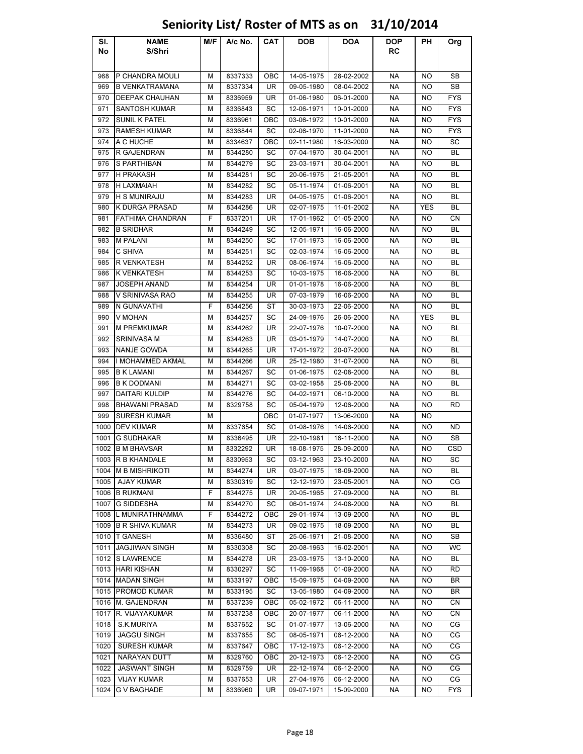# Seniority List/ Roster of MTS as on 31/10/2014

| Sl. No | NAME S/Shri | M/F | A/c No. | CAT | DOB | DOA | DOP RC | PH | Org |
|---|---|---|---|---|---|---|---|---|---|
| 968 | P CHANDRA MOULI | M | 8337333 | OBC | 14-05-1975 | 28-02-2002 | NA | NO | SB |
| 969 | B VENKATRAMANA | M | 8337334 | UR | 09-05-1980 | 08-04-2002 | NA | NO | SB |
| 970 | DEEPAK CHAUHAN | M | 8336959 | UR | 01-06-1980 | 06-01-2000 | NA | NO | FYS |
| 971 | SANTOSH KUMAR | M | 8336843 | SC | 12-06-1971 | 10-01-2000 | NA | NO | FYS |
| 972 | SUNIL K PATEL | M | 8336961 | OBC | 03-06-1972 | 10-01-2000 | NA | NO | FYS |
| 973 | RAMESH KUMAR | M | 8336844 | SC | 02-06-1970 | 11-01-2000 | NA | NO | FYS |
| 974 | A C HUCHE | M | 8334637 | OBC | 02-11-1980 | 16-03-2000 | NA | NO | SC |
| 975 | R GAJENDRAN | M | 8344280 | SC | 07-04-1970 | 30-04-2001 | NA | NO | BL |
| 976 | S PARTHIBAN | M | 8344279 | SC | 23-03-1971 | 30-04-2001 | NA | NO | BL |
| 977 | H PRAKASH | M | 8344281 | SC | 20-06-1975 | 21-05-2001 | NA | NO | BL |
| 978 | H LAXMAIAH | M | 8344282 | SC | 05-11-1974 | 01-06-2001 | NA | NO | BL |
| 979 | H S MUNIRAJU | M | 8344283 | UR | 04-05-1975 | 01-06-2001 | NA | NO | BL |
| 980 | K DURGA PRASAD | M | 8344286 | UR | 02-07-1975 | 11-01-2002 | NA | YES | BL |
| 981 | FATHIMA CHANDRAN | F | 8337201 | UR | 17-01-1962 | 01-05-2000 | NA | NO | CN |
| 982 | B SRIDHAR | M | 8344249 | SC | 12-05-1971 | 16-06-2000 | NA | NO | BL |
| 983 | M PALANI | M | 8344250 | SC | 17-01-1973 | 16-06-2000 | NA | NO | BL |
| 984 | C SHIVA | M | 8344251 | SC | 02-03-1974 | 16-06-2000 | NA | NO | BL |
| 985 | R VENKATESH | M | 8344252 | UR | 08-06-1974 | 16-06-2000 | NA | NO | BL |
| 986 | K VENKATESH | M | 8344253 | SC | 10-03-1975 | 16-06-2000 | NA | NO | BL |
| 987 | JOSEPH ANAND | M | 8344254 | UR | 01-01-1978 | 16-06-2000 | NA | NO | BL |
| 988 | V SRINIVASA RAO | M | 8344255 | UR | 07-03-1979 | 16-06-2000 | NA | NO | BL |
| 989 | N GUNAVATHI | F | 8344256 | ST | 30-03-1973 | 22-06-2000 | NA | NO | BL |
| 990 | V MOHAN | M | 8344257 | SC | 24-09-1976 | 26-06-2000 | NA | YES | BL |
| 991 | M PREMKUMAR | M | 8344262 | UR | 22-07-1976 | 10-07-2000 | NA | NO | BL |
| 992 | SRINIVASA M | M | 8344263 | UR | 03-01-1979 | 14-07-2000 | NA | NO | BL |
| 993 | NANJE GOWDA | M | 8344265 | UR | 17-01-1972 | 20-07-2000 | NA | NO | BL |
| 994 | I MOHAMMED AKMAL | M | 8344266 | UR | 25-12-1980 | 31-07-2000 | NA | NO | BL |
| 995 | B K LAMANI | M | 8344267 | SC | 01-06-1975 | 02-08-2000 | NA | NO | BL |
| 996 | B K DODMANI | M | 8344271 | SC | 03-02-1958 | 25-08-2000 | NA | NO | BL |
| 997 | DAITARI KULDIP | M | 8344276 | SC | 04-02-1971 | 06-10-2000 | NA | NO | BL |
| 998 | BHAWANI PRASAD | M | 8329758 | SC | 05-04-1979 | 12-06-2000 | NA | NO | RD |
| 999 | SURESH KUMAR | M | | OBC | 01-07-1977 | 13-06-2000 | NA | NO | |
| 1000 | DEV KUMAR | M | 8337654 | SC | 01-08-1976 | 14-06-2000 | NA | NO | ND |
| 1001 | G SUDHAKAR | M | 8336495 | UR | 22-10-1981 | 16-11-2000 | NA | NO | SB |
| 1002 | B M BHAVSAR | M | 8332292 | UR | 18-08-1975 | 28-09-2000 | NA | NO | CSD |
| 1003 | R B KHANDALE | M | 8330953 | SC | 03-12-1963 | 23-10-2000 | NA | NO | SC |
| 1004 | M B MISHRIKOTI | M | 8344274 | UR | 03-07-1975 | 18-09-2000 | NA | NO | BL |
| 1005 | AJAY KUMAR | M | 8330319 | SC | 12-12-1970 | 23-05-2001 | NA | NO | CG |
| 1006 | B RUKMANI | F | 8344275 | UR | 20-05-1965 | 27-09-2000 | NA | NO | BL |
| 1007 | G SIDDESHA | M | 8344270 | SC | 06-01-1974 | 24-08-2000 | NA | NO | BL |
| 1008 | L MUNIRATHNAMMA | F | 8344272 | OBC | 29-01-1974 | 13-09-2000 | NA | NO | BL |
| 1009 | B R SHIVA KUMAR | M | 8344273 | UR | 09-02-1975 | 18-09-2000 | NA | NO | BL |
| 1010 | T GANESH | M | 8336480 | ST | 25-06-1971 | 21-08-2000 | NA | NO | SB |
| 1011 | JAGJIWAN SINGH | M | 8330308 | SC | 20-08-1963 | 16-02-2001 | NA | NO | WC |
| 1012 | S LAWRENCE | M | 8344278 | UR | 23-03-1975 | 13-10-2000 | NA | NO | BL |
| 1013 | HARI KISHAN | M | 8330297 | SC | 11-09-1968 | 01-09-2000 | NA | NO | RD |
| 1014 | MADAN SINGH | M | 8333197 | OBC | 15-09-1975 | 04-09-2000 | NA | NO | BR |
| 1015 | PROMOD KUMAR | M | 8333195 | SC | 13-05-1980 | 04-09-2000 | NA | NO | BR |
| 1016 | M. GAJENDRAN | M | 8337239 | OBC | 05-02-1972 | 06-11-2000 | NA | NO | CN |
| 1017 | R. VIJAYAKUMAR | M | 8337238 | OBC | 20-07-1977 | 06-11-2000 | NA | NO | CN |
| 1018 | S.K.MURIYA | M | 8337652 | SC | 01-07-1977 | 13-06-2000 | NA | NO | CG |
| 1019 | JAGGU SINGH | M | 8337655 | SC | 08-05-1971 | 06-12-2000 | NA | NO | CG |
| 1020 | SURESH KUMAR | M | 8337647 | OBC | 17-12-1973 | 06-12-2000 | NA | NO | CG |
| 1021 | NARAYAN DUTT | M | 8329760 | OBC | 20-12-1973 | 06-12-2000 | NA | NO | CG |
| 1022 | JASWANT SINGH | M | 8329759 | UR | 22-12-1974 | 06-12-2000 | NA | NO | CG |
| 1023 | VIJAY KUMAR | M | 8337653 | UR | 27-04-1976 | 06-12-2000 | NA | NO | CG |
| 1024 | G V BAGHADE | M | 8336960 | UR | 09-07-1971 | 15-09-2000 | NA | NO | FYS |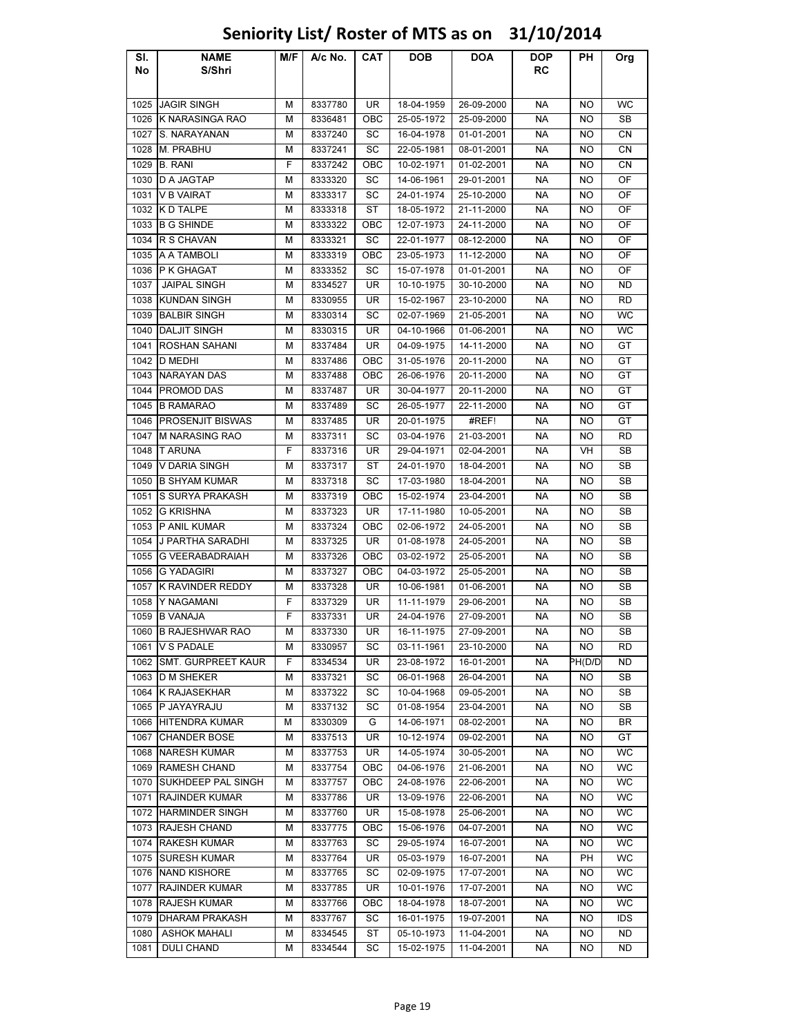# Seniority List/ Roster of MTS as on 31/10/2014

| Sl. No | NAME S/Shri | M/F | A/c No. | CAT | DOB | DOA | DOP RC | PH | Org |
|---|---|---|---|---|---|---|---|---|---|
| 1025 | JAGIR SINGH | M | 8337780 | UR | 18-04-1959 | 26-09-2000 | NA | NO | WC |
| 1026 | K NARASINGA RAO | M | 8336481 | OBC | 25-05-1972 | 25-09-2000 | NA | NO | SB |
| 1027 | S. NARAYANAN | M | 8337240 | SC | 16-04-1978 | 01-01-2001 | NA | NO | CN |
| 1028 | M. PRABHU | M | 8337241 | SC | 22-05-1981 | 08-01-2001 | NA | NO | CN |
| 1029 | B. RANI | F | 8337242 | OBC | 10-02-1971 | 01-02-2001 | NA | NO | CN |
| 1030 | D A JAGTAP | M | 8333320 | SC | 14-06-1961 | 29-01-2001 | NA | NO | OF |
| 1031 | V B VAIRAT | M | 8333317 | SC | 24-01-1974 | 25-10-2000 | NA | NO | OF |
| 1032 | K D TALPE | M | 8333318 | ST | 18-05-1972 | 21-11-2000 | NA | NO | OF |
| 1033 | B G SHINDE | M | 8333322 | OBC | 12-07-1973 | 24-11-2000 | NA | NO | OF |
| 1034 | R S CHAVAN | M | 8333321 | SC | 22-01-1977 | 08-12-2000 | NA | NO | OF |
| 1035 | A A TAMBOLI | M | 8333319 | OBC | 23-05-1973 | 11-12-2000 | NA | NO | OF |
| 1036 | P K GHAGAT | M | 8333352 | SC | 15-07-1978 | 01-01-2001 | NA | NO | OF |
| 1037 | JAIPAL SINGH | M | 8334527 | UR | 10-10-1975 | 30-10-2000 | NA | NO | ND |
| 1038 | KUNDAN SINGH | M | 8330955 | UR | 15-02-1967 | 23-10-2000 | NA | NO | RD |
| 1039 | BALBIR SINGH | M | 8330314 | SC | 02-07-1969 | 21-05-2001 | NA | NO | WC |
| 1040 | DALJIT SINGH | M | 8330315 | UR | 04-10-1966 | 01-06-2001 | NA | NO | WC |
| 1041 | ROSHAN SAHANI | M | 8337484 | UR | 04-09-1975 | 14-11-2000 | NA | NO | GT |
| 1042 | D MEDHI | M | 8337486 | OBC | 31-05-1976 | 20-11-2000 | NA | NO | GT |
| 1043 | NARAYAN DAS | M | 8337488 | OBC | 26-06-1976 | 20-11-2000 | NA | NO | GT |
| 1044 | PROMOD DAS | M | 8337487 | UR | 30-04-1977 | 20-11-2000 | NA | NO | GT |
| 1045 | B RAMARAO | M | 8337489 | SC | 26-05-1977 | 22-11-2000 | NA | NO | GT |
| 1046 | PROSENJIT BISWAS | M | 8337485 | UR | 20-01-1975 | #REF! | NA | NO | GT |
| 1047 | M NARASING RAO | M | 8337311 | SC | 03-04-1976 | 21-03-2001 | NA | NO | RD |
| 1048 | T ARUNA | F | 8337316 | UR | 29-04-1971 | 02-04-2001 | NA | VH | SB |
| 1049 | V DARIA SINGH | M | 8337317 | ST | 24-01-1970 | 18-04-2001 | NA | NO | SB |
| 1050 | B SHYAM KUMAR | M | 8337318 | SC | 17-03-1980 | 18-04-2001 | NA | NO | SB |
| 1051 | S SURYA PRAKASH | M | 8337319 | OBC | 15-02-1974 | 23-04-2001 | NA | NO | SB |
| 1052 | G KRISHNA | M | 8337323 | UR | 17-11-1980 | 10-05-2001 | NA | NO | SB |
| 1053 | P ANIL KUMAR | M | 8337324 | OBC | 02-06-1972 | 24-05-2001 | NA | NO | SB |
| 1054 | J PARTHA SARADHI | M | 8337325 | UR | 01-08-1978 | 24-05-2001 | NA | NO | SB |
| 1055 | G VEERABADRAIAH | M | 8337326 | OBC | 03-02-1972 | 25-05-2001 | NA | NO | SB |
| 1056 | G YADAGIRI | M | 8337327 | OBC | 04-03-1972 | 25-05-2001 | NA | NO | SB |
| 1057 | K RAVINDER REDDY | M | 8337328 | UR | 10-06-1981 | 01-06-2001 | NA | NO | SB |
| 1058 | Y NAGAMANI | F | 8337329 | UR | 11-11-1979 | 29-06-2001 | NA | NO | SB |
| 1059 | B VANAJA | F | 8337331 | UR | 24-04-1976 | 27-09-2001 | NA | NO | SB |
| 1060 | B RAJESHWAR RAO | M | 8337330 | UR | 16-11-1975 | 27-09-2001 | NA | NO | SB |
| 1061 | V S PADALE | M | 8330957 | SC | 03-11-1961 | 23-10-2000 | NA | NO | RD |
| 1062 | SMT. GURPREET KAUR | F | 8334534 | UR | 23-08-1972 | 16-01-2001 | NA | PH(D/D | ND |
| 1063 | D M SHEKER | M | 8337321 | SC | 06-01-1968 | 26-04-2001 | NA | NO | SB |
| 1064 | K RAJASEKHAR | M | 8337322 | SC | 10-04-1968 | 09-05-2001 | NA | NO | SB |
| 1065 | P JAYAYRAJU | M | 8337132 | SC | 01-08-1954 | 23-04-2001 | NA | NO | SB |
| 1066 | HITENDRA KUMAR | M | 8330309 | G | 14-06-1971 | 08-02-2001 | NA | NO | BR |
| 1067 | CHANDER BOSE | M | 8337513 | UR | 10-12-1974 | 09-02-2001 | NA | NO | GT |
| 1068 | NARESH KUMAR | M | 8337753 | UR | 14-05-1974 | 30-05-2001 | NA | NO | WC |
| 1069 | RAMESH CHAND | M | 8337754 | OBC | 04-06-1976 | 21-06-2001 | NA | NO | WC |
| 1070 | SUKHDEEP PAL SINGH | M | 8337757 | OBC | 24-08-1976 | 22-06-2001 | NA | NO | WC |
| 1071 | RAJINDER KUMAR | M | 8337786 | UR | 13-09-1976 | 22-06-2001 | NA | NO | WC |
| 1072 | HARMINDER SINGH | M | 8337760 | UR | 15-08-1978 | 25-06-2001 | NA | NO | WC |
| 1073 | RAJESH CHAND | M | 8337775 | OBC | 15-06-1976 | 04-07-2001 | NA | NO | WC |
| 1074 | RAKESH KUMAR | M | 8337763 | SC | 29-05-1974 | 16-07-2001 | NA | NO | WC |
| 1075 | SURESH KUMAR | M | 8337764 | UR | 05-03-1979 | 16-07-2001 | NA | PH | WC |
| 1076 | NAND KISHORE | M | 8337765 | SC | 02-09-1975 | 17-07-2001 | NA | NO | WC |
| 1077 | RAJINDER KUMAR | M | 8337785 | UR | 10-01-1976 | 17-07-2001 | NA | NO | WC |
| 1078 | RAJESH KUMAR | M | 8337766 | OBC | 18-04-1978 | 18-07-2001 | NA | NO | WC |
| 1079 | DHARAM PRAKASH | M | 8337767 | SC | 16-01-1975 | 19-07-2001 | NA | NO | IDS |
| 1080 | ASHOK MAHALI | M | 8334545 | ST | 05-10-1973 | 11-04-2001 | NA | NO | ND |
| 1081 | DULI CHAND | M | 8334544 | SC | 15-02-1975 | 11-04-2001 | NA | NO | ND |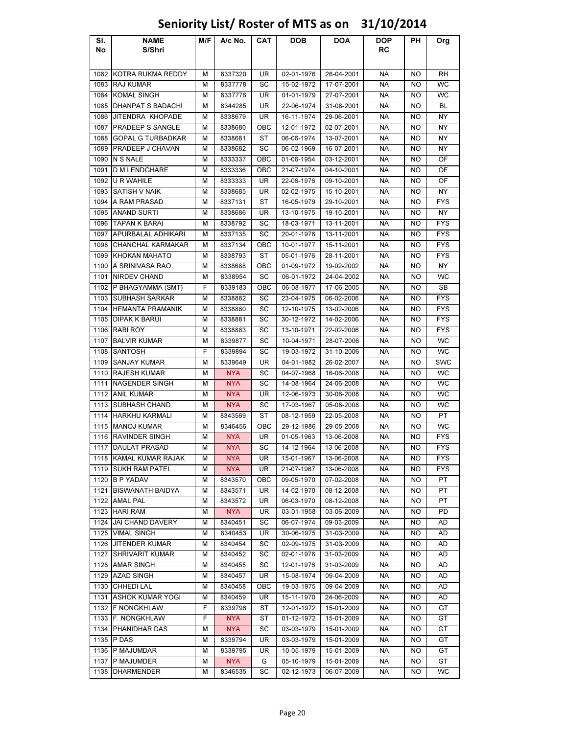# Seniority List/ Roster of MTS as on 31/10/2014

| Sl. No | NAME S/Shri | M/F | A/c No. | CAT | DOB | DOA | DOP RC | PH | Org |
|---|---|---|---|---|---|---|---|---|---|
| 1082 | KOTRA RUKMA REDDY | M | 8337320 | UR | 02-01-1976 | 26-04-2001 | NA | NO | RH |
| 1083 | RAJ KUMAR | M | 8337778 | SC | 15-02-1972 | 17-07-2001 | NA | NO | WC |
| 1084 | KOMAL SINGH | M | 8337776 | UR | 01-01-1979 | 27-07-2001 | NA | NO | WC |
| 1085 | DHANPAT S BADACHI | M | 8344285 | UR | 22-06-1974 | 31-08-2001 | NA | NO | BL |
| 1086 | JITENDRA KHOPADE | M | 8338679 | UR | 16-11-1974 | 29-06-2001 | NA | NO | NY |
| 1087 | PRADEEP S SANGLE | M | 8338680 | OBC | 12-01-1972 | 02-07-2001 | NA | NO | NY |
| 1088 | GOPAL G TURBADKAR | M | 8338681 | ST | 06-06-1974 | 13-07-2001 | NA | NO | NY |
| 1089 | PRADEEP J CHAVAN | M | 8338682 | SC | 06-02-1969 | 16-07-2001 | NA | NO | NY |
| 1090 | N S NALE | M | 8333337 | OBC | 01-06-1954 | 03-12-2001 | NA | NO | OF |
| 1091 | D M LENDGHARE | M | 8333336 | OBC | 21-07-1974 | 04-10-2001 | NA | NO | OF |
| 1092 | U R WAHILE | M | 8333333 | UR | 22-06-1976 | 09-10-2001 | NA | NO | OF |
| 1093 | SATISH V NAIK | M | 8338685 | UR | 02-02-1975 | 15-10-2001 | NA | NO | NY |
| 1094 | A RAM PRASAD | M | 8337131 | ST | 16-05-1979 | 29-10-2001 | NA | NO | FYS |
| 1095 | ANAND SURTI | M | 8338686 | UR | 13-10-1975 | 19-10-2001 | NA | NO | NY |
| 1096 | TAPAN K BARAI | M | 8338792 | SC | 18-03-1971 | 13-11-2001 | NA | NO | FYS |
| 1097 | APURBALAL ADHIKARI | M | 8337135 | SC | 20-01-1976 | 13-11-2001 | NA | NO | FYS |
| 1098 | CHANCHAL KARMAKAR | M | 8337134 | OBC | 10-01-1977 | 15-11-2001 | NA | NO | FYS |
| 1099 | KHOKAN MAHATO | M | 8338793 | ST | 05-01-1976 | 28-11-2001 | NA | NO | FYS |
| 1100 | A SRINIVASA RAO | M | 8338688 | OBC | 01-09-1972 | 19-02-2002 | NA | NO | NY |
| 1101 | NIRDEV CHAND | M | 8338954 | SC | 06-01-1972 | 24-04-2002 | NA | NO | WC |
| 1102 | P BHAGYAMMA (SMT) | F | 8339183 | OBC | 06-08-1977 | 17-06-2005 | NA | NO | SB |
| 1103 | SUBHASH SARKAR | M | 8338882 | SC | 23-04-1975 | 06-02-2006 | NA | NO | FYS |
| 1104 | HEMANTA PRAMANIK | M | 8338880 | SC | 12-10-1975 | 13-02-2006 | NA | NO | FYS |
| 1105 | DIPAK K BARUI | M | 8338881 | SC | 30-12-1972 | 14-02-2006 | NA | NO | FYS |
| 1106 | RABI ROY | M | 8338883 | SC | 13-10-1971 | 22-02-2006 | NA | NO | FYS |
| 1107 | BALVIR KUMAR | M | 8339877 | SC | 10-04-1971 | 28-07-2006 | NA | NO | WC |
| 1108 | SANTOSH | F | 8339894 | SC | 19-03-1972 | 31-10-2006 | NA | NO | WC |
| 1109 | SANJAY KUMAR | M | 8339649 | UR | 04-01-1982 | 26-02-2007 | NA | NO | SWC |
| 1110 | RAJESH KUMAR | M | NYA | SC | 04-07-1968 | 16-06-2008 | NA | NO | WC |
| 1111 | NAGENDER SINGH | M | NYA | SC | 14-08-1964 | 24-06-2008 | NA | NO | WC |
| 1112 | ANIL KUMAR | M | NYA | UR | 12-06-1973 | 30-06-2008 | NA | NO | WC |
| 1113 | SUBHASH CHAND | M | NYA | SC | 17-03-1967 | 05-08-2008 | NA | NO | WC |
| 1114 | HARKHU KARMALI | M | 8343569 | ST | 08-12-1959 | 22-05-2008 | NA | NO | PT |
| 1115 | MANOJ KUMAR | M | 8346456 | OBC | 29-12-1986 | 29-05-2008 | NA | NO | WC |
| 1116 | RAVINDER SINGH | M | NYA | UR | 01-05-1963 | 13-06-2008 | NA | NO | FYS |
| 1117 | DAULAT PRASAD | M | NYA | SC | 14-12-1964 | 13-06-2008 | NA | NO | FYS |
| 1118 | KAMAL KUMAR RAJAK | M | NYA | UR | 15-01-1967 | 13-06-2008 | NA | NO | FYS |
| 1119 | SUKH RAM PATEL | M | NYA | UR | 21-07-1967 | 13-06-2008 | NA | NO | FYS |
| 1120 | B P YADAV | M | 8343570 | OBC | 09-05-1970 | 07-02-2008 | NA | NO | PT |
| 1121 | BISWANATH BAIDYA | M | 8343571 | UR | 14-02-1970 | 08-12-2008 | NA | NO | PT |
| 1122 | AMAL PAL | M | 8343572 | UR | 06-03-1970 | 08-12-2008 | NA | NO | PT |
| 1123 | HARI RAM | M | NYA | UR | 03-01-1958 | 03-06-2009 | NA | NO | PD |
| 1124 | JAI CHAND DAVERY | M | 8340451 | SC | 06-07-1974 | 09-03-2009 | NA | NO | AD |
| 1125 | VIMAL SINGH | M | 8340453 | UR | 30-06-1975 | 31-03-2009 | NA | NO | AD |
| 1126 | JITENDER KUMAR | M | 8340454 | SC | 02-09-1975 | 31-03-2009 | NA | NO | AD |
| 1127 | SHRIVARIT KUMAR | M | 8340452 | SC | 02-01-1976 | 31-03-2009 | NA | NO | AD |
| 1128 | AMAR SINGH | M | 8340455 | SC | 12-01-1976 | 31-03-2009 | NA | NO | AD |
| 1129 | AZAD SINGH | M | 8340457 | UR | 15-08-1974 | 09-04-2009 | NA | NO | AD |
| 1130 | CHHEDI LAL | M | 8340458 | OBC | 19-03-1975 | 09-04-2009 | NA | NO | AD |
| 1131 | ASHOK KUMAR YOGI | M | 8340459 | UR | 15-11-1970 | 24-06-2009 | NA | NO | AD |
| 1132 | F NONGKHLAW | F | 8339796 | ST | 12-01-1972 | 15-01-2009 | NA | NO | GT |
| 1133 | F. NONGKHLAW | F | NYA | ST | 01-12-1972 | 15-01-2009 | NA | NO | GT |
| 1134 | PHANIDHAR DAS | M | NYA | SC | 03-03-1979 | 15-01-2009 | NA | NO | GT |
| 1135 | P DAS | M | 8339794 | UR | 03-03-1979 | 15-01-2009 | NA | NO | GT |
| 1136 | P MAJUMDAR | M | 8339795 | UR | 10-05-1979 | 15-01-2009 | NA | NO | GT |
| 1137 | P MAJUMDER | M | NYA | G | 05-10-1979 | 15-01-2009 | NA | NO | GT |
| 1138 | DHARMENDER | M | 8346535 | SC | 02-12-1973 | 06-07-2009 | NA | NO | WC |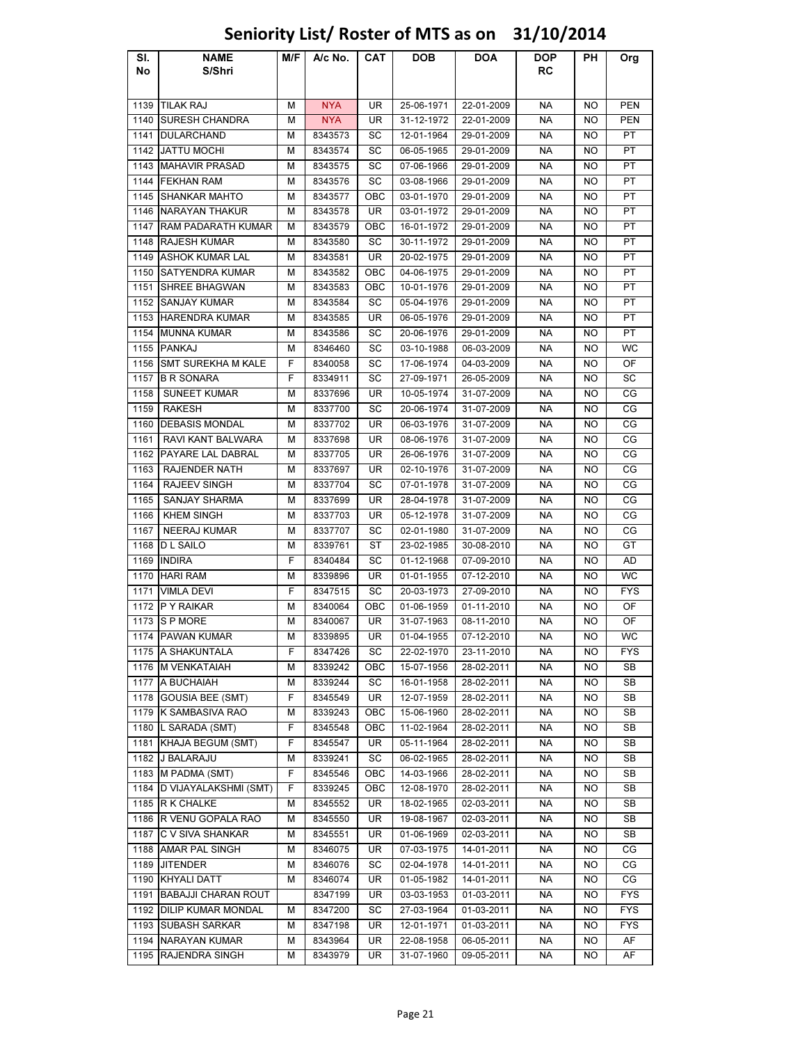# Seniority List/ Roster of MTS as on 31/10/2014

| Sl. No | NAME S/Shri | M/F | A/c No. | CAT | DOB | DOA | DOP RC | PH | Org |
|---|---|---|---|---|---|---|---|---|---|
| 1139 | TILAK RAJ | M | NYA | UR | 25-06-1971 | 22-01-2009 | NA | NO | PEN |
| 1140 | SURESH CHANDRA | M | NYA | UR | 31-12-1972 | 22-01-2009 | NA | NO | PEN |
| 1141 | DULARCHAND | M | 8343573 | SC | 12-01-1964 | 29-01-2009 | NA | NO | PT |
| 1142 | JATTU MOCHI | M | 8343574 | SC | 06-05-1965 | 29-01-2009 | NA | NO | PT |
| 1143 | MAHAVIR PRASAD | M | 8343575 | SC | 07-06-1966 | 29-01-2009 | NA | NO | PT |
| 1144 | FEKHAN RAM | M | 8343576 | SC | 03-08-1966 | 29-01-2009 | NA | NO | PT |
| 1145 | SHANKAR MAHTO | M | 8343577 | OBC | 03-01-1970 | 29-01-2009 | NA | NO | PT |
| 1146 | NARAYAN THAKUR | M | 8343578 | UR | 03-01-1972 | 29-01-2009 | NA | NO | PT |
| 1147 | RAM PADARATH KUMAR | M | 8343579 | OBC | 16-01-1972 | 29-01-2009 | NA | NO | PT |
| 1148 | RAJESH KUMAR | M | 8343580 | SC | 30-11-1972 | 29-01-2009 | NA | NO | PT |
| 1149 | ASHOK KUMAR LAL | M | 8343581 | UR | 20-02-1975 | 29-01-2009 | NA | NO | PT |
| 1150 | SATYENDRA KUMAR | M | 8343582 | OBC | 04-06-1975 | 29-01-2009 | NA | NO | PT |
| 1151 | SHREE BHAGWAN | M | 8343583 | OBC | 10-01-1976 | 29-01-2009 | NA | NO | PT |
| 1152 | SANJAY KUMAR | M | 8343584 | SC | 05-04-1976 | 29-01-2009 | NA | NO | PT |
| 1153 | HARENDRA KUMAR | M | 8343585 | UR | 06-05-1976 | 29-01-2009 | NA | NO | PT |
| 1154 | MUNNA KUMAR | M | 8343586 | SC | 20-06-1976 | 29-01-2009 | NA | NO | PT |
| 1155 | PANKAJ | M | 8346460 | SC | 03-10-1988 | 06-03-2009 | NA | NO | WC |
| 1156 | SMT SUREKHA M KALE | F | 8340058 | SC | 17-06-1974 | 04-03-2009 | NA | NO | OF |
| 1157 | B R SONARA | F | 8334911 | SC | 27-09-1971 | 26-05-2009 | NA | NO | SC |
| 1158 | SUNEET KUMAR | M | 8337696 | UR | 10-05-1974 | 31-07-2009 | NA | NO | CG |
| 1159 | RAKESH | M | 8337700 | SC | 20-06-1974 | 31-07-2009 | NA | NO | CG |
| 1160 | DEBASIS MONDAL | M | 8337702 | UR | 06-03-1976 | 31-07-2009 | NA | NO | CG |
| 1161 | RAVI KANT BALWARA | M | 8337698 | UR | 08-06-1976 | 31-07-2009 | NA | NO | CG |
| 1162 | PAYARE LAL DABRAL | M | 8337705 | UR | 26-06-1976 | 31-07-2009 | NA | NO | CG |
| 1163 | RAJENDER NATH | M | 8337697 | UR | 02-10-1976 | 31-07-2009 | NA | NO | CG |
| 1164 | RAJEEV SINGH | M | 8337704 | SC | 07-01-1978 | 31-07-2009 | NA | NO | CG |
| 1165 | SANJAY SHARMA | M | 8337699 | UR | 28-04-1978 | 31-07-2009 | NA | NO | CG |
| 1166 | KHEM SINGH | M | 8337703 | UR | 05-12-1978 | 31-07-2009 | NA | NO | CG |
| 1167 | NEERAJ KUMAR | M | 8337707 | SC | 02-01-1980 | 31-07-2009 | NA | NO | CG |
| 1168 | D L SAILO | M | 8339761 | ST | 23-02-1985 | 30-08-2010 | NA | NO | GT |
| 1169 | INDIRA | F | 8340484 | SC | 01-12-1968 | 07-09-2010 | NA | NO | AD |
| 1170 | HARI RAM | M | 8339896 | UR | 01-01-1955 | 07-12-2010 | NA | NO | WC |
| 1171 | VIMLA DEVI | F | 8347515 | SC | 20-03-1973 | 27-09-2010 | NA | NO | FYS |
| 1172 | P Y RAIKAR | M | 8340064 | OBC | 01-06-1959 | 01-11-2010 | NA | NO | OF |
| 1173 | S P MORE | M | 8340067 | UR | 31-07-1963 | 08-11-2010 | NA | NO | OF |
| 1174 | PAWAN KUMAR | M | 8339895 | UR | 01-04-1955 | 07-12-2010 | NA | NO | WC |
| 1175 | A SHAKUNTALA | F | 8347426 | SC | 22-02-1970 | 23-11-2010 | NA | NO | FYS |
| 1176 | M VENKATAIAH | M | 8339242 | OBC | 15-07-1956 | 28-02-2011 | NA | NO | SB |
| 1177 | A BUCHAIAH | M | 8339244 | SC | 16-01-1958 | 28-02-2011 | NA | NO | SB |
| 1178 | GOUSIA BEE (SMT) | F | 8345549 | UR | 12-07-1959 | 28-02-2011 | NA | NO | SB |
| 1179 | K SAMBASIVA RAO | M | 8339243 | OBC | 15-06-1960 | 28-02-2011 | NA | NO | SB |
| 1180 | L SARADA (SMT) | F | 8345548 | OBC | 11-02-1964 | 28-02-2011 | NA | NO | SB |
| 1181 | KHAJA BEGUM (SMT) | F | 8345547 | UR | 05-11-1964 | 28-02-2011 | NA | NO | SB |
| 1182 | J BALARAJU | M | 8339241 | SC | 06-02-1965 | 28-02-2011 | NA | NO | SB |
| 1183 | M PADMA (SMT) | F | 8345546 | OBC | 14-03-1966 | 28-02-2011 | NA | NO | SB |
| 1184 | D VIJAYALAKSHMI (SMT) | F | 8339245 | OBC | 12-08-1970 | 28-02-2011 | NA | NO | SB |
| 1185 | R K CHALKE | M | 8345552 | UR | 18-02-1965 | 02-03-2011 | NA | NO | SB |
| 1186 | R VENU GOPALA RAO | M | 8345550 | UR | 19-08-1967 | 02-03-2011 | NA | NO | SB |
| 1187 | C V SIVA SHANKAR | M | 8345551 | UR | 01-06-1969 | 02-03-2011 | NA | NO | SB |
| 1188 | AMAR PAL SINGH | M | 8346075 | UR | 07-03-1975 | 14-01-2011 | NA | NO | CG |
| 1189 | JITENDER | M | 8346076 | SC | 02-04-1978 | 14-01-2011 | NA | NO | CG |
| 1190 | KHYALI DATT | M | 8346074 | UR | 01-05-1982 | 14-01-2011 | NA | NO | CG |
| 1191 | BABAJJI CHARAN ROUT | | 8347199 | UR | 03-03-1953 | 01-03-2011 | NA | NO | FYS |
| 1192 | DILIP KUMAR MONDAL | M | 8347200 | SC | 27-03-1964 | 01-03-2011 | NA | NO | FYS |
| 1193 | SUBASH SARKAR | M | 8347198 | UR | 12-01-1971 | 01-03-2011 | NA | NO | FYS |
| 1194 | NARAYAN KUMAR | M | 8343964 | UR | 22-08-1958 | 06-05-2011 | NA | NO | AF |
| 1195 | RAJENDRA SINGH | M | 8343979 | UR | 31-07-1960 | 09-05-2011 | NA | NO | AF |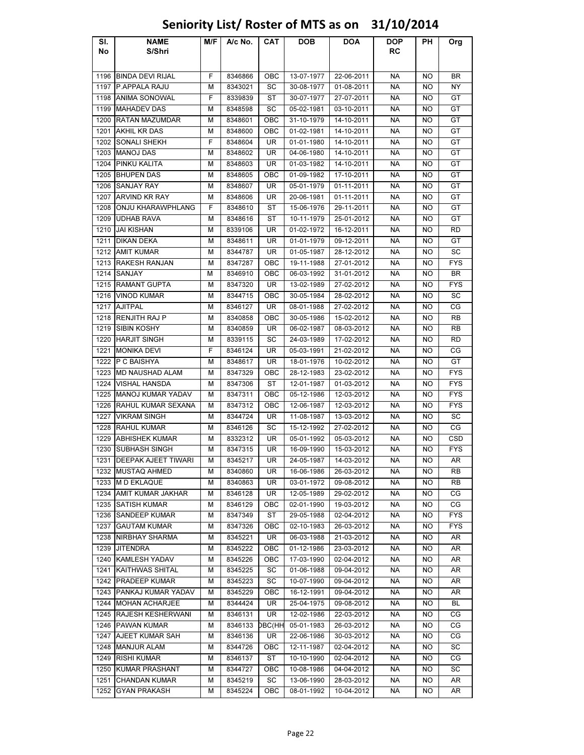# Seniority List/ Roster of MTS as on 31/10/2014

| Sl. No | NAME S/Shri | M/F | A/c No. | CAT | DOB | DOA | DOP RC | PH | Org |
|---|---|---|---|---|---|---|---|---|---|
| 1196 | BINDA DEVI RIJAL | F | 8346866 | OBC | 13-07-1977 | 22-06-2011 | NA | NO | BR |
| 1197 | P.APPALA RAJU | M | 8343021 | SC | 30-08-1977 | 01-08-2011 | NA | NO | NY |
| 1198 | ANIMA SONOWAL | F | 8339839 | ST | 30-07-1977 | 27-07-2011 | NA | NO | GT |
| 1199 | MAHADEV DAS | M | 8348598 | SC | 05-02-1981 | 03-10-2011 | NA | NO | GT |
| 1200 | RATAN MAZUMDAR | M | 8348601 | OBC | 31-10-1979 | 14-10-2011 | NA | NO | GT |
| 1201 | AKHIL KR DAS | M | 8348600 | OBC | 01-02-1981 | 14-10-2011 | NA | NO | GT |
| 1202 | SONALI SHEKH | F | 8348604 | UR | 01-01-1980 | 14-10-2011 | NA | NO | GT |
| 1203 | MANOJ DAS | M | 8348602 | UR | 04-06-1980 | 14-10-2011 | NA | NO | GT |
| 1204 | PINKU KALITA | M | 8348603 | UR | 01-03-1982 | 14-10-2011 | NA | NO | GT |
| 1205 | BHUPEN DAS | M | 8348605 | OBC | 01-09-1982 | 17-10-2011 | NA | NO | GT |
| 1206 | SANJAY RAY | M | 8348607 | UR | 05-01-1979 | 01-11-2011 | NA | NO | GT |
| 1207 | ARVIND KR RAY | M | 8348606 | UR | 20-06-1981 | 01-11-2011 | NA | NO | GT |
| 1208 | ONJU KHARAWPHLANG | F | 8348610 | ST | 15-06-1976 | 29-11-2011 | NA | NO | GT |
| 1209 | UDHAB RAVA | M | 8348616 | ST | 10-11-1979 | 25-01-2012 | NA | NO | GT |
| 1210 | JAI KISHAN | M | 8339106 | UR | 01-02-1972 | 16-12-2011 | NA | NO | RD |
| 1211 | DIKAN DEKA | M | 8348611 | UR | 01-01-1979 | 09-12-2011 | NA | NO | GT |
| 1212 | AMIT KUMAR | M | 8344787 | UR | 01-05-1987 | 28-12-2012 | NA | NO | SC |
| 1213 | RAKESH RANJAN | M | 8347287 | OBC | 19-11-1988 | 27-01-2012 | NA | NO | FYS |
| 1214 | SANJAY | M | 8346910 | OBC | 06-03-1992 | 31-01-2012 | NA | NO | BR |
| 1215 | RAMANT GUPTA | M | 8347320 | UR | 13-02-1989 | 27-02-2012 | NA | NO | FYS |
| 1216 | VINOD KUMAR | M | 8344715 | OBC | 30-05-1984 | 28-02-2012 | NA | NO | SC |
| 1217 | AJITPAL | M | 8346127 | UR | 08-01-1988 | 27-02-2012 | NA | NO | CG |
| 1218 | RENJITH RAJ P | M | 8340858 | OBC | 30-05-1986 | 15-02-2012 | NA | NO | RB |
| 1219 | SIBIN KOSHY | M | 8340859 | UR | 06-02-1987 | 08-03-2012 | NA | NO | RB |
| 1220 | HARJIT SINGH | M | 8339115 | SC | 24-03-1989 | 17-02-2012 | NA | NO | RD |
| 1221 | MONIKA DEVI | F | 8346124 | UR | 05-03-1991 | 21-02-2012 | NA | NO | CG |
| 1222 | P C BAISHYA | M | 8348617 | UR | 18-01-1976 | 10-02-2012 | NA | NO | GT |
| 1223 | MD NAUSHAD ALAM | M | 8347329 | OBC | 28-12-1983 | 23-02-2012 | NA | NO | FYS |
| 1224 | VISHAL HANSDA | M | 8347306 | ST | 12-01-1987 | 01-03-2012 | NA | NO | FYS |
| 1225 | MANOJ KUMAR YADAV | M | 8347311 | OBC | 05-12-1986 | 12-03-2012 | NA | NO | FYS |
| 1226 | RAHUL KUMAR SEXANA | M | 8347312 | OBC | 12-06-1987 | 12-03-2012 | NA | NO | FYS |
| 1227 | VIKRAM SINGH | M | 8344724 | UR | 11-08-1987 | 13-03-2012 | NA | NO | SC |
| 1228 | RAHUL KUMAR | M | 8346126 | SC | 15-12-1992 | 27-02-2012 | NA | NO | CG |
| 1229 | ABHISHEK KUMAR | M | 8332312 | UR | 05-01-1992 | 05-03-2012 | NA | NO | CSD |
| 1230 | SUBHASH SINGH | M | 8347315 | UR | 16-09-1990 | 15-03-2012 | NA | NO | FYS |
| 1231 | DEEPAK AJEET TIWARI | M | 8345217 | UR | 24-05-1987 | 14-03-2012 | NA | NO | AR |
| 1232 | MUSTAQ AHMED | M | 8340860 | UR | 16-06-1986 | 26-03-2012 | NA | NO | RB |
| 1233 | M D EKLAQUE | M | 8340863 | UR | 03-01-1972 | 09-08-2012 | NA | NO | RB |
| 1234 | AMIT KUMAR JAKHAR | M | 8346128 | UR | 12-05-1989 | 29-02-2012 | NA | NO | CG |
| 1235 | SATISH KUMAR | M | 8346129 | OBC | 02-01-1990 | 19-03-2012 | NA | NO | CG |
| 1236 | SANDEEP KUMAR | M | 8347349 | ST | 29-05-1988 | 02-04-2012 | NA | NO | FYS |
| 1237 | GAUTAM KUMAR | M | 8347326 | OBC | 02-10-1983 | 26-03-2012 | NA | NO | FYS |
| 1238 | NIRBHAY SHARMA | M | 8345221 | UR | 06-03-1988 | 21-03-2012 | NA | NO | AR |
| 1239 | JITENDRA | M | 8345222 | OBC | 01-12-1986 | 23-03-2012 | NA | NO | AR |
| 1240 | KAMLESH YADAV | M | 8345226 | OBC | 17-03-1990 | 02-04-2012 | NA | NO | AR |
| 1241 | KAITHWAS SHITAL | M | 8345225 | SC | 01-06-1988 | 09-04-2012 | NA | NO | AR |
| 1242 | PRADEEP KUMAR | M | 8345223 | SC | 10-07-1990 | 09-04-2012 | NA | NO | AR |
| 1243 | PANKAJ KUMAR YADAV | M | 8345229 | OBC | 16-12-1991 | 09-04-2012 | NA | NO | AR |
| 1244 | MOHAN ACHARJEE | M | 8344424 | UR | 25-04-1975 | 09-08-2012 | NA | NO | BL |
| 1245 | RAJESH KESHERWANI | M | 8346131 | UR | 12-02-1986 | 22-03-2012 | NA | NO | CG |
| 1246 | PAWAN KUMAR | M | 8346133 | OBC(HH | 05-01-1983 | 26-03-2012 | NA | NO | CG |
| 1247 | AJEET KUMAR SAH | M | 8346136 | UR | 22-06-1986 | 30-03-2012 | NA | NO | CG |
| 1248 | MANJUR ALAM | M | 8344726 | OBC | 12-11-1987 | 02-04-2012 | NA | NO | SC |
| 1249 | RISHI KUMAR | M | 8346137 | ST | 10-10-1990 | 02-04-2012 | NA | NO | CG |
| 1250 | KUMAR PRASHANT | M | 8344727 | OBC | 10-08-1986 | 04-04-2012 | NA | NO | SC |
| 1251 | CHANDAN KUMAR | M | 8345219 | SC | 13-06-1990 | 28-03-2012 | NA | NO | AR |
| 1252 | GYAN PRAKASH | M | 8345224 | OBC | 08-01-1992 | 10-04-2012 | NA | NO | AR |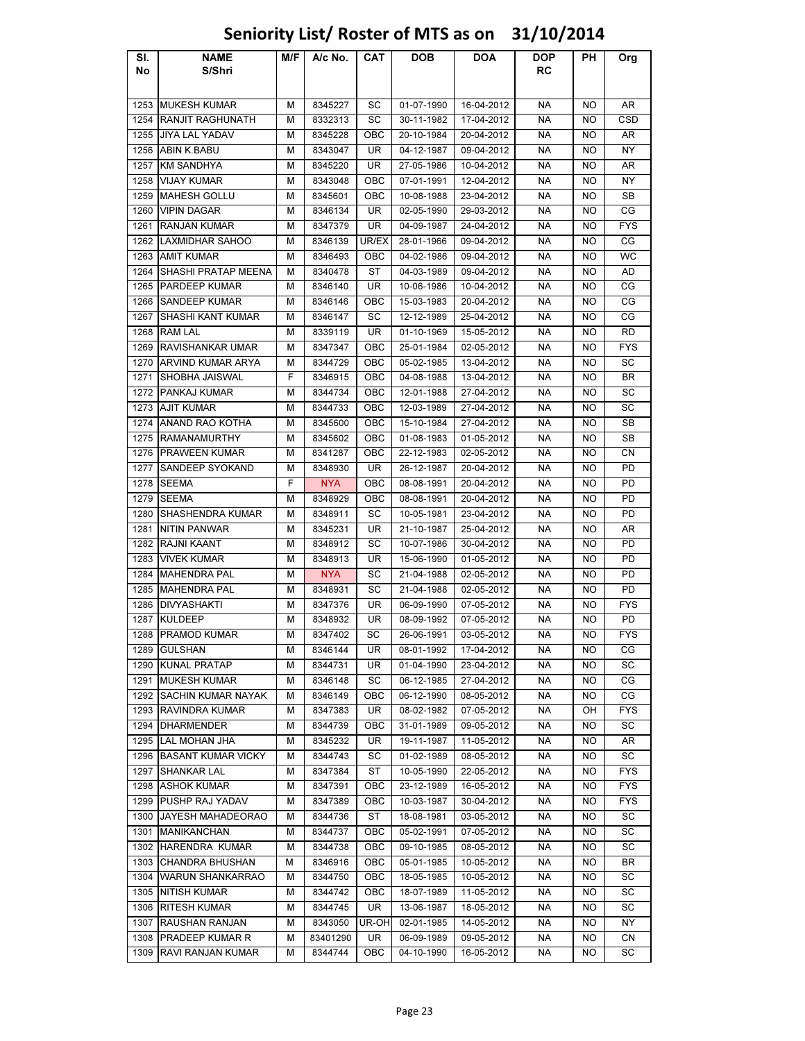# Seniority List/ Roster of MTS as on 31/10/2014

| Sl. No | NAME S/Shri | M/F | A/c No. | CAT | DOB | DOA | DOP RC | PH | Org |
|---|---|---|---|---|---|---|---|---|---|
| 1253 | MUKESH KUMAR | M | 8345227 | SC | 01-07-1990 | 16-04-2012 | NA | NO | AR |
| 1254 | RANJIT RAGHUNATH | M | 8332313 | SC | 30-11-1982 | 17-04-2012 | NA | NO | CSD |
| 1255 | JIYA LAL YADAV | M | 8345228 | OBC | 20-10-1984 | 20-04-2012 | NA | NO | AR |
| 1256 | ABIN K.BABU | M | 8343047 | UR | 04-12-1987 | 09-04-2012 | NA | NO | NY |
| 1257 | KM SANDHYA | M | 8345220 | UR | 27-05-1986 | 10-04-2012 | NA | NO | AR |
| 1258 | VIJAY KUMAR | M | 8343048 | OBC | 07-01-1991 | 12-04-2012 | NA | NO | NY |
| 1259 | MAHESH GOLLU | M | 8345601 | OBC | 10-08-1988 | 23-04-2012 | NA | NO | SB |
| 1260 | VIPIN DAGAR | M | 8346134 | UR | 02-05-1990 | 29-03-2012 | NA | NO | CG |
| 1261 | RANJAN KUMAR | M | 8347379 | UR | 04-09-1987 | 24-04-2012 | NA | NO | FYS |
| 1262 | LAXMIDHAR SAHOO | M | 8346139 | UR/EX | 28-01-1966 | 09-04-2012 | NA | NO | CG |
| 1263 | AMIT KUMAR | M | 8346493 | OBC | 04-02-1986 | 09-04-2012 | NA | NO | WC |
| 1264 | SHASHI PRATAP MEENA | M | 8340478 | ST | 04-03-1989 | 09-04-2012 | NA | NO | AD |
| 1265 | PARDEEP KUMAR | M | 8346140 | UR | 10-06-1986 | 10-04-2012 | NA | NO | CG |
| 1266 | SANDEEP KUMAR | M | 8346146 | OBC | 15-03-1983 | 20-04-2012 | NA | NO | CG |
| 1267 | SHASHI KANT KUMAR | M | 8346147 | SC | 12-12-1989 | 25-04-2012 | NA | NO | CG |
| 1268 | RAM LAL | M | 8339119 | UR | 01-10-1969 | 15-05-2012 | NA | NO | RD |
| 1269 | RAVISHANKAR UMAR | M | 8347347 | OBC | 25-01-1984 | 02-05-2012 | NA | NO | FYS |
| 1270 | ARVIND KUMAR ARYA | M | 8344729 | OBC | 05-02-1985 | 13-04-2012 | NA | NO | SC |
| 1271 | SHOBHA JAISWAL | F | 8346915 | OBC | 04-08-1988 | 13-04-2012 | NA | NO | BR |
| 1272 | PANKAJ KUMAR | M | 8344734 | OBC | 12-01-1988 | 27-04-2012 | NA | NO | SC |
| 1273 | AJIT KUMAR | M | 8344733 | OBC | 12-03-1989 | 27-04-2012 | NA | NO | SC |
| 1274 | ANAND RAO KOTHA | M | 8345600 | OBC | 15-10-1984 | 27-04-2012 | NA | NO | SB |
| 1275 | RAMANAMURTHY | M | 8345602 | OBC | 01-08-1983 | 01-05-2012 | NA | NO | SB |
| 1276 | PRAWEEN KUMAR | M | 8341287 | OBC | 22-12-1983 | 02-05-2012 | NA | NO | CN |
| 1277 | SANDEEP SYOKAND | M | 8348930 | UR | 26-12-1987 | 20-04-2012 | NA | NO | PD |
| 1278 | SEEMA | F | NYA | OBC | 08-08-1991 | 20-04-2012 | NA | NO | PD |
| 1279 | SEEMA | M | 8348929 | OBC | 08-08-1991 | 20-04-2012 | NA | NO | PD |
| 1280 | SHASHENDRA KUMAR | M | 8348911 | SC | 10-05-1981 | 23-04-2012 | NA | NO | PD |
| 1281 | NITIN PANWAR | M | 8345231 | UR | 21-10-1987 | 25-04-2012 | NA | NO | AR |
| 1282 | RAJNI KAANT | M | 8348912 | SC | 10-07-1986 | 30-04-2012 | NA | NO | PD |
| 1283 | VIVEK KUMAR | M | 8348913 | UR | 15-06-1990 | 01-05-2012 | NA | NO | PD |
| 1284 | MAHENDRA PAL | M | NYA | SC | 21-04-1988 | 02-05-2012 | NA | NO | PD |
| 1285 | MAHENDRA PAL | M | 8348931 | SC | 21-04-1988 | 02-05-2012 | NA | NO | PD |
| 1286 | DIVYASHAKTI | M | 8347376 | UR | 06-09-1990 | 07-05-2012 | NA | NO | FYS |
| 1287 | KULDEEP | M | 8348932 | UR | 08-09-1992 | 07-05-2012 | NA | NO | PD |
| 1288 | PRAMOD KUMAR | M | 8347402 | SC | 26-06-1991 | 03-05-2012 | NA | NO | FYS |
| 1289 | GULSHAN | M | 8346144 | UR | 08-01-1992 | 17-04-2012 | NA | NO | CG |
| 1290 | KUNAL PRATAP | M | 8344731 | UR | 01-04-1990 | 23-04-2012 | NA | NO | SC |
| 1291 | MUKESH KUMAR | M | 8346148 | SC | 06-12-1985 | 27-04-2012 | NA | NO | CG |
| 1292 | SACHIN KUMAR NAYAK | M | 8346149 | OBC | 06-12-1990 | 08-05-2012 | NA | NO | CG |
| 1293 | RAVINDRA KUMAR | M | 8347383 | UR | 08-02-1982 | 07-05-2012 | NA | OH | FYS |
| 1294 | DHARMENDER | M | 8344739 | OBC | 31-01-1989 | 09-05-2012 | NA | NO | SC |
| 1295 | LAL MOHAN JHA | M | 8345232 | UR | 19-11-1987 | 11-05-2012 | NA | NO | AR |
| 1296 | BASANT KUMAR VICKY | M | 8344743 | SC | 01-02-1989 | 08-05-2012 | NA | NO | SC |
| 1297 | SHANKAR LAL | M | 8347384 | ST | 10-05-1990 | 22-05-2012 | NA | NO | FYS |
| 1298 | ASHOK KUMAR | M | 8347391 | OBC | 23-12-1989 | 16-05-2012 | NA | NO | FYS |
| 1299 | PUSHP RAJ YADAV | M | 8347389 | OBC | 10-03-1987 | 30-04-2012 | NA | NO | FYS |
| 1300 | JAYESH MAHADEORAO | M | 8344736 | ST | 18-08-1981 | 03-05-2012 | NA | NO | SC |
| 1301 | MANIKANCHAN | M | 8344737 | OBC | 05-02-1991 | 07-05-2012 | NA | NO | SC |
| 1302 | HARENDRA KUMAR | M | 8344738 | OBC | 09-10-1985 | 08-05-2012 | NA | NO | SC |
| 1303 | CHANDRA BHUSHAN | M | 8346916 | OBC | 05-01-1985 | 10-05-2012 | NA | NO | BR |
| 1304 | WARUN SHANKARRAO | M | 8344750 | OBC | 18-05-1985 | 10-05-2012 | NA | NO | SC |
| 1305 | NITISH KUMAR | M | 8344742 | OBC | 18-07-1989 | 11-05-2012 | NA | NO | SC |
| 1306 | RITESH KUMAR | M | 8344745 | UR | 13-06-1987 | 18-05-2012 | NA | NO | SC |
| 1307 | RAUSHAN RANJAN | M | 8343050 | UR-OH | 02-01-1985 | 14-05-2012 | NA | NO | NY |
| 1308 | PRADEEP KUMAR R | M | 83401290 | UR | 06-09-1989 | 09-05-2012 | NA | NO | CN |
| 1309 | RAVI RANJAN KUMAR | M | 8344744 | OBC | 04-10-1990 | 16-05-2012 | NA | NO | SC |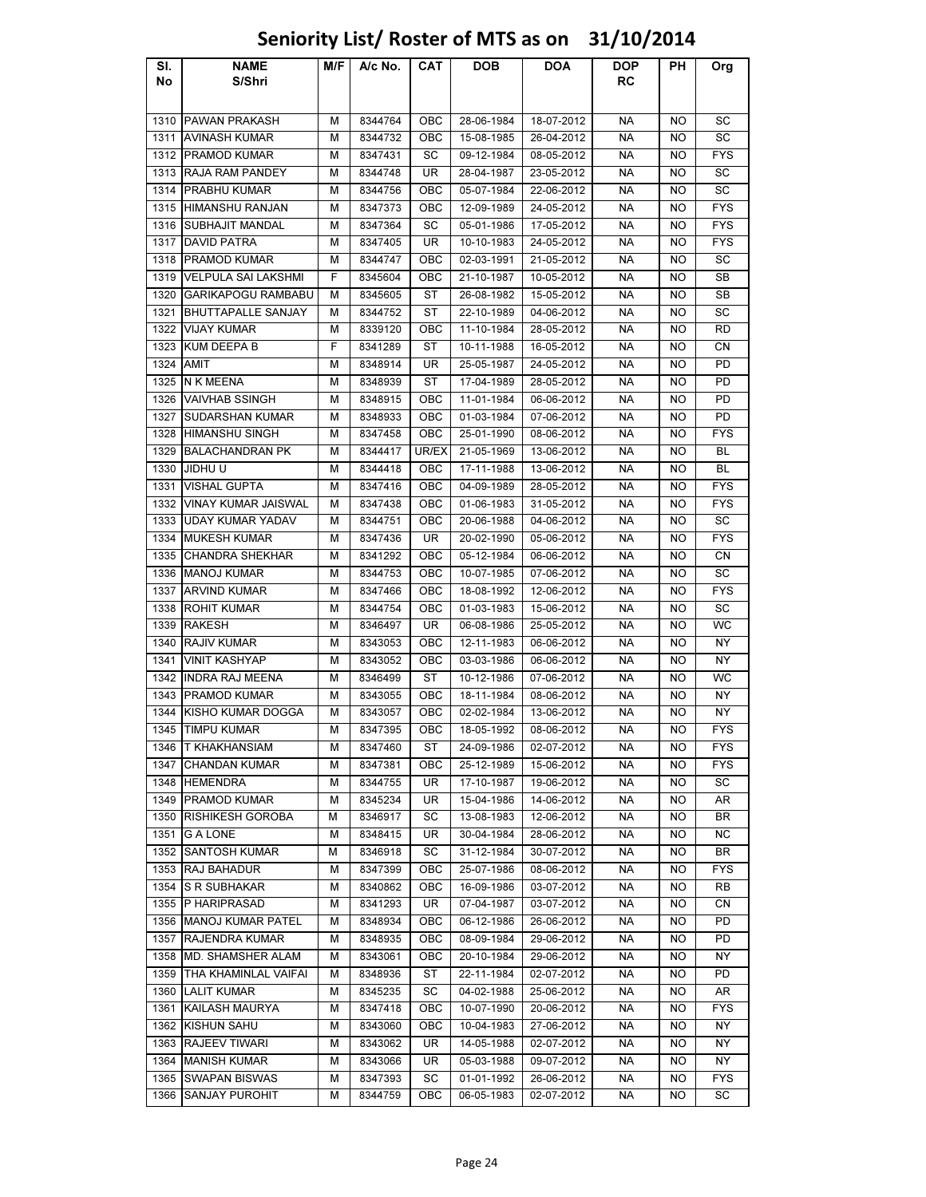# Seniority List/ Roster of MTS as on 31/10/2014

| Sl. No | NAME S/Shri | M/F | A/c No. | CAT | DOB | DOA | DOP RC | PH | Org |
|---|---|---|---|---|---|---|---|---|---|
| 1310 | PAWAN PRAKASH | M | 8344764 | OBC | 28-06-1984 | 18-07-2012 | NA | NO | SC |
| 1311 | AVINASH KUMAR | M | 8344732 | OBC | 15-08-1985 | 26-04-2012 | NA | NO | SC |
| 1312 | PRAMOD KUMAR | M | 8347431 | SC | 09-12-1984 | 08-05-2012 | NA | NO | FYS |
| 1313 | RAJA RAM PANDEY | M | 8344748 | UR | 28-04-1987 | 23-05-2012 | NA | NO | SC |
| 1314 | PRABHU KUMAR | M | 8344756 | OBC | 05-07-1984 | 22-06-2012 | NA | NO | SC |
| 1315 | HIMANSHU RANJAN | M | 8347373 | OBC | 12-09-1989 | 24-05-2012 | NA | NO | FYS |
| 1316 | SUBHAJIT MANDAL | M | 8347364 | SC | 05-01-1986 | 17-05-2012 | NA | NO | FYS |
| 1317 | DAVID PATRA | M | 8347405 | UR | 10-10-1983 | 24-05-2012 | NA | NO | FYS |
| 1318 | PRAMOD KUMAR | M | 8344747 | OBC | 02-03-1991 | 21-05-2012 | NA | NO | SC |
| 1319 | VELPULA SAI LAKSHMI | F | 8345604 | OBC | 21-10-1987 | 10-05-2012 | NA | NO | SB |
| 1320 | GARIKAPOGU RAMBABU | M | 8345605 | ST | 26-08-1982 | 15-05-2012 | NA | NO | SB |
| 1321 | BHUTTAPALLE SANJAY | M | 8344752 | ST | 22-10-1989 | 04-06-2012 | NA | NO | SC |
| 1322 | VIJAY KUMAR | M | 8339120 | OBC | 11-10-1984 | 28-05-2012 | NA | NO | RD |
| 1323 | KUM DEEPA B | F | 8341289 | ST | 10-11-1988 | 16-05-2012 | NA | NO | CN |
| 1324 | AMIT | M | 8348914 | UR | 25-05-1987 | 24-05-2012 | NA | NO | PD |
| 1325 | N K MEENA | M | 8348939 | ST | 17-04-1989 | 28-05-2012 | NA | NO | PD |
| 1326 | VAIVHAB SSINGH | M | 8348915 | OBC | 11-01-1984 | 06-06-2012 | NA | NO | PD |
| 1327 | SUDARSHAN KUMAR | M | 8348933 | OBC | 01-03-1984 | 07-06-2012 | NA | NO | PD |
| 1328 | HIMANSHU SINGH | M | 8347458 | OBC | 25-01-1990 | 08-06-2012 | NA | NO | FYS |
| 1329 | BALACHANDRAN PK | M | 8344417 | UR/EX | 21-05-1969 | 13-06-2012 | NA | NO | BL |
| 1330 | JIDHU U | M | 8344418 | OBC | 17-11-1988 | 13-06-2012 | NA | NO | BL |
| 1331 | VISHAL GUPTA | M | 8347416 | OBC | 04-09-1989 | 28-05-2012 | NA | NO | FYS |
| 1332 | VINAY KUMAR JAISWAL | M | 8347438 | OBC | 01-06-1983 | 31-05-2012 | NA | NO | FYS |
| 1333 | UDAY KUMAR YADAV | M | 8344751 | OBC | 20-06-1988 | 04-06-2012 | NA | NO | SC |
| 1334 | MUKESH KUMAR | M | 8347436 | UR | 20-02-1990 | 05-06-2012 | NA | NO | FYS |
| 1335 | CHANDRA SHEKHAR | M | 8341292 | OBC | 05-12-1984 | 06-06-2012 | NA | NO | CN |
| 1336 | MANOJ KUMAR | M | 8344753 | OBC | 10-07-1985 | 07-06-2012 | NA | NO | SC |
| 1337 | ARVIND KUMAR | M | 8347466 | OBC | 18-08-1992 | 12-06-2012 | NA | NO | FYS |
| 1338 | ROHIT KUMAR | M | 8344754 | OBC | 01-03-1983 | 15-06-2012 | NA | NO | SC |
| 1339 | RAKESH | M | 8346497 | UR | 06-08-1986 | 25-05-2012 | NA | NO | WC |
| 1340 | RAJIV KUMAR | M | 8343053 | OBC | 12-11-1983 | 06-06-2012 | NA | NO | NY |
| 1341 | VINIT KASHYAP | M | 8343052 | OBC | 03-03-1986 | 06-06-2012 | NA | NO | NY |
| 1342 | INDRA RAJ MEENA | M | 8346499 | ST | 10-12-1986 | 07-06-2012 | NA | NO | WC |
| 1343 | PRAMOD KUMAR | M | 8343055 | OBC | 18-11-1984 | 08-06-2012 | NA | NO | NY |
| 1344 | KISHO KUMAR DOGGA | M | 8343057 | OBC | 02-02-1984 | 13-06-2012 | NA | NO | NY |
| 1345 | TIMPU KUMAR | M | 8347395 | OBC | 18-05-1992 | 08-06-2012 | NA | NO | FYS |
| 1346 | T KHAKHANSIAM | M | 8347460 | ST | 24-09-1986 | 02-07-2012 | NA | NO | FYS |
| 1347 | CHANDAN KUMAR | M | 8347381 | OBC | 25-12-1989 | 15-06-2012 | NA | NO | FYS |
| 1348 | HEMENDRA | M | 8344755 | UR | 17-10-1987 | 19-06-2012 | NA | NO | SC |
| 1349 | PRAMOD KUMAR | M | 8345234 | UR | 15-04-1986 | 14-06-2012 | NA | NO | AR |
| 1350 | RISHIKESH GOROBA | M | 8346917 | SC | 13-08-1983 | 12-06-2012 | NA | NO | BR |
| 1351 | G A LONE | M | 8348415 | UR | 30-04-1984 | 28-06-2012 | NA | NO | NC |
| 1352 | SANTOSH KUMAR | M | 8346918 | SC | 31-12-1984 | 30-07-2012 | NA | NO | BR |
| 1353 | RAJ BAHADUR | M | 8347399 | OBC | 25-07-1986 | 08-06-2012 | NA | NO | FYS |
| 1354 | S R SUBHAKAR | M | 8340862 | OBC | 16-09-1986 | 03-07-2012 | NA | NO | RB |
| 1355 | P HARIPRASAD | M | 8341293 | UR | 07-04-1987 | 03-07-2012 | NA | NO | CN |
| 1356 | MANOJ KUMAR PATEL | M | 8348934 | OBC | 06-12-1986 | 26-06-2012 | NA | NO | PD |
| 1357 | RAJENDRA KUMAR | M | 8348935 | OBC | 08-09-1984 | 29-06-2012 | NA | NO | PD |
| 1358 | MD. SHAMSHER ALAM | M | 8343061 | OBC | 20-10-1984 | 29-06-2012 | NA | NO | NY |
| 1359 | THA KHAMINLAL VAIFAI | M | 8348936 | ST | 22-11-1984 | 02-07-2012 | NA | NO | PD |
| 1360 | LALIT KUMAR | M | 8345235 | SC | 04-02-1988 | 25-06-2012 | NA | NO | AR |
| 1361 | KAILASH MAURYA | M | 8347418 | OBC | 10-07-1990 | 20-06-2012 | NA | NO | FYS |
| 1362 | KISHUN SAHU | M | 8343060 | OBC | 10-04-1983 | 27-06-2012 | NA | NO | NY |
| 1363 | RAJEEV TIWARI | M | 8343062 | UR | 14-05-1988 | 02-07-2012 | NA | NO | NY |
| 1364 | MANISH KUMAR | M | 8343066 | UR | 05-03-1988 | 09-07-2012 | NA | NO | NY |
| 1365 | SWAPAN BISWAS | M | 8347393 | SC | 01-01-1992 | 26-06-2012 | NA | NO | FYS |
| 1366 | SANJAY PUROHIT | M | 8344759 | OBC | 06-05-1983 | 02-07-2012 | NA | NO | SC |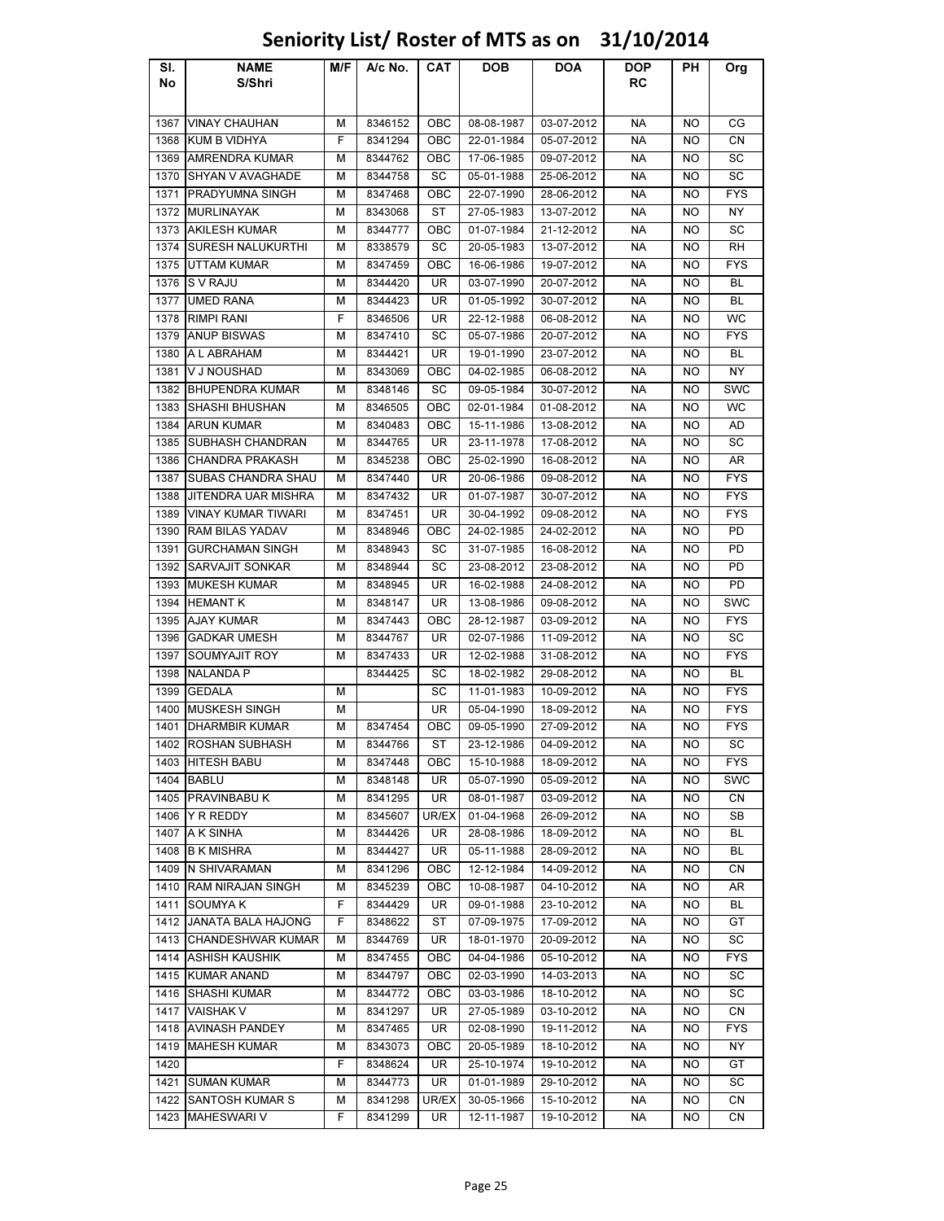# Seniority List/ Roster of MTS as on 31/10/2014

| Sl. No | NAME S/Shri | M/F | A/c No. | CAT | DOB | DOA | DOP RC | PH | Org |
|---|---|---|---|---|---|---|---|---|---|
| 1367 | VINAY CHAUHAN | M | 8346152 | OBC | 08-08-1987 | 03-07-2012 | NA | NO | CG |
| 1368 | KUM B VIDHYA | F | 8341294 | OBC | 22-01-1984 | 05-07-2012 | NA | NO | CN |
| 1369 | AMRENDRA KUMAR | M | 8344762 | OBC | 17-06-1985 | 09-07-2012 | NA | NO | SC |
| 1370 | SHYAN V AVAGHADE | M | 8344758 | SC | 05-01-1988 | 25-06-2012 | NA | NO | SC |
| 1371 | PRADYUMNA SINGH | M | 8347468 | OBC | 22-07-1990 | 28-06-2012 | NA | NO | FYS |
| 1372 | MURLINAYAK | M | 8343068 | ST | 27-05-1983 | 13-07-2012 | NA | NO | NY |
| 1373 | AKILESH KUMAR | M | 8344777 | OBC | 01-07-1984 | 21-12-2012 | NA | NO | SC |
| 1374 | SURESH NALUKURTHI | M | 8338579 | SC | 20-05-1983 | 13-07-2012 | NA | NO | RH |
| 1375 | UTTAM KUMAR | M | 8347459 | OBC | 16-06-1986 | 19-07-2012 | NA | NO | FYS |
| 1376 | S V RAJU | M | 8344420 | UR | 03-07-1990 | 20-07-2012 | NA | NO | BL |
| 1377 | UMED RANA | M | 8344423 | UR | 01-05-1992 | 30-07-2012 | NA | NO | BL |
| 1378 | RIMPI RANI | F | 8346506 | UR | 22-12-1988 | 06-08-2012 | NA | NO | WC |
| 1379 | ANUP BISWAS | M | 8347410 | SC | 05-07-1986 | 20-07-2012 | NA | NO | FYS |
| 1380 | A L ABRAHAM | M | 8344421 | UR | 19-01-1990 | 23-07-2012 | NA | NO | BL |
| 1381 | V J NOUSHAD | M | 8343069 | OBC | 04-02-1985 | 06-08-2012 | NA | NO | NY |
| 1382 | BHUPENDRA KUMAR | M | 8348146 | SC | 09-05-1984 | 30-07-2012 | NA | NO | SWC |
| 1383 | SHASHI BHUSHAN | M | 8346505 | OBC | 02-01-1984 | 01-08-2012 | NA | NO | WC |
| 1384 | ARUN KUMAR | M | 8340483 | OBC | 15-11-1986 | 13-08-2012 | NA | NO | AD |
| 1385 | SUBHASH CHANDRAN | M | 8344765 | UR | 23-11-1978 | 17-08-2012 | NA | NO | SC |
| 1386 | CHANDRA PRAKASH | M | 8345238 | OBC | 25-02-1990 | 16-08-2012 | NA | NO | AR |
| 1387 | SUBAS CHANDRA SHAU | M | 8347440 | UR | 20-06-1986 | 09-08-2012 | NA | NO | FYS |
| 1388 | JITENDRA UAR MISHRA | M | 8347432 | UR | 01-07-1987 | 30-07-2012 | NA | NO | FYS |
| 1389 | VINAY KUMAR TIWARI | M | 8347451 | UR | 30-04-1992 | 09-08-2012 | NA | NO | FYS |
| 1390 | RAM BILAS YADAV | M | 8348946 | OBC | 24-02-1985 | 24-02-2012 | NA | NO | PD |
| 1391 | GURCHAMAN SINGH | M | 8348943 | SC | 31-07-1985 | 16-08-2012 | NA | NO | PD |
| 1392 | SARVAJIT SONKAR | M | 8348944 | SC | 23-08-2012 | 23-08-2012 | NA | NO | PD |
| 1393 | MUKESH KUMAR | M | 8348945 | UR | 16-02-1988 | 24-08-2012 | NA | NO | PD |
| 1394 | HEMANT K | M | 8348147 | UR | 13-08-1986 | 09-08-2012 | NA | NO | SWC |
| 1395 | AJAY KUMAR | M | 8347443 | OBC | 28-12-1987 | 03-09-2012 | NA | NO | FYS |
| 1396 | GADKAR UMESH | M | 8344767 | UR | 02-07-1986 | 11-09-2012 | NA | NO | SC |
| 1397 | SOUMYAJIT ROY | M | 8347433 | UR | 12-02-1988 | 31-08-2012 | NA | NO | FYS |
| 1398 | NALANDA P |  | 8344425 | SC | 18-02-1982 | 29-08-2012 | NA | NO | BL |
| 1399 | GEDALA | M |  | SC | 11-01-1983 | 10-09-2012 | NA | NO | FYS |
| 1400 | MUSKESH SINGH | M |  | UR | 05-04-1990 | 18-09-2012 | NA | NO | FYS |
| 1401 | DHARMBIR KUMAR | M | 8347454 | OBC | 09-05-1990 | 27-09-2012 | NA | NO | FYS |
| 1402 | ROSHAN SUBHASH | M | 8344766 | ST | 23-12-1986 | 04-09-2012 | NA | NO | SC |
| 1403 | HITESH BABU | M | 8347448 | OBC | 15-10-1988 | 18-09-2012 | NA | NO | FYS |
| 1404 | BABLU | M | 8348148 | UR | 05-07-1990 | 05-09-2012 | NA | NO | SWC |
| 1405 | PRAVINBABU K | M | 8341295 | UR | 08-01-1987 | 03-09-2012 | NA | NO | CN |
| 1406 | Y R REDDY | M | 8345607 | UR/EX | 01-04-1968 | 26-09-2012 | NA | NO | SB |
| 1407 | A K SINHA | M | 8344426 | UR | 28-08-1986 | 18-09-2012 | NA | NO | BL |
| 1408 | B K MISHRA | M | 8344427 | UR | 05-11-1988 | 28-09-2012 | NA | NO | BL |
| 1409 | N SHIVARAMAN | M | 8341296 | OBC | 12-12-1984 | 14-09-2012 | NA | NO | CN |
| 1410 | RAM NIRAJAN SINGH | M | 8345239 | OBC | 10-08-1987 | 04-10-2012 | NA | NO | AR |
| 1411 | SOUMYA K | F | 8344429 | UR | 09-01-1988 | 23-10-2012 | NA | NO | BL |
| 1412 | JANATA BALA HAJONG | F | 8348622 | ST | 07-09-1975 | 17-09-2012 | NA | NO | GT |
| 1413 | CHANDESHWAR KUMAR | M | 8344769 | UR | 18-01-1970 | 20-09-2012 | NA | NO | SC |
| 1414 | ASHISH KAUSHIK | M | 8347455 | OBC | 04-04-1986 | 05-10-2012 | NA | NO | FYS |
| 1415 | KUMAR ANAND | M | 8344797 | OBC | 02-03-1990 | 14-03-2013 | NA | NO | SC |
| 1416 | SHASHI KUMAR | M | 8344772 | OBC | 03-03-1986 | 18-10-2012 | NA | NO | SC |
| 1417 | VAISHAK V | M | 8341297 | UR | 27-05-1989 | 03-10-2012 | NA | NO | CN |
| 1418 | AVINASH PANDEY | M | 8347465 | UR | 02-08-1990 | 19-11-2012 | NA | NO | FYS |
| 1419 | MAHESH KUMAR | M | 8343073 | OBC | 20-05-1989 | 18-10-2012 | NA | NO | NY |
| 1420 |  | F | 8348624 | UR | 25-10-1974 | 19-10-2012 | NA | NO | GT |
| 1421 | SUMAN KUMAR | M | 8344773 | UR | 01-01-1989 | 29-10-2012 | NA | NO | SC |
| 1422 | SANTOSH KUMAR S | M | 8341298 | UR/EX | 30-05-1966 | 15-10-2012 | NA | NO | CN |
| 1423 | MAHESWARI V | F | 8341299 | UR | 12-11-1987 | 19-10-2012 | NA | NO | CN |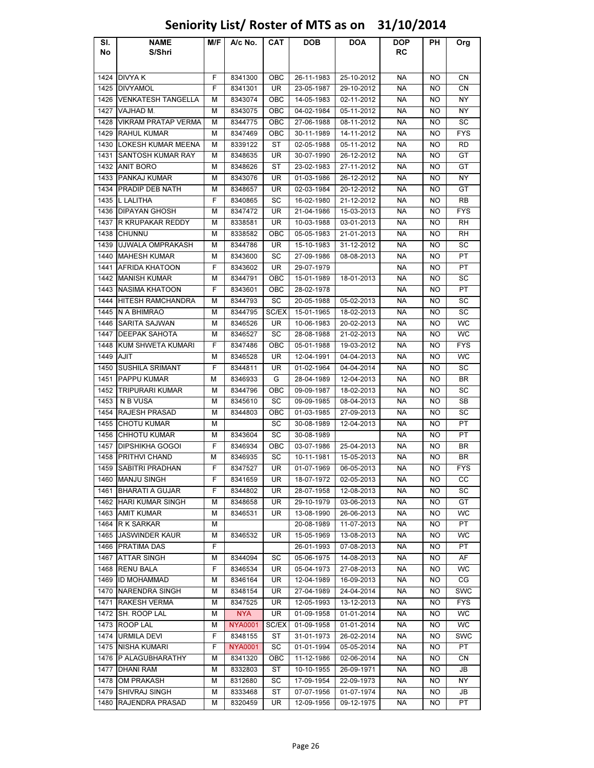# Seniority List/ Roster of MTS as on 31/10/2014

| Sl. No | NAME S/Shri | M/F | A/c No. | CAT | DOB | DOA | DOP RC | PH | Org |
|---|---|---|---|---|---|---|---|---|---|
| 1424 | DIVYA K | F | 8341300 | OBC | 26-11-1983 | 25-10-2012 | NA | NO | CN |
| 1425 | DIVYAMOL | F | 8341301 | UR | 23-05-1987 | 29-10-2012 | NA | NO | CN |
| 1426 | VENKATESH TANGELLA | M | 8343074 | OBC | 14-05-1983 | 02-11-2012 | NA | NO | NY |
| 1427 | VAJHAD M. | M | 8343075 | OBC | 04-02-1984 | 05-11-2012 | NA | NO | NY |
| 1428 | VIKRAM PRATAP VERMA | M | 8344775 | OBC | 27-06-1988 | 08-11-2012 | NA | NO | SC |
| 1429 | RAHUL KUMAR | M | 8347469 | OBC | 30-11-1989 | 14-11-2012 | NA | NO | FYS |
| 1430 | LOKESH KUMAR MEENA | M | 8339122 | ST | 02-05-1988 | 05-11-2012 | NA | NO | RD |
| 1431 | SANTOSH KUMAR RAY | M | 8348635 | UR | 30-07-1990 | 26-12-2012 | NA | NO | GT |
| 1432 | ANIT BORO | M | 8348626 | ST | 23-02-1983 | 27-11-2012 | NA | NO | GT |
| 1433 | PANKAJ KUMAR | M | 8343076 | UR | 01-03-1986 | 26-12-2012 | NA | NO | NY |
| 1434 | PRADIP DEB NATH | M | 8348657 | UR | 02-03-1984 | 20-12-2012 | NA | NO | GT |
| 1435 | L LALITHA | F | 8340865 | SC | 16-02-1980 | 21-12-2012 | NA | NO | RB |
| 1436 | DIPAYAN GHOSH | M | 8347472 | UR | 21-04-1986 | 15-03-2013 | NA | NO | FYS |
| 1437 | R KRUPAKAR REDDY | M | 8338581 | UR | 10-03-1988 | 03-01-2013 | NA | NO | RH |
| 1438 | CHUNNU | M | 8338582 | OBC | 05-05-1983 | 21-01-2013 | NA | NO | RH |
| 1439 | UJWALA OMPRAKASH | M | 8344786 | UR | 15-10-1983 | 31-12-2012 | NA | NO | SC |
| 1440 | MAHESH KUMAR | M | 8343600 | SC | 27-09-1986 | 08-08-2013 | NA | NO | PT |
| 1441 | AFRIDA KHATOON | F | 8343602 | UR | 29-07-1979 | | NA | NO | PT |
| 1442 | MANISH KUMAR | M | 8344791 | OBC | 15-01-1989 | 18-01-2013 | NA | NO | SC |
| 1443 | NASIMA KHATOON | F | 8343601 | OBC | 28-02-1978 | | NA | NO | PT |
| 1444 | HITESH RAMCHANDRA | M | 8344793 | SC | 20-05-1988 | 05-02-2013 | NA | NO | SC |
| 1445 | N A BHIMRAO | M | 8344795 | SC/EX | 15-01-1965 | 18-02-2013 | NA | NO | SC |
| 1446 | SARITA SAJWAN | M | 8346526 | UR | 10-06-1983 | 20-02-2013 | NA | NO | WC |
| 1447 | DEEPAK SAHOTA | M | 8346527 | SC | 28-08-1988 | 21-02-2013 | NA | NO | WC |
| 1448 | KUM SHWETA KUMARI | F | 8347486 | OBC | 05-01-1988 | 19-03-2012 | NA | NO | FYS |
| 1449 | AJIT | M | 8346528 | UR | 12-04-1991 | 04-04-2013 | NA | NO | WC |
| 1450 | SUSHILA SRIMANT | F | 8344811 | UR | 01-02-1964 | 04-04-2014 | NA | NO | SC |
| 1451 | PAPPU KUMAR | M | 8346933 | G | 28-04-1989 | 12-04-2013 | NA | NO | BR |
| 1452 | TRIPURARI KUMAR | M | 8344796 | OBC | 09-09-1987 | 18-02-2013 | NA | NO | SC |
| 1453 | N B VUSA | M | 8345610 | SC | 09-09-1985 | 08-04-2013 | NA | NO | SB |
| 1454 | RAJESH PRASAD | M | 8344803 | OBC | 01-03-1985 | 27-09-2013 | NA | NO | SC |
| 1455 | CHOTU KUMAR | M | | SC | 30-08-1989 | 12-04-2013 | NA | NO | PT |
| 1456 | CHHOTU KUMAR | M | 8343604 | SC | 30-08-1989 | | NA | NO | PT |
| 1457 | DIPSHIKHA GOGOI | F | 8346934 | OBC | 03-07-1986 | 25-04-2013 | NA | NO | BR |
| 1458 | PRITHVI CHAND | M | 8346935 | SC | 10-11-1981 | 15-05-2013 | NA | NO | BR |
| 1459 | SABITRI PRADHAN | F | 8347527 | UR | 01-07-1969 | 06-05-2013 | NA | NO | FYS |
| 1460 | MANJU SINGH | F | 8341659 | UR | 18-07-1972 | 02-05-2013 | NA | NO | CC |
| 1461 | BHARATI A GUJAR | F | 8344802 | UR | 28-07-1958 | 12-08-2013 | NA | NO | SC |
| 1462 | HARI KUMAR SINGH | M | 8348658 | UR | 29-10-1979 | 03-06-2013 | NA | NO | GT |
| 1463 | AMIT KUMAR | M | 8346531 | UR | 13-08-1990 | 26-06-2013 | NA | NO | WC |
| 1464 | R K SARKAR | M | | | 20-08-1989 | 11-07-2013 | NA | NO | PT |
| 1465 | JASWINDER KAUR | M | 8346532 | UR | 15-05-1969 | 13-08-2013 | NA | NO | WC |
| 1466 | PRATIMA DAS | F | | | 26-01-1993 | 07-08-2013 | NA | NO | PT |
| 1467 | ATTAR SINGH | M | 8344094 | SC | 05-06-1975 | 14-08-2013 | NA | NO | AF |
| 1468 | RENU BALA | F | 8346534 | UR | 05-04-1973 | 27-08-2013 | NA | NO | WC |
| 1469 | ID MOHAMMAD | M | 8346164 | UR | 12-04-1989 | 16-09-2013 | NA | NO | CG |
| 1470 | NARENDRA SINGH | M | 8348154 | UR | 27-04-1989 | 24-04-2014 | NA | NO | SWC |
| 1471 | RAKESH VERMA | M | 8347525 | UR | 12-05-1993 | 13-12-2013 | NA | NO | FYS |
| 1472 | SH. ROOP LAL | M | NYA | UR | 01-09-1958 | 01-01-2014 | NA | NO | WC |
| 1473 | ROOP LAL | M | NYA0001 | SC/EX | 01-09-1958 | 01-01-2014 | NA | NO | WC |
| 1474 | URMILA DEVI | F | 8348155 | ST | 31-01-1973 | 26-02-2014 | NA | NO | SWC |
| 1475 | NISHA KUMARI | F | NYA0001 | SC | 01-01-1994 | 05-05-2014 | NA | NO | PT |
| 1476 | P ALAGUBHARATHY | M | 8341320 | OBC | 11-12-1986 | 02-06-2014 | NA | NO | CN |
| 1477 | DHANI RAM | M | 8332803 | ST | 10-10-1955 | 26-09-1971 | NA | NO | JB |
| 1478 | OM PRAKASH | M | 8312680 | SC | 17-09-1954 | 22-09-1973 | NA | NO | NY |
| 1479 | SHIVRAJ SINGH | M | 8333468 | ST | 07-07-1956 | 01-07-1974 | NA | NO | JB |
| 1480 | RAJENDRA PRASAD | M | 8320459 | UR | 12-09-1956 | 09-12-1975 | NA | NO | PT |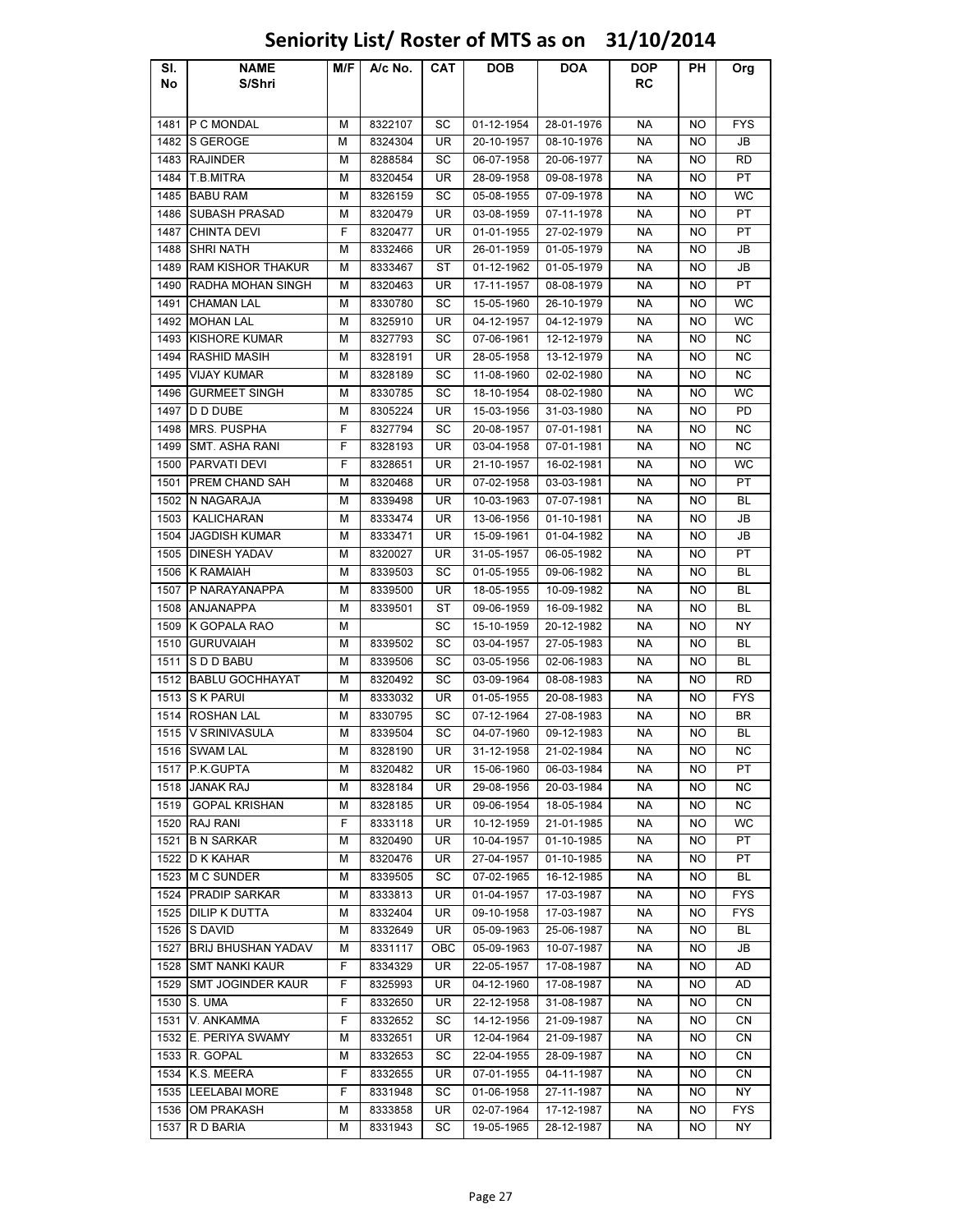# Seniority List/ Roster of MTS as on 31/10/2014

| Sl. No | NAME S/Shri | M/F | A/c No. | CAT | DOB | DOA | DOP RC | PH | Org |
|---|---|---|---|---|---|---|---|---|---|
| 1481 | P C MONDAL | M | 8322107 | SC | 01-12-1954 | 28-01-1976 | NA | NO | FYS |
| 1482 | S GEROGE | M | 8324304 | UR | 20-10-1957 | 08-10-1976 | NA | NO | JB |
| 1483 | RAJINDER | M | 8288584 | SC | 06-07-1958 | 20-06-1977 | NA | NO | RD |
| 1484 | T.B.MITRA | M | 8320454 | UR | 28-09-1958 | 09-08-1978 | NA | NO | PT |
| 1485 | BABU RAM | M | 8326159 | SC | 05-08-1955 | 07-09-1978 | NA | NO | WC |
| 1486 | SUBASH PRASAD | M | 8320479 | UR | 03-08-1959 | 07-11-1978 | NA | NO | PT |
| 1487 | CHINTA DEVI | F | 8320477 | UR | 01-01-1955 | 27-02-1979 | NA | NO | PT |
| 1488 | SHRI NATH | M | 8332466 | UR | 26-01-1959 | 01-05-1979 | NA | NO | JB |
| 1489 | RAM KISHOR THAKUR | M | 8333467 | ST | 01-12-1962 | 01-05-1979 | NA | NO | JB |
| 1490 | RADHA MOHAN SINGH | M | 8320463 | UR | 17-11-1957 | 08-08-1979 | NA | NO | PT |
| 1491 | CHAMAN LAL | M | 8330780 | SC | 15-05-1960 | 26-10-1979 | NA | NO | WC |
| 1492 | MOHAN LAL | M | 8325910 | UR | 04-12-1957 | 04-12-1979 | NA | NO | WC |
| 1493 | KISHORE KUMAR | M | 8327793 | SC | 07-06-1961 | 12-12-1979 | NA | NO | NC |
| 1494 | RASHID MASIH | M | 8328191 | UR | 28-05-1958 | 13-12-1979 | NA | NO | NC |
| 1495 | VIJAY KUMAR | M | 8328189 | SC | 11-08-1960 | 02-02-1980 | NA | NO | NC |
| 1496 | GURMEET SINGH | M | 8330785 | SC | 18-10-1954 | 08-02-1980 | NA | NO | WC |
| 1497 | D D DUBE | M | 8305224 | UR | 15-03-1956 | 31-03-1980 | NA | NO | PD |
| 1498 | MRS. PUSPHA | F | 8327794 | SC | 20-08-1957 | 07-01-1981 | NA | NO | NC |
| 1499 | SMT. ASHA RANI | F | 8328193 | UR | 03-04-1958 | 07-01-1981 | NA | NO | NC |
| 1500 | PARVATI DEVI | F | 8328651 | UR | 21-10-1957 | 16-02-1981 | NA | NO | WC |
| 1501 | PREM CHAND SAH | M | 8320468 | UR | 07-02-1958 | 03-03-1981 | NA | NO | PT |
| 1502 | N NAGARAJA | M | 8339498 | UR | 10-03-1963 | 07-07-1981 | NA | NO | BL |
| 1503 | KALICHARAN | M | 8333474 | UR | 13-06-1956 | 01-10-1981 | NA | NO | JB |
| 1504 | JAGDISH KUMAR | M | 8333471 | UR | 15-09-1961 | 01-04-1982 | NA | NO | JB |
| 1505 | DINESH YADAV | M | 8320027 | UR | 31-05-1957 | 06-05-1982 | NA | NO | PT |
| 1506 | K RAMAIAH | M | 8339503 | SC | 01-05-1955 | 09-06-1982 | NA | NO | BL |
| 1507 | P NARAYANAPPA | M | 8339500 | UR | 18-05-1955 | 10-09-1982 | NA | NO | BL |
| 1508 | ANJANAPPA | M | 8339501 | ST | 09-06-1959 | 16-09-1982 | NA | NO | BL |
| 1509 | K GOPALA RAO | M | | SC | 15-10-1959 | 20-12-1982 | NA | NO | NY |
| 1510 | GURUVAIAH | M | 8339502 | SC | 03-04-1957 | 27-05-1983 | NA | NO | BL |
| 1511 | S D D BABU | M | 8339506 | SC | 03-05-1956 | 02-06-1983 | NA | NO | BL |
| 1512 | BABLU GOCHHAYAT | M | 8320492 | SC | 03-09-1964 | 08-08-1983 | NA | NO | RD |
| 1513 | S K PARUI | M | 8333032 | UR | 01-05-1955 | 20-08-1983 | NA | NO | FYS |
| 1514 | ROSHAN LAL | M | 8330795 | SC | 07-12-1964 | 27-08-1983 | NA | NO | BR |
| 1515 | V SRINIVASULA | M | 8339504 | SC | 04-07-1960 | 09-12-1983 | NA | NO | BL |
| 1516 | SWAM LAL | M | 8328190 | UR | 31-12-1958 | 21-02-1984 | NA | NO | NC |
| 1517 | P.K.GUPTA | M | 8320482 | UR | 15-06-1960 | 06-03-1984 | NA | NO | PT |
| 1518 | JANAK RAJ | M | 8328184 | UR | 29-08-1956 | 20-03-1984 | NA | NO | NC |
| 1519 | GOPAL KRISHAN | M | 8328185 | UR | 09-06-1954 | 18-05-1984 | NA | NO | NC |
| 1520 | RAJ RANI | F | 8333118 | UR | 10-12-1959 | 21-01-1985 | NA | NO | WC |
| 1521 | B N SARKAR | M | 8320490 | UR | 10-04-1957 | 01-10-1985 | NA | NO | PT |
| 1522 | D K KAHAR | M | 8320476 | UR | 27-04-1957 | 01-10-1985 | NA | NO | PT |
| 1523 | M C SUNDER | M | 8339505 | SC | 07-02-1965 | 16-12-1985 | NA | NO | BL |
| 1524 | PRADIP SARKAR | M | 8333813 | UR | 01-04-1957 | 17-03-1987 | NA | NO | FYS |
| 1525 | DILIP K DUTTA | M | 8332404 | UR | 09-10-1958 | 17-03-1987 | NA | NO | FYS |
| 1526 | S DAVID | M | 8332649 | UR | 05-09-1963 | 25-06-1987 | NA | NO | BL |
| 1527 | BRIJ BHUSHAN YADAV | M | 8331117 | OBC | 05-09-1963 | 10-07-1987 | NA | NO | JB |
| 1528 | SMT NANKI KAUR | F | 8334329 | UR | 22-05-1957 | 17-08-1987 | NA | NO | AD |
| 1529 | SMT JOGINDER KAUR | F | 8325993 | UR | 04-12-1960 | 17-08-1987 | NA | NO | AD |
| 1530 | S. UMA | F | 8332650 | UR | 22-12-1958 | 31-08-1987 | NA | NO | CN |
| 1531 | V. ANKAMMA | F | 8332652 | SC | 14-12-1956 | 21-09-1987 | NA | NO | CN |
| 1532 | E. PERIYA SWAMY | M | 8332651 | UR | 12-04-1964 | 21-09-1987 | NA | NO | CN |
| 1533 | R. GOPAL | M | 8332653 | SC | 22-04-1955 | 28-09-1987 | NA | NO | CN |
| 1534 | K.S. MEERA | F | 8332655 | UR | 07-01-1955 | 04-11-1987 | NA | NO | CN |
| 1535 | LEELABAI MORE | F | 8331948 | SC | 01-06-1958 | 27-11-1987 | NA | NO | NY |
| 1536 | OM PRAKASH | M | 8333858 | UR | 02-07-1964 | 17-12-1987 | NA | NO | FYS |
| 1537 | R D BARIA | M | 8331943 | SC | 19-05-1965 | 28-12-1987 | NA | NO | NY |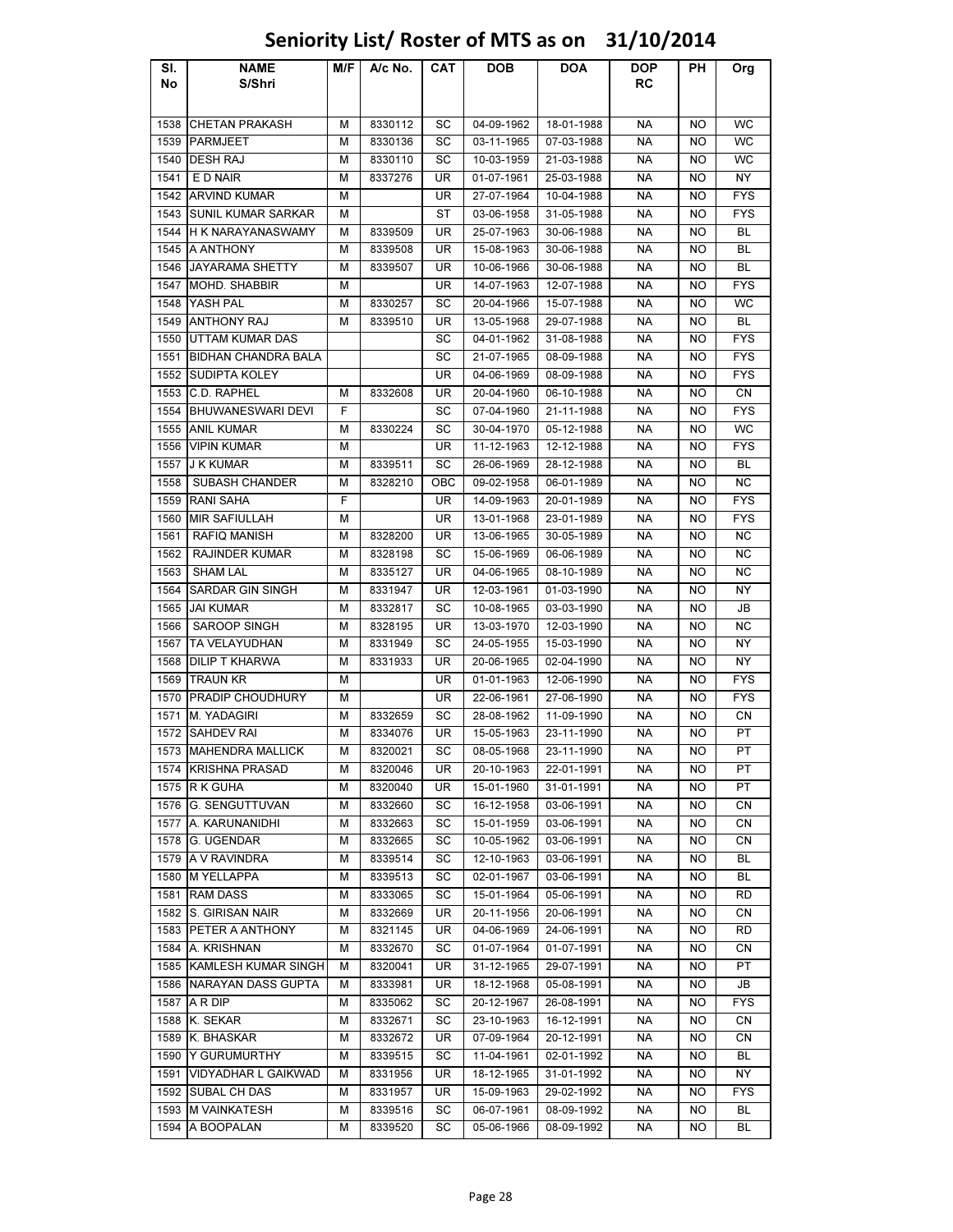# Seniority List/ Roster of MTS as on 31/10/2014

| Sl. No | NAME S/Shri | M/F | A/c No. | CAT | DOB | DOA | DOP RC | PH | Org |
|---|---|---|---|---|---|---|---|---|---|
| 1538 | CHETAN PRAKASH | M | 8330112 | SC | 04-09-1962 | 18-01-1988 | NA | NO | WC |
| 1539 | PARMJEET | M | 8330136 | SC | 03-11-1965 | 07-03-1988 | NA | NO | WC |
| 1540 | DESH RAJ | M | 8330110 | SC | 10-03-1959 | 21-03-1988 | NA | NO | WC |
| 1541 | E D NAIR | M | 8337276 | UR | 01-07-1961 | 25-03-1988 | NA | NO | NY |
| 1542 | ARVIND KUMAR | M | | UR | 27-07-1964 | 10-04-1988 | NA | NO | FYS |
| 1543 | SUNIL KUMAR SARKAR | M | | ST | 03-06-1958 | 31-05-1988 | NA | NO | FYS |
| 1544 | H K NARAYANASWAMY | M | 8339509 | UR | 25-07-1963 | 30-06-1988 | NA | NO | BL |
| 1545 | A ANTHONY | M | 8339508 | UR | 15-08-1963 | 30-06-1988 | NA | NO | BL |
| 1546 | JAYARAMA SHETTY | M | 8339507 | UR | 10-06-1966 | 30-06-1988 | NA | NO | BL |
| 1547 | MOHD. SHABBIR | M | | UR | 14-07-1963 | 12-07-1988 | NA | NO | FYS |
| 1548 | YASH PAL | M | 8330257 | SC | 20-04-1966 | 15-07-1988 | NA | NO | WC |
| 1549 | ANTHONY RAJ | M | 8339510 | UR | 13-05-1968 | 29-07-1988 | NA | NO | BL |
| 1550 | UTTAM KUMAR DAS | | | SC | 04-01-1962 | 31-08-1988 | NA | NO | FYS |
| 1551 | BIDHAN CHANDRA BALA | | | SC | 21-07-1965 | 08-09-1988 | NA | NO | FYS |
| 1552 | SUDIPTA KOLEY | | | UR | 04-06-1969 | 08-09-1988 | NA | NO | FYS |
| 1553 | C.D. RAPHEL | M | 8332608 | UR | 20-04-1960 | 06-10-1988 | NA | NO | CN |
| 1554 | BHUWANESWARI DEVI | F | | SC | 07-04-1960 | 21-11-1988 | NA | NO | FYS |
| 1555 | ANIL KUMAR | M | 8330224 | SC | 30-04-1970 | 05-12-1988 | NA | NO | WC |
| 1556 | VIPIN KUMAR | M | | UR | 11-12-1963 | 12-12-1988 | NA | NO | FYS |
| 1557 | J K KUMAR | M | 8339511 | SC | 26-06-1969 | 28-12-1988 | NA | NO | BL |
| 1558 | SUBASH CHANDER | M | 8328210 | OBC | 09-02-1958 | 06-01-1989 | NA | NO | NC |
| 1559 | RANI SAHA | F | | UR | 14-09-1963 | 20-01-1989 | NA | NO | FYS |
| 1560 | MIR SAFIULLAH | M | | UR | 13-01-1968 | 23-01-1989 | NA | NO | FYS |
| 1561 | RAFIQ MANISH | M | 8328200 | UR | 13-06-1965 | 30-05-1989 | NA | NO | NC |
| 1562 | RAJINDER KUMAR | M | 8328198 | SC | 15-06-1969 | 06-06-1989 | NA | NO | NC |
| 1563 | SHAM LAL | M | 8335127 | UR | 04-06-1965 | 08-10-1989 | NA | NO | NC |
| 1564 | SARDAR GIN SINGH | M | 8331947 | UR | 12-03-1961 | 01-03-1990 | NA | NO | NY |
| 1565 | JAI KUMAR | M | 8332817 | SC | 10-08-1965 | 03-03-1990 | NA | NO | JB |
| 1566 | SAROOP SINGH | M | 8328195 | UR | 13-03-1970 | 12-03-1990 | NA | NO | NC |
| 1567 | TA VELAYUDHAN | M | 8331949 | SC | 24-05-1955 | 15-03-1990 | NA | NO | NY |
| 1568 | DILIP T KHARWA | M | 8331933 | UR | 20-06-1965 | 02-04-1990 | NA | NO | NY |
| 1569 | TRAUN KR | M | | UR | 01-01-1963 | 12-06-1990 | NA | NO | FYS |
| 1570 | PRADIP CHOUDHURY | M | | UR | 22-06-1961 | 27-06-1990 | NA | NO | FYS |
| 1571 | M. YADAGIRI | M | 8332659 | SC | 28-08-1962 | 11-09-1990 | NA | NO | CN |
| 1572 | SAHDEV RAI | M | 8334076 | UR | 15-05-1963 | 23-11-1990 | NA | NO | PT |
| 1573 | MAHENDRA MALLICK | M | 8320021 | SC | 08-05-1968 | 23-11-1990 | NA | NO | PT |
| 1574 | KRISHNA PRASAD | M | 8320046 | UR | 20-10-1963 | 22-01-1991 | NA | NO | PT |
| 1575 | R K GUHA | M | 8320040 | UR | 15-01-1960 | 31-01-1991 | NA | NO | PT |
| 1576 | G. SENGUTTUVAN | M | 8332660 | SC | 16-12-1958 | 03-06-1991 | NA | NO | CN |
| 1577 | A. KARUNANIDHI | M | 8332663 | SC | 15-01-1959 | 03-06-1991 | NA | NO | CN |
| 1578 | G. UGENDAR | M | 8332665 | SC | 10-05-1962 | 03-06-1991 | NA | NO | CN |
| 1579 | A V RAVINDRA | M | 8339514 | SC | 12-10-1963 | 03-06-1991 | NA | NO | BL |
| 1580 | M YELLAPPA | M | 8339513 | SC | 02-01-1967 | 03-06-1991 | NA | NO | BL |
| 1581 | RAM DASS | M | 8333065 | SC | 15-01-1964 | 05-06-1991 | NA | NO | RD |
| 1582 | S. GIRISAN NAIR | M | 8332669 | UR | 20-11-1956 | 20-06-1991 | NA | NO | CN |
| 1583 | PETER A ANTHONY | M | 8321145 | UR | 04-06-1969 | 24-06-1991 | NA | NO | RD |
| 1584 | A. KRISHNAN | M | 8332670 | SC | 01-07-1964 | 01-07-1991 | NA | NO | CN |
| 1585 | KAMLESH KUMAR SINGH | M | 8320041 | UR | 31-12-1965 | 29-07-1991 | NA | NO | PT |
| 1586 | NARAYAN DASS GUPTA | M | 8333981 | UR | 18-12-1968 | 05-08-1991 | NA | NO | JB |
| 1587 | A R DIP | M | 8335062 | SC | 20-12-1967 | 26-08-1991 | NA | NO | FYS |
| 1588 | K. SEKAR | M | 8332671 | SC | 23-10-1963 | 16-12-1991 | NA | NO | CN |
| 1589 | K. BHASKAR | M | 8332672 | UR | 07-09-1964 | 20-12-1991 | NA | NO | CN |
| 1590 | Y GURUMURTHY | M | 8339515 | SC | 11-04-1961 | 02-01-1992 | NA | NO | BL |
| 1591 | VIDYADHAR L GAIKWAD | M | 8331956 | UR | 18-12-1965 | 31-01-1992 | NA | NO | NY |
| 1592 | SUBAL CH DAS | M | 8331957 | UR | 15-09-1963 | 29-02-1992 | NA | NO | FYS |
| 1593 | M VAINKATESH | M | 8339516 | SC | 06-07-1961 | 08-09-1992 | NA | NO | BL |
| 1594 | A BOOPALAN | M | 8339520 | SC | 05-06-1966 | 08-09-1992 | NA | NO | BL |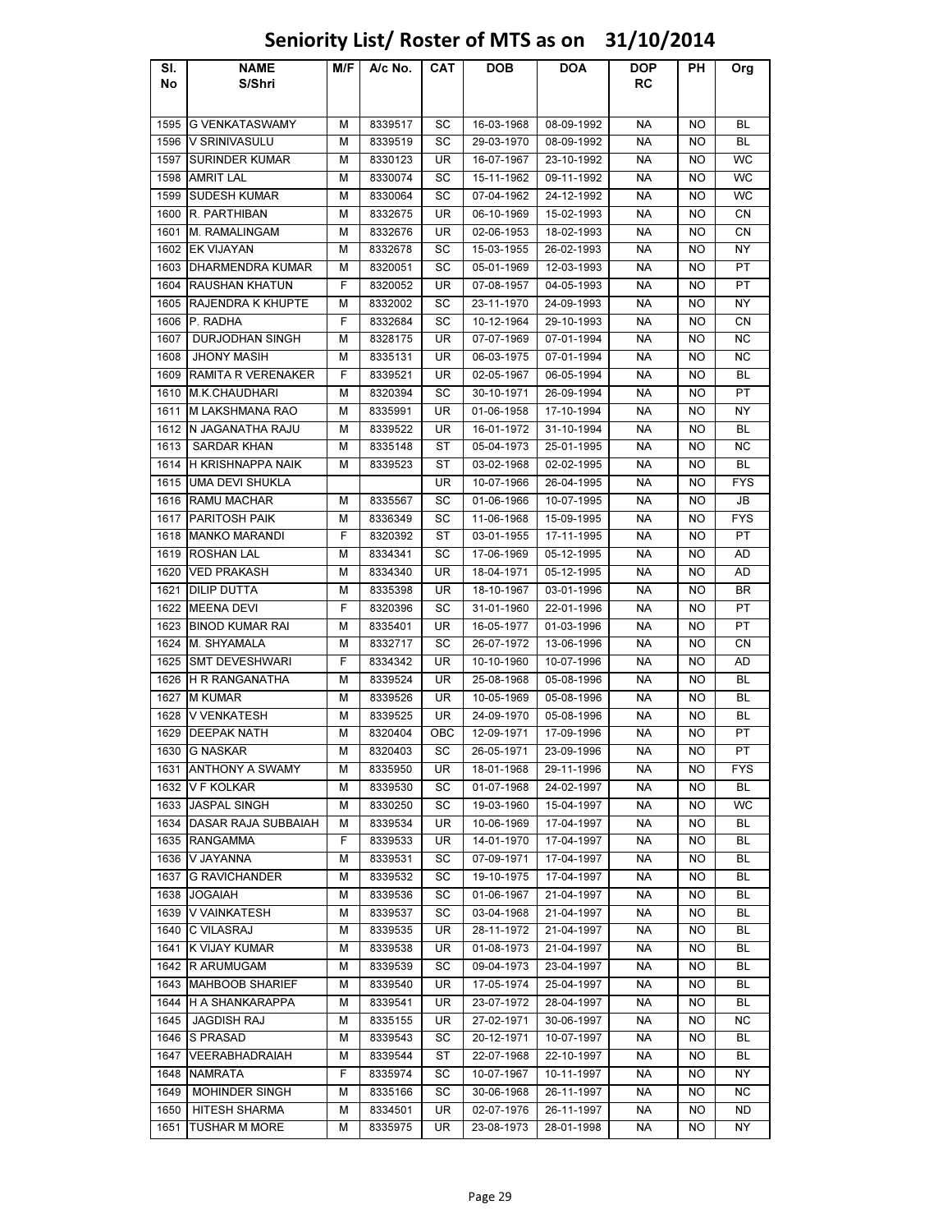# Seniority List/ Roster of MTS as on 31/10/2014

| Sl. No | NAME S/Shri | M/F | A/c No. | CAT | DOB | DOA | DOP RC | PH | Org |
|---|---|---|---|---|---|---|---|---|---|
| 1595 | G VENKATASWAMY | M | 8339517 | SC | 16-03-1968 | 08-09-1992 | NA | NO | BL |
| 1596 | V SRINIVASULU | M | 8339519 | SC | 29-03-1970 | 08-09-1992 | NA | NO | BL |
| 1597 | SURINDER KUMAR | M | 8330123 | UR | 16-07-1967 | 23-10-1992 | NA | NO | WC |
| 1598 | AMRIT LAL | M | 8330074 | SC | 15-11-1962 | 09-11-1992 | NA | NO | WC |
| 1599 | SUDESH KUMAR | M | 8330064 | SC | 07-04-1962 | 24-12-1992 | NA | NO | WC |
| 1600 | R. PARTHIBAN | M | 8332675 | UR | 06-10-1969 | 15-02-1993 | NA | NO | CN |
| 1601 | M. RAMALINGAM | M | 8332676 | UR | 02-06-1953 | 18-02-1993 | NA | NO | CN |
| 1602 | EK VIJAYAN | M | 8332678 | SC | 15-03-1955 | 26-02-1993 | NA | NO | NY |
| 1603 | DHARMENDRA KUMAR | M | 8320051 | SC | 05-01-1969 | 12-03-1993 | NA | NO | PT |
| 1604 | RAUSHAN KHATUN | F | 8320052 | UR | 07-08-1957 | 04-05-1993 | NA | NO | PT |
| 1605 | RAJENDRA K KHUPTE | M | 8332002 | SC | 23-11-1970 | 24-09-1993 | NA | NO | NY |
| 1606 | P. RADHA | F | 8332684 | SC | 10-12-1964 | 29-10-1993 | NA | NO | CN |
| 1607 | DURJODHAN SINGH | M | 8328175 | UR | 07-07-1969 | 07-01-1994 | NA | NO | NC |
| 1608 | JHONY MASIH | M | 8335131 | UR | 06-03-1975 | 07-01-1994 | NA | NO | NC |
| 1609 | RAMITA R VERENAKER | F | 8339521 | UR | 02-05-1967 | 06-05-1994 | NA | NO | BL |
| 1610 | M.K.CHAUDHARI | M | 8320394 | SC | 30-10-1971 | 26-09-1994 | NA | NO | PT |
| 1611 | M LAKSHMANA RAO | M | 8335991 | UR | 01-06-1958 | 17-10-1994 | NA | NO | NY |
| 1612 | N JAGANATHA RAJU | M | 8339522 | UR | 16-01-1972 | 31-10-1994 | NA | NO | BL |
| 1613 | SARDAR KHAN | M | 8335148 | ST | 05-04-1973 | 25-01-1995 | NA | NO | NC |
| 1614 | H KRISHNAPPA NAIK | M | 8339523 | ST | 03-02-1968 | 02-02-1995 | NA | NO | BL |
| 1615 | UMA DEVI SHUKLA | | | UR | 10-07-1966 | 26-04-1995 | NA | NO | FYS |
| 1616 | RAMU MACHAR | M | 8335567 | SC | 01-06-1966 | 10-07-1995 | NA | NO | JB |
| 1617 | PARITOSH PAIK | M | 8336349 | SC | 11-06-1968 | 15-09-1995 | NA | NO | FYS |
| 1618 | MANKO MARANDI | F | 8320392 | ST | 03-01-1955 | 17-11-1995 | NA | NO | PT |
| 1619 | ROSHAN LAL | M | 8334341 | SC | 17-06-1969 | 05-12-1995 | NA | NO | AD |
| 1620 | VED PRAKASH | M | 8334340 | UR | 18-04-1971 | 05-12-1995 | NA | NO | AD |
| 1621 | DILIP DUTTA | M | 8335398 | UR | 18-10-1967 | 03-01-1996 | NA | NO | BR |
| 1622 | MEENA DEVI | F | 8320396 | SC | 31-01-1960 | 22-01-1996 | NA | NO | PT |
| 1623 | BINOD KUMAR RAI | M | 8335401 | UR | 16-05-1977 | 01-03-1996 | NA | NO | PT |
| 1624 | M. SHYAMALA | M | 8332717 | SC | 26-07-1972 | 13-06-1996 | NA | NO | CN |
| 1625 | SMT DEVESHWARI | F | 8334342 | UR | 10-10-1960 | 10-07-1996 | NA | NO | AD |
| 1626 | H R RANGANATHA | M | 8339524 | UR | 25-08-1968 | 05-08-1996 | NA | NO | BL |
| 1627 | M KUMAR | M | 8339526 | UR | 10-05-1969 | 05-08-1996 | NA | NO | BL |
| 1628 | V VENKATESH | M | 8339525 | UR | 24-09-1970 | 05-08-1996 | NA | NO | BL |
| 1629 | DEEPAK NATH | M | 8320404 | OBC | 12-09-1971 | 17-09-1996 | NA | NO | PT |
| 1630 | G NASKAR | M | 8320403 | SC | 26-05-1971 | 23-09-1996 | NA | NO | PT |
| 1631 | ANTHONY A SWAMY | M | 8335950 | UR | 18-01-1968 | 29-11-1996 | NA | NO | FYS |
| 1632 | V F KOLKAR | M | 8339530 | SC | 01-07-1968 | 24-02-1997 | NA | NO | BL |
| 1633 | JASPAL SINGH | M | 8330250 | SC | 19-03-1960 | 15-04-1997 | NA | NO | WC |
| 1634 | DASAR RAJA SUBBAIAH | M | 8339534 | UR | 10-06-1969 | 17-04-1997 | NA | NO | BL |
| 1635 | RANGAMMA | F | 8339533 | UR | 14-01-1970 | 17-04-1997 | NA | NO | BL |
| 1636 | V JAYANNA | M | 8339531 | SC | 07-09-1971 | 17-04-1997 | NA | NO | BL |
| 1637 | G RAVICHANDER | M | 8339532 | SC | 19-10-1975 | 17-04-1997 | NA | NO | BL |
| 1638 | JOGAIAH | M | 8339536 | SC | 01-06-1967 | 21-04-1997 | NA | NO | BL |
| 1639 | V VAINKATESH | M | 8339537 | SC | 03-04-1968 | 21-04-1997 | NA | NO | BL |
| 1640 | C VILASRAJ | M | 8339535 | UR | 28-11-1972 | 21-04-1997 | NA | NO | BL |
| 1641 | K VIJAY KUMAR | M | 8339538 | UR | 01-08-1973 | 21-04-1997 | NA | NO | BL |
| 1642 | R ARUMUGAM | M | 8339539 | SC | 09-04-1973 | 23-04-1997 | NA | NO | BL |
| 1643 | MAHBOOB SHARIEF | M | 8339540 | UR | 17-05-1974 | 25-04-1997 | NA | NO | BL |
| 1644 | H A SHANKARAPPA | M | 8339541 | UR | 23-07-1972 | 28-04-1997 | NA | NO | BL |
| 1645 | JAGDISH RAJ | M | 8335155 | UR | 27-02-1971 | 30-06-1997 | NA | NO | NC |
| 1646 | S PRASAD | M | 8339543 | SC | 20-12-1971 | 10-07-1997 | NA | NO | BL |
| 1647 | VEERABHADRAIAH | M | 8339544 | ST | 22-07-1968 | 22-10-1997 | NA | NO | BL |
| 1648 | NAMRATA | F | 8335974 | SC | 10-07-1967 | 10-11-1997 | NA | NO | NY |
| 1649 | MOHINDER SINGH | M | 8335166 | SC | 30-06-1968 | 26-11-1997 | NA | NO | NC |
| 1650 | HITESH SHARMA | M | 8334501 | UR | 02-07-1976 | 26-11-1997 | NA | NO | ND |
| 1651 | TUSHAR M MORE | M | 8335975 | UR | 23-08-1973 | 28-01-1998 | NA | NO | NY |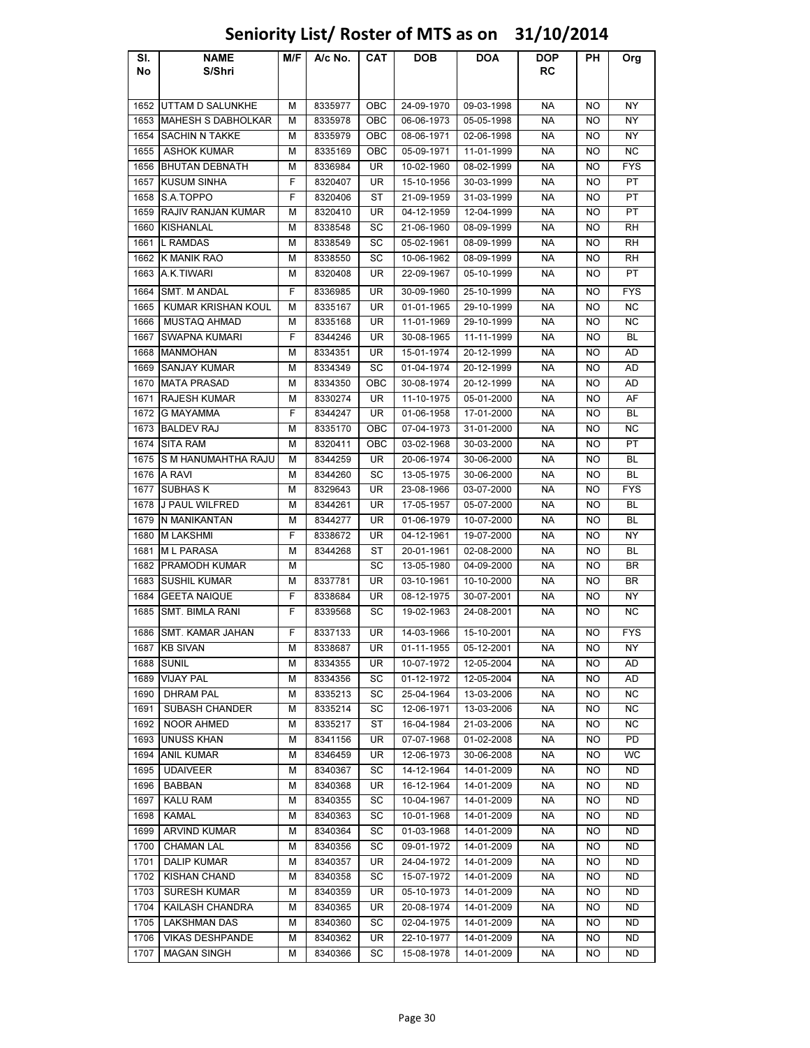# Seniority List/ Roster of MTS as on 31/10/2014

| Sl. No | NAME S/Shri | M/F | A/c No. | CAT | DOB | DOA | DOP RC | PH | Org |
|---|---|---|---|---|---|---|---|---|---|
| 1652 | UTTAM D SALUNKHE | M | 8335977 | OBC | 24-09-1970 | 09-03-1998 | NA | NO | NY |
| 1653 | MAHESH S DABHOLKAR | M | 8335978 | OBC | 06-06-1973 | 05-05-1998 | NA | NO | NY |
| 1654 | SACHIN N TAKKE | M | 8335979 | OBC | 08-06-1971 | 02-06-1998 | NA | NO | NY |
| 1655 | ASHOK KUMAR | M | 8335169 | OBC | 05-09-1971 | 11-01-1999 | NA | NO | NC |
| 1656 | BHUTAN DEBNATH | M | 8336984 | UR | 10-02-1960 | 08-02-1999 | NA | NO | FYS |
| 1657 | KUSUM SINHA | F | 8320407 | UR | 15-10-1956 | 30-03-1999 | NA | NO | PT |
| 1658 | S.A.TOPPO | F | 8320406 | ST | 21-09-1959 | 31-03-1999 | NA | NO | PT |
| 1659 | RAJIV RANJAN KUMAR | M | 8320410 | UR | 04-12-1959 | 12-04-1999 | NA | NO | PT |
| 1660 | KISHANLAL | M | 8338548 | SC | 21-06-1960 | 08-09-1999 | NA | NO | RH |
| 1661 | L RAMDAS | M | 8338549 | SC | 05-02-1961 | 08-09-1999 | NA | NO | RH |
| 1662 | K MANIK RAO | M | 8338550 | SC | 10-06-1962 | 08-09-1999 | NA | NO | RH |
| 1663 | A.K.TIWARI | M | 8320408 | UR | 22-09-1967 | 05-10-1999 | NA | NO | PT |
| 1664 | SMT. M ANDAL | F | 8336985 | UR | 30-09-1960 | 25-10-1999 | NA | NO | FYS |
| 1665 | KUMAR KRISHAN KOUL | M | 8335167 | UR | 01-01-1965 | 29-10-1999 | NA | NO | NC |
| 1666 | MUSTAQ AHMAD | M | 8335168 | UR | 11-01-1969 | 29-10-1999 | NA | NO | NC |
| 1667 | SWAPNA KUMARI | F | 8344246 | UR | 30-08-1965 | 11-11-1999 | NA | NO | BL |
| 1668 | MANMOHAN | M | 8334351 | UR | 15-01-1974 | 20-12-1999 | NA | NO | AD |
| 1669 | SANJAY KUMAR | M | 8334349 | SC | 01-04-1974 | 20-12-1999 | NA | NO | AD |
| 1670 | MATA PRASAD | M | 8334350 | OBC | 30-08-1974 | 20-12-1999 | NA | NO | AD |
| 1671 | RAJESH KUMAR | M | 8330274 | UR | 11-10-1975 | 05-01-2000 | NA | NO | AF |
| 1672 | G MAYAMMA | F | 8344247 | UR | 01-06-1958 | 17-01-2000 | NA | NO | BL |
| 1673 | BALDEV RAJ | M | 8335170 | OBC | 07-04-1973 | 31-01-2000 | NA | NO | NC |
| 1674 | SITA RAM | M | 8320411 | OBC | 03-02-1968 | 30-03-2000 | NA | NO | PT |
| 1675 | S M HANUMAHTHA RAJU | M | 8344259 | UR | 20-06-1974 | 30-06-2000 | NA | NO | BL |
| 1676 | A RAVI | M | 8344260 | SC | 13-05-1975 | 30-06-2000 | NA | NO | BL |
| 1677 | SUBHAS K | M | 8329643 | UR | 23-08-1966 | 03-07-2000 | NA | NO | FYS |
| 1678 | J PAUL WILFRED | M | 8344261 | UR | 17-05-1957 | 05-07-2000 | NA | NO | BL |
| 1679 | N MANIKANTAN | M | 8344277 | UR | 01-06-1979 | 10-07-2000 | NA | NO | BL |
| 1680 | M LAKSHMI | F | 8338672 | UR | 04-12-1961 | 19-07-2000 | NA | NO | NY |
| 1681 | M L PARASA | M | 8344268 | ST | 20-01-1961 | 02-08-2000 | NA | NO | BL |
| 1682 | PRAMODH KUMAR | M |  | SC | 13-05-1980 | 04-09-2000 | NA | NO | BR |
| 1683 | SUSHIL KUMAR | M | 8337781 | UR | 03-10-1961 | 10-10-2000 | NA | NO | BR |
| 1684 | GEETA NAIQUE | F | 8338684 | UR | 08-12-1975 | 30-07-2001 | NA | NO | NY |
| 1685 | SMT. BIMLA RANI | F | 8339568 | SC | 19-02-1963 | 24-08-2001 | NA | NO | NC |
| 1686 | SMT. KAMAR JAHAN | F | 8337133 | UR | 14-03-1966 | 15-10-2001 | NA | NO | FYS |
| 1687 | KB SIVAN | M | 8338687 | UR | 01-11-1955 | 05-12-2001 | NA | NO | NY |
| 1688 | SUNIL | M | 8334355 | UR | 10-07-1972 | 12-05-2004 | NA | NO | AD |
| 1689 | VIJAY PAL | M | 8334356 | SC | 01-12-1972 | 12-05-2004 | NA | NO | AD |
| 1690 | DHRAM PAL | M | 8335213 | SC | 25-04-1964 | 13-03-2006 | NA | NO | NC |
| 1691 | SUBASH CHANDER | M | 8335214 | SC | 12-06-1971 | 13-03-2006 | NA | NO | NC |
| 1692 | NOOR AHMED | M | 8335217 | ST | 16-04-1984 | 21-03-2006 | NA | NO | NC |
| 1693 | UNUSS KHAN | M | 8341156 | UR | 07-07-1968 | 01-02-2008 | NA | NO | PD |
| 1694 | ANIL KUMAR | M | 8346459 | UR | 12-06-1973 | 30-06-2008 | NA | NO | WC |
| 1695 | UDAIVEER | M | 8340367 | SC | 14-12-1964 | 14-01-2009 | NA | NO | ND |
| 1696 | BABBAN | M | 8340368 | UR | 16-12-1964 | 14-01-2009 | NA | NO | ND |
| 1697 | KALU RAM | M | 8340355 | SC | 10-04-1967 | 14-01-2009 | NA | NO | ND |
| 1698 | KAMAL | M | 8340363 | SC | 10-01-1968 | 14-01-2009 | NA | NO | ND |
| 1699 | ARVIND KUMAR | M | 8340364 | SC | 01-03-1968 | 14-01-2009 | NA | NO | ND |
| 1700 | CHAMAN LAL | M | 8340356 | SC | 09-01-1972 | 14-01-2009 | NA | NO | ND |
| 1701 | DALIP KUMAR | M | 8340357 | UR | 24-04-1972 | 14-01-2009 | NA | NO | ND |
| 1702 | KISHAN CHAND | M | 8340358 | SC | 15-07-1972 | 14-01-2009 | NA | NO | ND |
| 1703 | SURESH KUMAR | M | 8340359 | UR | 05-10-1973 | 14-01-2009 | NA | NO | ND |
| 1704 | KAILASH CHANDRA | M | 8340365 | UR | 20-08-1974 | 14-01-2009 | NA | NO | ND |
| 1705 | LAKSHMAN DAS | M | 8340360 | SC | 02-04-1975 | 14-01-2009 | NA | NO | ND |
| 1706 | VIKAS DESHPANDE | M | 8340362 | UR | 22-10-1977 | 14-01-2009 | NA | NO | ND |
| 1707 | MAGAN SINGH | M | 8340366 | SC | 15-08-1978 | 14-01-2009 | NA | NO | ND |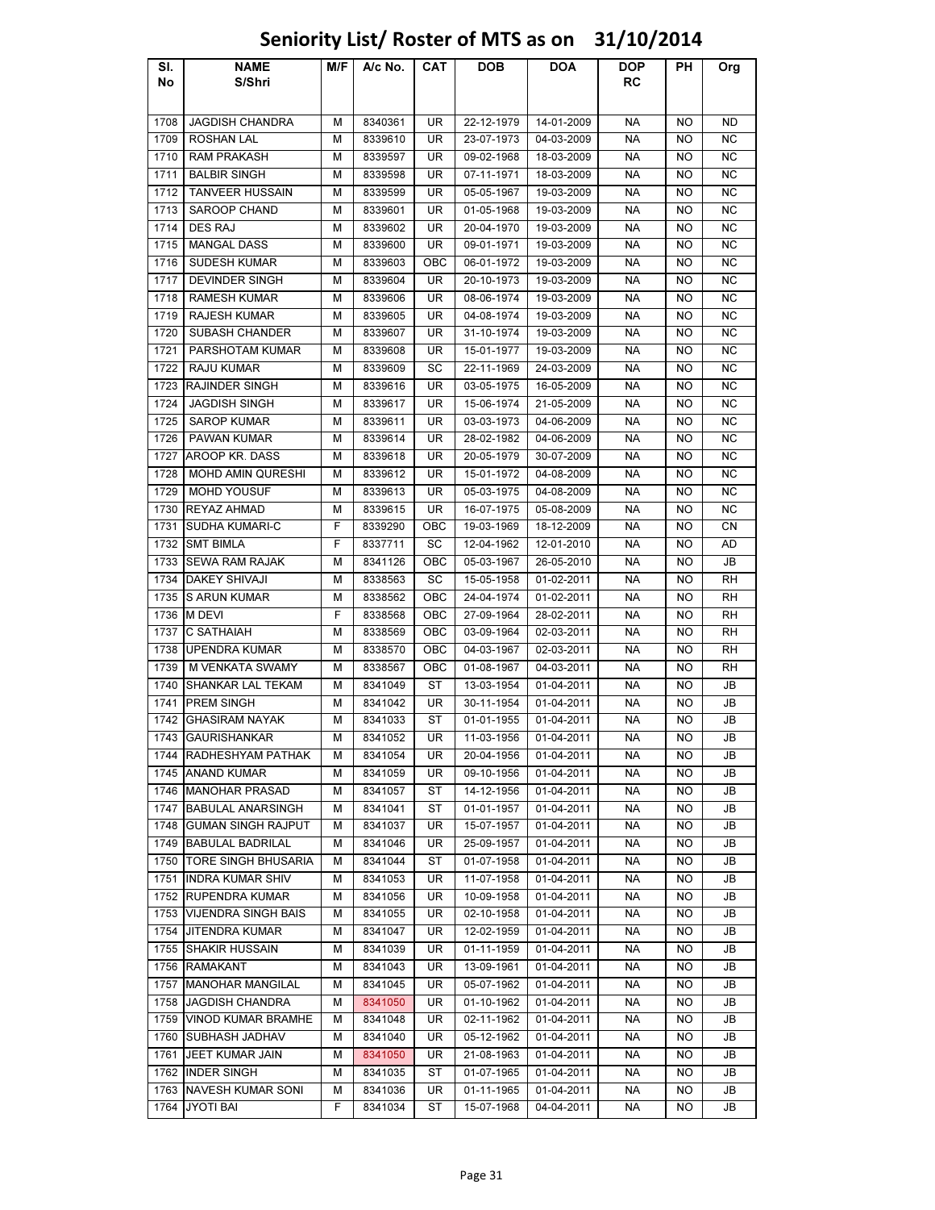# Seniority List/ Roster of MTS as on 31/10/2014

| Sl. No | NAME S/Shri | M/F | A/c No. | CAT | DOB | DOA | DOP RC | PH | Org |
|---|---|---|---|---|---|---|---|---|---|
| 1708 | JAGDISH CHANDRA | M | 8340361 | UR | 22-12-1979 | 14-01-2009 | NA | NO | ND |
| 1709 | ROSHAN LAL | M | 8339610 | UR | 23-07-1973 | 04-03-2009 | NA | NO | NC |
| 1710 | RAM PRAKASH | M | 8339597 | UR | 09-02-1968 | 18-03-2009 | NA | NO | NC |
| 1711 | BALBIR SINGH | M | 8339598 | UR | 07-11-1971 | 18-03-2009 | NA | NO | NC |
| 1712 | TANVEER HUSSAIN | M | 8339599 | UR | 05-05-1967 | 19-03-2009 | NA | NO | NC |
| 1713 | SAROOP CHAND | M | 8339601 | UR | 01-05-1968 | 19-03-2009 | NA | NO | NC |
| 1714 | DES RAJ | M | 8339602 | UR | 20-04-1970 | 19-03-2009 | NA | NO | NC |
| 1715 | MANGAL DASS | M | 8339600 | UR | 09-01-1971 | 19-03-2009 | NA | NO | NC |
| 1716 | SUDESH KUMAR | M | 8339603 | OBC | 06-01-1972 | 19-03-2009 | NA | NO | NC |
| 1717 | DEVINDER SINGH | M | 8339604 | UR | 20-10-1973 | 19-03-2009 | NA | NO | NC |
| 1718 | RAMESH KUMAR | M | 8339606 | UR | 08-06-1974 | 19-03-2009 | NA | NO | NC |
| 1719 | RAJESH KUMAR | M | 8339605 | UR | 04-08-1974 | 19-03-2009 | NA | NO | NC |
| 1720 | SUBASH CHANDER | M | 8339607 | UR | 31-10-1974 | 19-03-2009 | NA | NO | NC |
| 1721 | PARSHOTAM KUMAR | M | 8339608 | UR | 15-01-1977 | 19-03-2009 | NA | NO | NC |
| 1722 | RAJU KUMAR | M | 8339609 | SC | 22-11-1969 | 24-03-2009 | NA | NO | NC |
| 1723 | RAJINDER SINGH | M | 8339616 | UR | 03-05-1975 | 16-05-2009 | NA | NO | NC |
| 1724 | JAGDISH SINGH | M | 8339617 | UR | 15-06-1974 | 21-05-2009 | NA | NO | NC |
| 1725 | SAROP KUMAR | M | 8339611 | UR | 03-03-1973 | 04-06-2009 | NA | NO | NC |
| 1726 | PAWAN KUMAR | M | 8339614 | UR | 28-02-1982 | 04-06-2009 | NA | NO | NC |
| 1727 | AROOP KR. DASS | M | 8339618 | UR | 20-05-1979 | 30-07-2009 | NA | NO | NC |
| 1728 | MOHD AMIN QURESHI | M | 8339612 | UR | 15-01-1972 | 04-08-2009 | NA | NO | NC |
| 1729 | MOHD YOUSUF | M | 8339613 | UR | 05-03-1975 | 04-08-2009 | NA | NO | NC |
| 1730 | REYAZ AHMAD | M | 8339615 | UR | 16-07-1975 | 05-08-2009 | NA | NO | NC |
| 1731 | SUDHA KUMARI-C | F | 8339290 | OBC | 19-03-1969 | 18-12-2009 | NA | NO | CN |
| 1732 | SMT BIMLA | F | 8337711 | SC | 12-04-1962 | 12-01-2010 | NA | NO | AD |
| 1733 | SEWA RAM RAJAK | M | 8341126 | OBC | 05-03-1967 | 26-05-2010 | NA | NO | JB |
| 1734 | DAKEY SHIVAJI | M | 8338563 | SC | 15-05-1958 | 01-02-2011 | NA | NO | RH |
| 1735 | S ARUN KUMAR | M | 8338562 | OBC | 24-04-1974 | 01-02-2011 | NA | NO | RH |
| 1736 | M DEVI | F | 8338568 | OBC | 27-09-1964 | 28-02-2011 | NA | NO | RH |
| 1737 | C SATHAIAH | M | 8338569 | OBC | 03-09-1964 | 02-03-2011 | NA | NO | RH |
| 1738 | UPENDRA KUMAR | M | 8338570 | OBC | 04-03-1967 | 02-03-2011 | NA | NO | RH |
| 1739 | M VENKATA SWAMY | M | 8338567 | OBC | 01-08-1967 | 04-03-2011 | NA | NO | RH |
| 1740 | SHANKAR LAL TEKAM | M | 8341049 | ST | 13-03-1954 | 01-04-2011 | NA | NO | JB |
| 1741 | PREM SINGH | M | 8341042 | UR | 30-11-1954 | 01-04-2011 | NA | NO | JB |
| 1742 | GHASIRAM NAYAK | M | 8341033 | ST | 01-01-1955 | 01-04-2011 | NA | NO | JB |
| 1743 | GAURISHANKAR | M | 8341052 | UR | 11-03-1956 | 01-04-2011 | NA | NO | JB |
| 1744 | RADHESHYAM PATHAK | M | 8341054 | UR | 20-04-1956 | 01-04-2011 | NA | NO | JB |
| 1745 | ANAND KUMAR | M | 8341059 | UR | 09-10-1956 | 01-04-2011 | NA | NO | JB |
| 1746 | MANOHAR PRASAD | M | 8341057 | ST | 14-12-1956 | 01-04-2011 | NA | NO | JB |
| 1747 | BABULAL ANARSINGH | M | 8341041 | ST | 01-01-1957 | 01-04-2011 | NA | NO | JB |
| 1748 | GUMAN SINGH RAJPUT | M | 8341037 | UR | 15-07-1957 | 01-04-2011 | NA | NO | JB |
| 1749 | BABULAL BADRILAL | M | 8341046 | UR | 25-09-1957 | 01-04-2011 | NA | NO | JB |
| 1750 | TORE SINGH BHUSARIA | M | 8341044 | ST | 01-07-1958 | 01-04-2011 | NA | NO | JB |
| 1751 | INDRA KUMAR SHIV | M | 8341053 | UR | 11-07-1958 | 01-04-2011 | NA | NO | JB |
| 1752 | RUPENDRA KUMAR | M | 8341056 | UR | 10-09-1958 | 01-04-2011 | NA | NO | JB |
| 1753 | VIJENDRA SINGH BAIS | M | 8341055 | UR | 02-10-1958 | 01-04-2011 | NA | NO | JB |
| 1754 | JITENDRA KUMAR | M | 8341047 | UR | 12-02-1959 | 01-04-2011 | NA | NO | JB |
| 1755 | SHAKIR HUSSAIN | M | 8341039 | UR | 01-11-1959 | 01-04-2011 | NA | NO | JB |
| 1756 | RAMAKANT | M | 8341043 | UR | 13-09-1961 | 01-04-2011 | NA | NO | JB |
| 1757 | MANOHAR MANGILAL | M | 8341045 | UR | 05-07-1962 | 01-04-2011 | NA | NO | JB |
| 1758 | JAGDISH CHANDRA | M | 8341050 | UR | 01-10-1962 | 01-04-2011 | NA | NO | JB |
| 1759 | VINOD KUMAR BRAMHE | M | 8341048 | UR | 02-11-1962 | 01-04-2011 | NA | NO | JB |
| 1760 | SUBHASH JADHAV | M | 8341040 | UR | 05-12-1962 | 01-04-2011 | NA | NO | JB |
| 1761 | JEET KUMAR JAIN | M | 8341050 | UR | 21-08-1963 | 01-04-2011 | NA | NO | JB |
| 1762 | INDER SINGH | M | 8341035 | ST | 01-07-1965 | 01-04-2011 | NA | NO | JB |
| 1763 | NAVESH KUMAR SONI | M | 8341036 | UR | 01-11-1965 | 01-04-2011 | NA | NO | JB |
| 1764 | JYOTI BAI | F | 8341034 | ST | 15-07-1968 | 04-04-2011 | NA | NO | JB |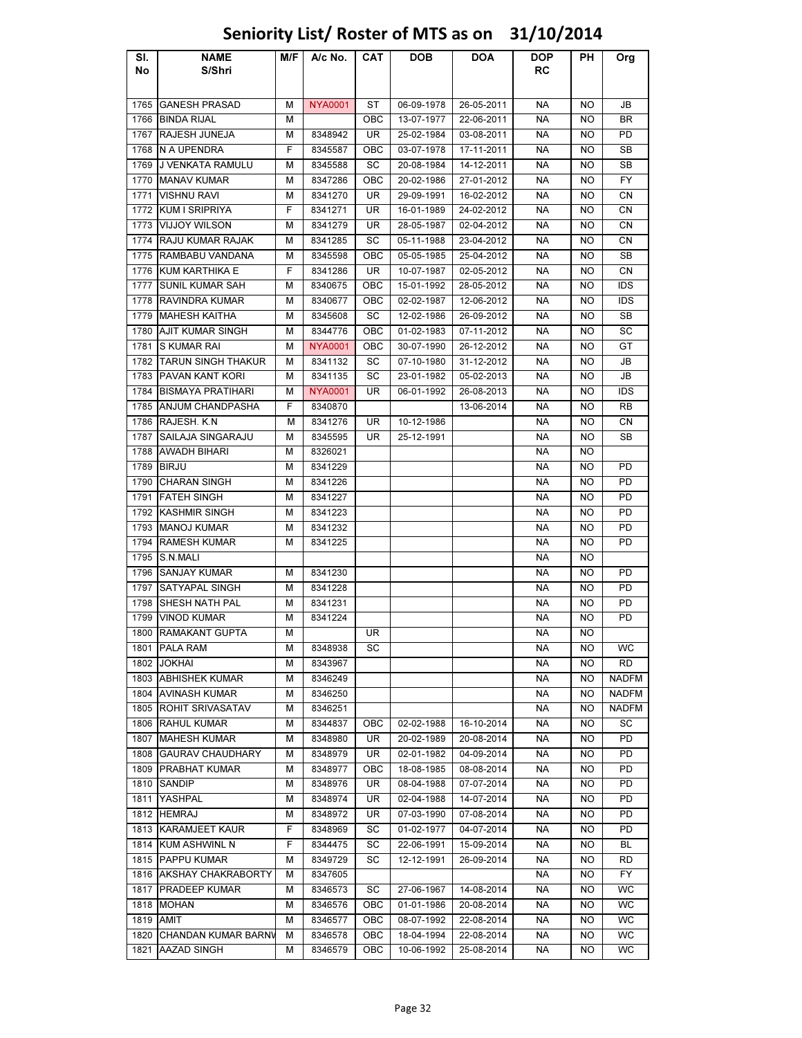# Seniority List/ Roster of MTS as on 31/10/2014

| Sl. No | NAME S/Shri | M/F | A/c No. | CAT | DOB | DOA | DOP RC | PH | Org |
|---|---|---|---|---|---|---|---|---|---|
| 1765 | GANESH PRASAD | M | NYA0001 | ST | 06-09-1978 | 26-05-2011 | NA | NO | JB |
| 1766 | BINDA RIJAL | M | | OBC | 13-07-1977 | 22-06-2011 | NA | NO | BR |
| 1767 | RAJESH JUNEJA | M | 8348942 | UR | 25-02-1984 | 03-08-2011 | NA | NO | PD |
| 1768 | N A UPENDRA | F | 8345587 | OBC | 03-07-1978 | 17-11-2011 | NA | NO | SB |
| 1769 | J VENKATA RAMULU | M | 8345588 | SC | 20-08-1984 | 14-12-2011 | NA | NO | SB |
| 1770 | MANAV KUMAR | M | 8347286 | OBC | 20-02-1986 | 27-01-2012 | NA | NO | FY |
| 1771 | VISHNU RAVI | M | 8341270 | UR | 29-09-1991 | 16-02-2012 | NA | NO | CN |
| 1772 | KUM I SRIPRIYA | F | 8341271 | UR | 16-01-1989 | 24-02-2012 | NA | NO | CN |
| 1773 | VIJJOY WILSON | M | 8341279 | UR | 28-05-1987 | 02-04-2012 | NA | NO | CN |
| 1774 | RAJU KUMAR RAJAK | M | 8341285 | SC | 05-11-1988 | 23-04-2012 | NA | NO | CN |
| 1775 | RAMBABU VANDANA | M | 8345598 | OBC | 05-05-1985 | 25-04-2012 | NA | NO | SB |
| 1776 | KUM KARTHIKA E | F | 8341286 | UR | 10-07-1987 | 02-05-2012 | NA | NO | CN |
| 1777 | SUNIL KUMAR SAH | M | 8340675 | OBC | 15-01-1992 | 28-05-2012 | NA | NO | IDS |
| 1778 | RAVINDRA KUMAR | M | 8340677 | OBC | 02-02-1987 | 12-06-2012 | NA | NO | IDS |
| 1779 | MAHESH KAITHA | M | 8345608 | SC | 12-02-1986 | 26-09-2012 | NA | NO | SB |
| 1780 | AJIT KUMAR SINGH | M | 8344776 | OBC | 01-02-1983 | 07-11-2012 | NA | NO | SC |
| 1781 | S KUMAR RAI | M | NYA0001 | OBC | 30-07-1990 | 26-12-2012 | NA | NO | GT |
| 1782 | TARUN SINGH THAKUR | M | 8341132 | SC | 07-10-1980 | 31-12-2012 | NA | NO | JB |
| 1783 | PAVAN KANT KORI | M | 8341135 | SC | 23-01-1982 | 05-02-2013 | NA | NO | JB |
| 1784 | BISMAYA PRATIHARI | M | NYA0001 | UR | 06-01-1992 | 26-08-2013 | NA | NO | IDS |
| 1785 | ANJUM CHANDPASHA | F | 8340870 | | | 13-06-2014 | NA | NO | RB |
| 1786 | RAJESH. K.N | M | 8341276 | UR | 10-12-1986 | | NA | NO | CN |
| 1787 | SAILAJA SINGARAJU | M | 8345595 | UR | 25-12-1991 | | NA | NO | SB |
| 1788 | AWADH BIHARI | M | 8326021 | | | | NA | NO | |
| 1789 | BIRJU | M | 8341229 | | | | NA | NO | PD |
| 1790 | CHARAN SINGH | M | 8341226 | | | | NA | NO | PD |
| 1791 | FATEH SINGH | M | 8341227 | | | | NA | NO | PD |
| 1792 | KASHMIR SINGH | M | 8341223 | | | | NA | NO | PD |
| 1793 | MANOJ KUMAR | M | 8341232 | | | | NA | NO | PD |
| 1794 | RAMESH KUMAR | M | 8341225 | | | | NA | NO | PD |
| 1795 | S.N.MALI | | | | | | NA | NO | |
| 1796 | SANJAY KUMAR | M | 8341230 | | | | NA | NO | PD |
| 1797 | SATYAPAL SINGH | M | 8341228 | | | | NA | NO | PD |
| 1798 | SHESH NATH PAL | M | 8341231 | | | | NA | NO | PD |
| 1799 | VINOD KUMAR | M | 8341224 | | | | NA | NO | PD |
| 1800 | RAMAKANT GUPTA | M | | UR | | | NA | NO | |
| 1801 | PALA RAM | M | 8348938 | SC | | | NA | NO | WC |
| 1802 | JOKHAI | M | 8343967 | | | | NA | NO | RD |
| 1803 | ABHISHEK KUMAR | M | 8346249 | | | | NA | NO | NADFM |
| 1804 | AVINASH KUMAR | M | 8346250 | | | | NA | NO | NADFM |
| 1805 | ROHIT SRIVASATAV | M | 8346251 | | | | NA | NO | NADFM |
| 1806 | RAHUL KUMAR | M | 8344837 | OBC | 02-02-1988 | 16-10-2014 | NA | NO | SC |
| 1807 | MAHESH KUMAR | M | 8348980 | UR | 20-02-1989 | 20-08-2014 | NA | NO | PD |
| 1808 | GAURAV CHAUDHARY | M | 8348979 | UR | 02-01-1982 | 04-09-2014 | NA | NO | PD |
| 1809 | PRABHAT KUMAR | M | 8348977 | OBC | 18-08-1985 | 08-08-2014 | NA | NO | PD |
| 1810 | SANDIP | M | 8348976 | UR | 08-04-1988 | 07-07-2014 | NA | NO | PD |
| 1811 | YASHPAL | M | 8348974 | UR | 02-04-1988 | 14-07-2014 | NA | NO | PD |
| 1812 | HEMRAJ | M | 8348972 | UR | 07-03-1990 | 07-08-2014 | NA | NO | PD |
| 1813 | KARAMJEET KAUR | F | 8348969 | SC | 01-02-1977 | 04-07-2014 | NA | NO | PD |
| 1814 | KUM ASHWINL N | F | 8344475 | SC | 22-06-1991 | 15-09-2014 | NA | NO | BL |
| 1815 | PAPPU KUMAR | M | 8349729 | SC | 12-12-1991 | 26-09-2014 | NA | NO | RD |
| 1816 | AKSHAY CHAKRABORTY | M | 8347605 | | | | NA | NO | FY |
| 1817 | PRADEEP KUMAR | M | 8346573 | SC | 27-06-1967 | 14-08-2014 | NA | NO | WC |
| 1818 | MOHAN | M | 8346576 | OBC | 01-01-1986 | 20-08-2014 | NA | NO | WC |
| 1819 | AMIT | M | 8346577 | OBC | 08-07-1992 | 22-08-2014 | NA | NO | WC |
| 1820 | CHANDAN KUMAR BARNV | M | 8346578 | OBC | 18-04-1994 | 22-08-2014 | NA | NO | WC |
| 1821 | AAZAD SINGH | M | 8346579 | OBC | 10-06-1992 | 25-08-2014 | NA | NO | WC |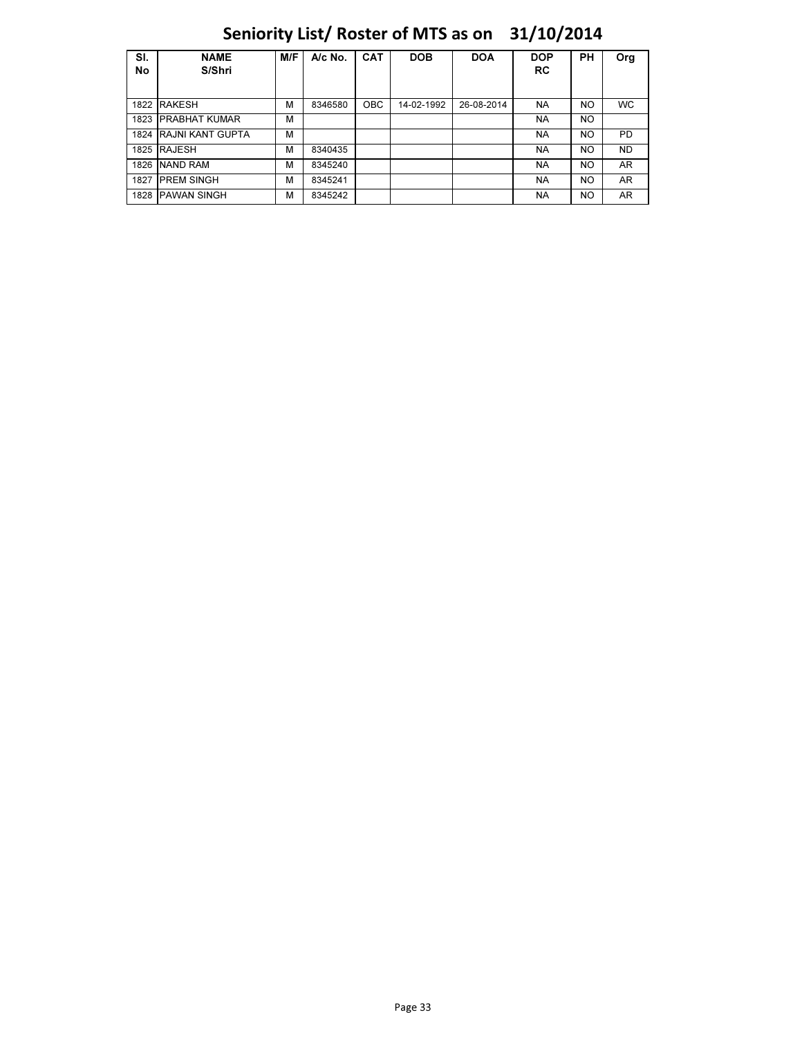# Seniority List/ Roster of MTS as on 31/10/2014

| Sl. No | NAME S/Shri | M/F | A/c No. | CAT | DOB | DOA | DOP RC | PH | Org |
|---|---|---|---|---|---|---|---|---|---|
| 1822 | RAKESH | M | 8346580 | OBC | 14-02-1992 | 26-08-2014 | NA | NO | WC |
| 1823 | PRABHAT KUMAR | M | | | | | NA | NO | |
| 1824 | RAJNI KANT GUPTA | M | | | | | NA | NO | PD |
| 1825 | RAJESH | M | 8340435 | | | | NA | NO | ND |
| 1826 | NAND RAM | M | 8345240 | | | | NA | NO | AR |
| 1827 | PREM SINGH | M | 8345241 | | | | NA | NO | AR |
| 1828 | PAWAN SINGH | M | 8345242 | | | | NA | NO | AR |